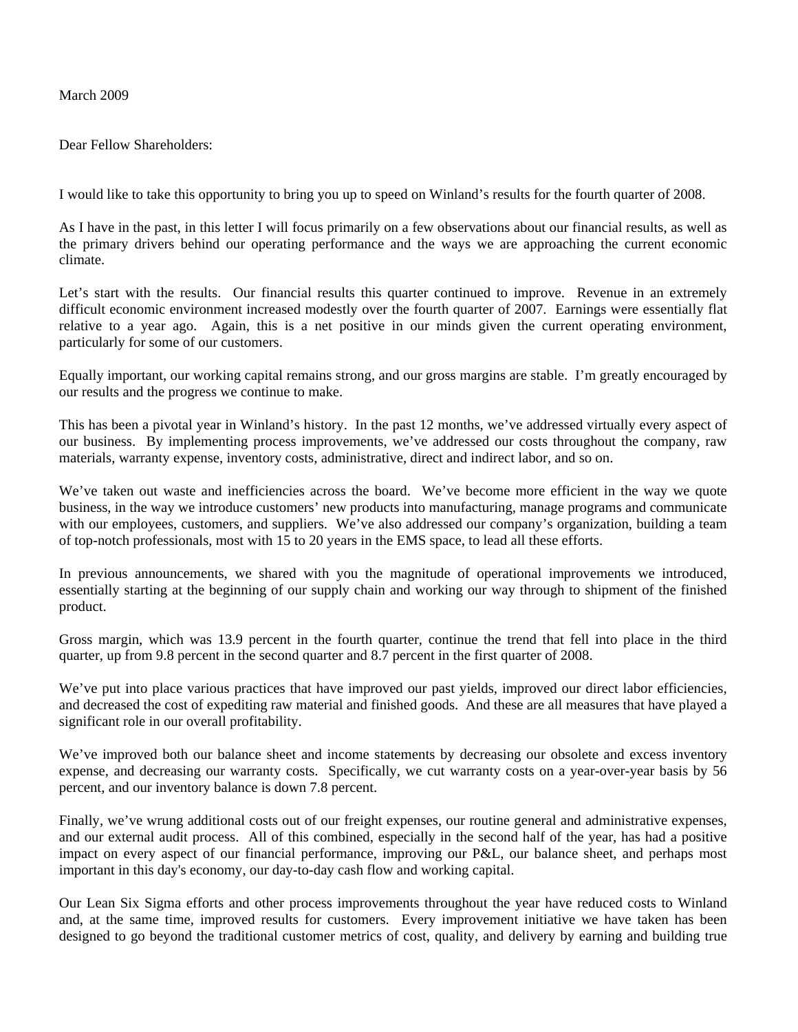March 2009

Dear Fellow Shareholders:

I would like to take this opportunity to bring you up to speed on Winland's results for the fourth quarter of 2008.

As I have in the past, in this letter I will focus primarily on a few observations about our financial results, as well as the primary drivers behind our operating performance and the ways we are approaching the current economic climate.

Let's start with the results. Our financial results this quarter continued to improve. Revenue in an extremely difficult economic environment increased modestly over the fourth quarter of 2007. Earnings were essentially flat relative to a year ago. Again, this is a net positive in our minds given the current operating environment, particularly for some of our customers.

Equally important, our working capital remains strong, and our gross margins are stable. I'm greatly encouraged by our results and the progress we continue to make.

This has been a pivotal year in Winland's history. In the past 12 months, we've addressed virtually every aspect of our business. By implementing process improvements, we've addressed our costs throughout the company, raw materials, warranty expense, inventory costs, administrative, direct and indirect labor, and so on.

We've taken out waste and inefficiencies across the board. We've become more efficient in the way we quote business, in the way we introduce customers' new products into manufacturing, manage programs and communicate with our employees, customers, and suppliers. We've also addressed our company's organization, building a team of top-notch professionals, most with 15 to 20 years in the EMS space, to lead all these efforts.

In previous announcements, we shared with you the magnitude of operational improvements we introduced, essentially starting at the beginning of our supply chain and working our way through to shipment of the finished product.

Gross margin, which was 13.9 percent in the fourth quarter, continue the trend that fell into place in the third quarter, up from 9.8 percent in the second quarter and 8.7 percent in the first quarter of 2008.

We've put into place various practices that have improved our past yields, improved our direct labor efficiencies, and decreased the cost of expediting raw material and finished goods. And these are all measures that have played a significant role in our overall profitability.

We've improved both our balance sheet and income statements by decreasing our obsolete and excess inventory expense, and decreasing our warranty costs. Specifically, we cut warranty costs on a year-over-year basis by 56 percent, and our inventory balance is down 7.8 percent.

Finally, we've wrung additional costs out of our freight expenses, our routine general and administrative expenses, and our external audit process. All of this combined, especially in the second half of the year, has had a positive impact on every aspect of our financial performance, improving our P&L, our balance sheet, and perhaps most important in this day's economy, our day-to-day cash flow and working capital.

Our Lean Six Sigma efforts and other process improvements throughout the year have reduced costs to Winland and, at the same time, improved results for customers. Every improvement initiative we have taken has been designed to go beyond the traditional customer metrics of cost, quality, and delivery by earning and building true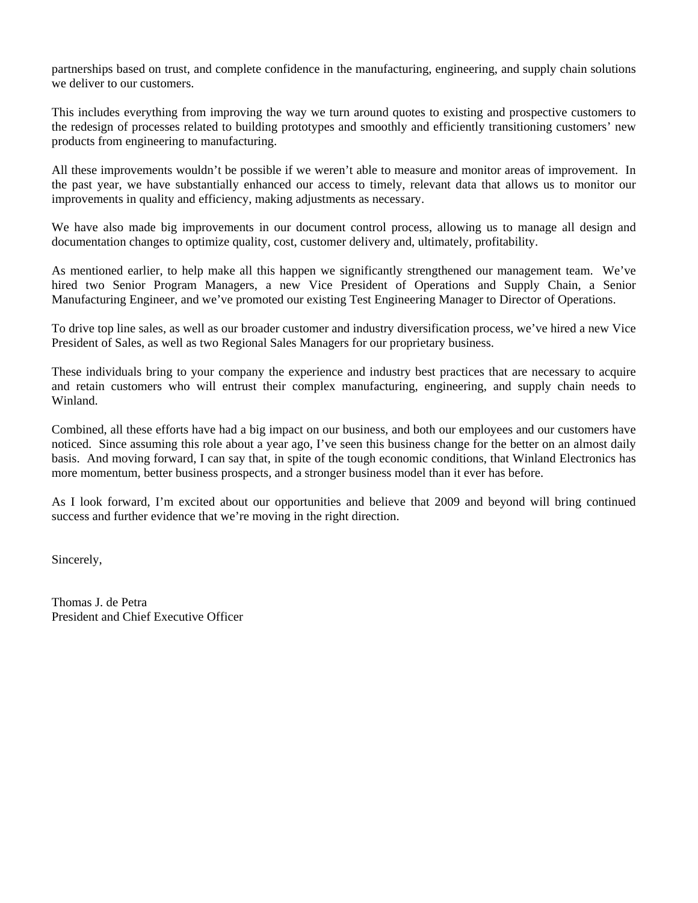partnerships based on trust, and complete confidence in the manufacturing, engineering, and supply chain solutions we deliver to our customers.

This includes everything from improving the way we turn around quotes to existing and prospective customers to the redesign of processes related to building prototypes and smoothly and efficiently transitioning customers' new products from engineering to manufacturing.

All these improvements wouldn't be possible if we weren't able to measure and monitor areas of improvement. In the past year, we have substantially enhanced our access to timely, relevant data that allows us to monitor our improvements in quality and efficiency, making adjustments as necessary.

We have also made big improvements in our document control process, allowing us to manage all design and documentation changes to optimize quality, cost, customer delivery and, ultimately, profitability.

As mentioned earlier, to help make all this happen we significantly strengthened our management team. We've hired two Senior Program Managers, a new Vice President of Operations and Supply Chain, a Senior Manufacturing Engineer, and we've promoted our existing Test Engineering Manager to Director of Operations.

To drive top line sales, as well as our broader customer and industry diversification process, we've hired a new Vice President of Sales, as well as two Regional Sales Managers for our proprietary business.

These individuals bring to your company the experience and industry best practices that are necessary to acquire and retain customers who will entrust their complex manufacturing, engineering, and supply chain needs to Winland.

Combined, all these efforts have had a big impact on our business, and both our employees and our customers have noticed. Since assuming this role about a year ago, I've seen this business change for the better on an almost daily basis. And moving forward, I can say that, in spite of the tough economic conditions, that Winland Electronics has more momentum, better business prospects, and a stronger business model than it ever has before.

As I look forward, I'm excited about our opportunities and believe that 2009 and beyond will bring continued success and further evidence that we're moving in the right direction.

Sincerely,

Thomas J. de Petra
President and Chief Executive Officer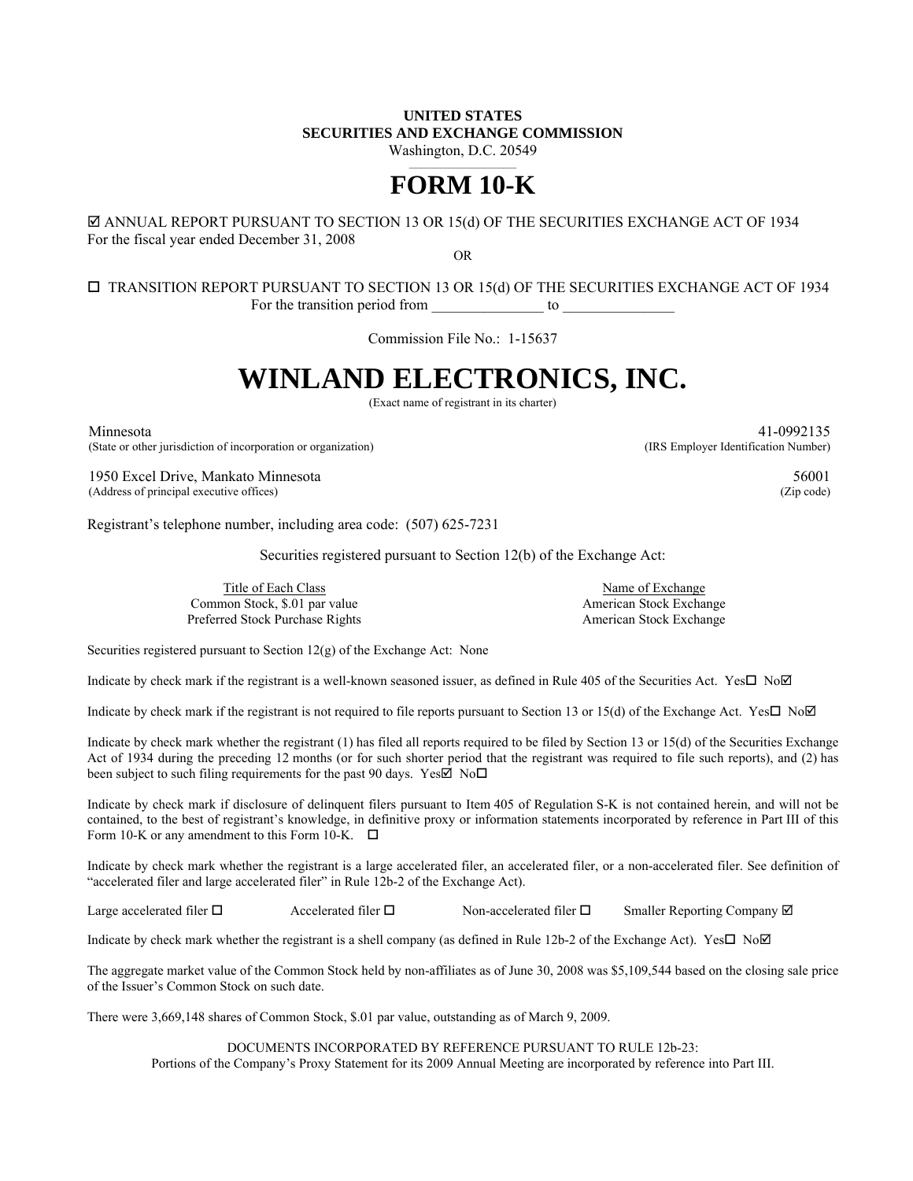**UNITED STATES**
**SECURITIES AND EXCHANGE COMMISSION**
Washington, D.C. 20549

# FORM 10-K

☑ ANNUAL REPORT PURSUANT TO SECTION 13 OR 15(d) OF THE SECURITIES EXCHANGE ACT OF 1934
For the fiscal year ended December 31, 2008

OR

☐ TRANSITION REPORT PURSUANT TO SECTION 13 OR 15(d) OF THE SECURITIES EXCHANGE ACT OF 1934
For the transition period from _______________ to _______________

Commission File No.: 1-15637

# WINLAND ELECTRONICS, INC.

(Exact name of registrant in its charter)

| | |
|---|---|
| Minnesota<br>(State or other jurisdiction of incorporation or organization) | 41-0992135<br>(IRS Employer Identification Number) |
| 1950 Excel Drive, Mankato Minnesota<br>(Address of principal executive offices) | 56001<br>(Zip code) |

Registrant's telephone number, including area code: (507) 625-7231

Securities registered pursuant to Section 12(b) of the Exchange Act:

| Title of Each Class | Name of Exchange |
|---|---|
| Common Stock, $.01 par value | American Stock Exchange |
| Preferred Stock Purchase Rights | American Stock Exchange |

Securities registered pursuant to Section 12(g) of the Exchange Act: None

Indicate by check mark if the registrant is a well-known seasoned issuer, as defined in Rule 405 of the Securities Act. Yes☐ No☑

Indicate by check mark if the registrant is not required to file reports pursuant to Section 13 or 15(d) of the Exchange Act. Yes☐ No☑

Indicate by check mark whether the registrant (1) has filed all reports required to be filed by Section 13 or 15(d) of the Securities Exchange Act of 1934 during the preceding 12 months (or for such shorter period that the registrant was required to file such reports), and (2) has been subject to such filing requirements for the past 90 days. Yes☑ No☐

Indicate by check mark if disclosure of delinquent filers pursuant to Item 405 of Regulation S-K is not contained herein, and will not be contained, to the best of registrant's knowledge, in definitive proxy or information statements incorporated by reference in Part III of this Form 10-K or any amendment to this Form 10-K. ☐

Indicate by check mark whether the registrant is a large accelerated filer, an accelerated filer, or a non-accelerated filer. See definition of "accelerated filer and large accelerated filer" in Rule 12b-2 of the Exchange Act).

Large accelerated filer ☐ Accelerated filer ☐ Non-accelerated filer ☐ Smaller Reporting Company ☑

Indicate by check mark whether the registrant is a shell company (as defined in Rule 12b-2 of the Exchange Act). Yes☐ No☑

The aggregate market value of the Common Stock held by non-affiliates as of June 30, 2008 was $5,109,544 based on the closing sale price of the Issuer's Common Stock on such date.

There were 3,669,148 shares of Common Stock, $.01 par value, outstanding as of March 9, 2009.

DOCUMENTS INCORPORATED BY REFERENCE PURSUANT TO RULE 12b-23:
Portions of the Company's Proxy Statement for its 2009 Annual Meeting are incorporated by reference into Part III.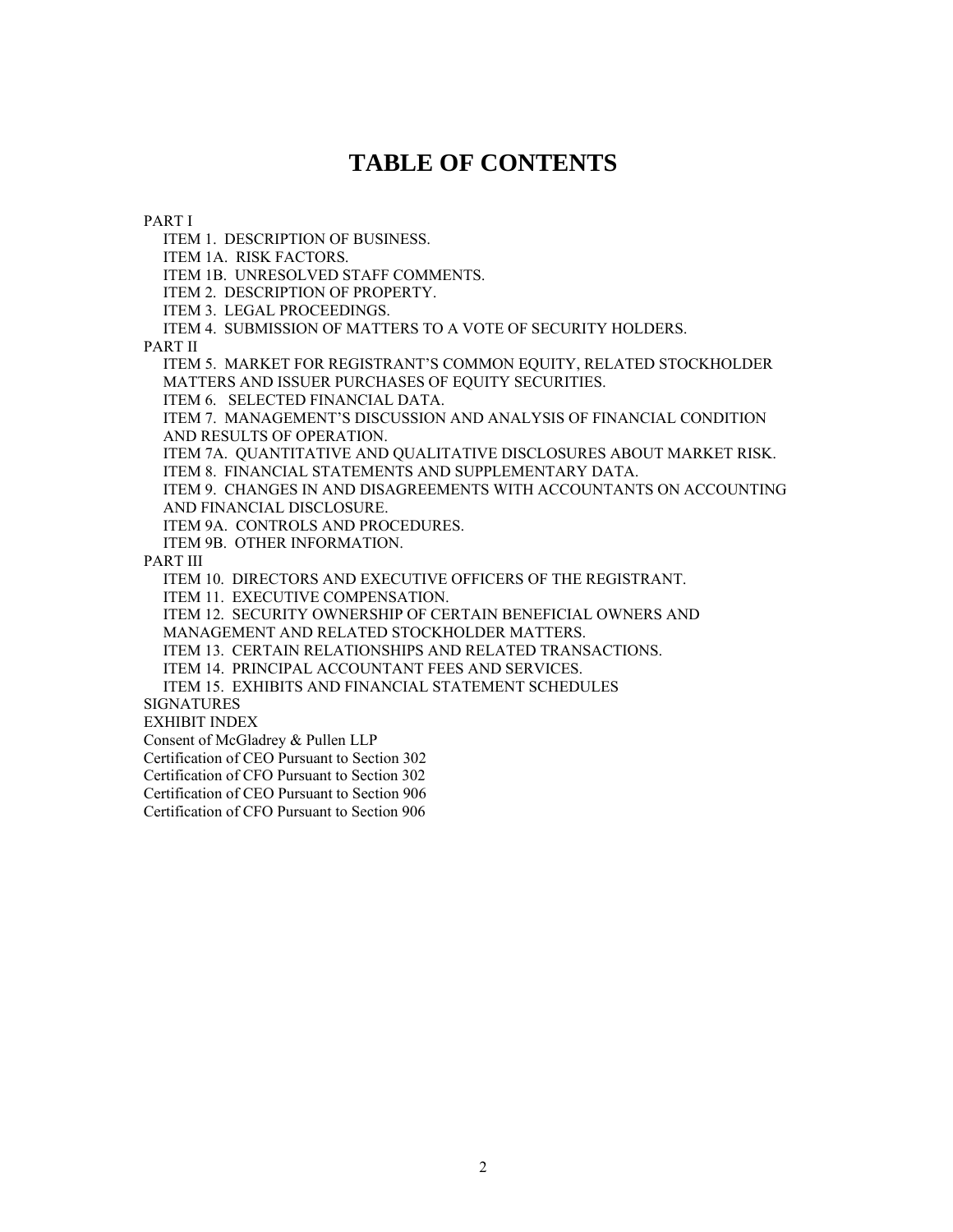# TABLE OF CONTENTS

PART I

- ITEM 1. DESCRIPTION OF BUSINESS.
- ITEM 1A. RISK FACTORS.
- ITEM 1B. UNRESOLVED STAFF COMMENTS.
- ITEM 2. DESCRIPTION OF PROPERTY.
- ITEM 3. LEGAL PROCEEDINGS.
- ITEM 4. SUBMISSION OF MATTERS TO A VOTE OF SECURITY HOLDERS.

PART II

- ITEM 5. MARKET FOR REGISTRANT'S COMMON EQUITY, RELATED STOCKHOLDER MATTERS AND ISSUER PURCHASES OF EQUITY SECURITIES.
- ITEM 6. SELECTED FINANCIAL DATA.
- ITEM 7. MANAGEMENT'S DISCUSSION AND ANALYSIS OF FINANCIAL CONDITION AND RESULTS OF OPERATION.
- ITEM 7A. QUANTITATIVE AND QUALITATIVE DISCLOSURES ABOUT MARKET RISK.
- ITEM 8. FINANCIAL STATEMENTS AND SUPPLEMENTARY DATA.
- ITEM 9. CHANGES IN AND DISAGREEMENTS WITH ACCOUNTANTS ON ACCOUNTING AND FINANCIAL DISCLOSURE.
- ITEM 9A. CONTROLS AND PROCEDURES.
- ITEM 9B. OTHER INFORMATION.

PART III

- ITEM 10. DIRECTORS AND EXECUTIVE OFFICERS OF THE REGISTRANT.
- ITEM 11. EXECUTIVE COMPENSATION.
- ITEM 12. SECURITY OWNERSHIP OF CERTAIN BENEFICIAL OWNERS AND MANAGEMENT AND RELATED STOCKHOLDER MATTERS.
- ITEM 13. CERTAIN RELATIONSHIPS AND RELATED TRANSACTIONS.
- ITEM 14. PRINCIPAL ACCOUNTANT FEES AND SERVICES.
- ITEM 15. EXHIBITS AND FINANCIAL STATEMENT SCHEDULES

SIGNATURES

EXHIBIT INDEX

Consent of McGladrey & Pullen LLP

Certification of CEO Pursuant to Section 302

Certification of CFO Pursuant to Section 302

Certification of CEO Pursuant to Section 906

Certification of CFO Pursuant to Section 906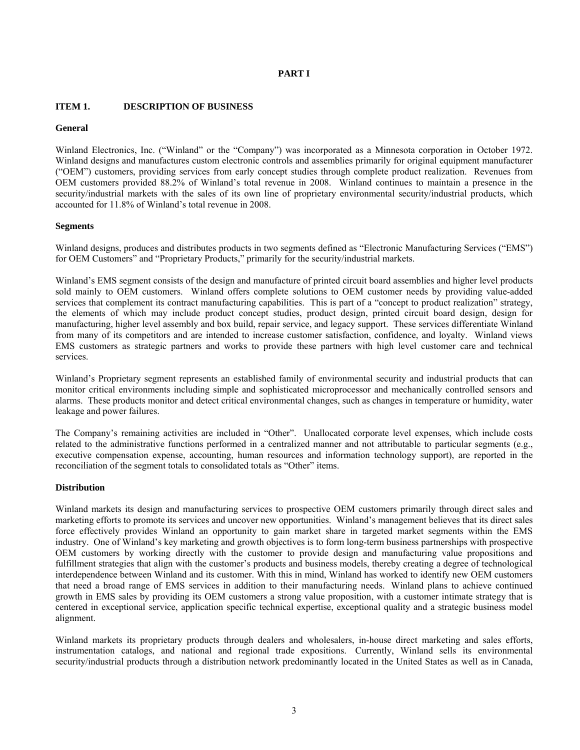# PART I

## ITEM 1. DESCRIPTION OF BUSINESS

### General

Winland Electronics, Inc. ("Winland" or the "Company") was incorporated as a Minnesota corporation in October 1972. Winland designs and manufactures custom electronic controls and assemblies primarily for original equipment manufacturer ("OEM") customers, providing services from early concept studies through complete product realization. Revenues from OEM customers provided 88.2% of Winland's total revenue in 2008. Winland continues to maintain a presence in the security/industrial markets with the sales of its own line of proprietary environmental security/industrial products, which accounted for 11.8% of Winland's total revenue in 2008.

### Segments

Winland designs, produces and distributes products in two segments defined as "Electronic Manufacturing Services ("EMS") for OEM Customers" and "Proprietary Products," primarily for the security/industrial markets.

Winland's EMS segment consists of the design and manufacture of printed circuit board assemblies and higher level products sold mainly to OEM customers. Winland offers complete solutions to OEM customer needs by providing value-added services that complement its contract manufacturing capabilities. This is part of a "concept to product realization" strategy, the elements of which may include product concept studies, product design, printed circuit board design, design for manufacturing, higher level assembly and box build, repair service, and legacy support. These services differentiate Winland from many of its competitors and are intended to increase customer satisfaction, confidence, and loyalty. Winland views EMS customers as strategic partners and works to provide these partners with high level customer care and technical services.

Winland's Proprietary segment represents an established family of environmental security and industrial products that can monitor critical environments including simple and sophisticated microprocessor and mechanically controlled sensors and alarms. These products monitor and detect critical environmental changes, such as changes in temperature or humidity, water leakage and power failures.

The Company's remaining activities are included in "Other". Unallocated corporate level expenses, which include costs related to the administrative functions performed in a centralized manner and not attributable to particular segments (e.g., executive compensation expense, accounting, human resources and information technology support), are reported in the reconciliation of the segment totals to consolidated totals as "Other" items.

### Distribution

Winland markets its design and manufacturing services to prospective OEM customers primarily through direct sales and marketing efforts to promote its services and uncover new opportunities. Winland's management believes that its direct sales force effectively provides Winland an opportunity to gain market share in targeted market segments within the EMS industry. One of Winland's key marketing and growth objectives is to form long-term business partnerships with prospective OEM customers by working directly with the customer to provide design and manufacturing value propositions and fulfillment strategies that align with the customer's products and business models, thereby creating a degree of technological interdependence between Winland and its customer. With this in mind, Winland has worked to identify new OEM customers that need a broad range of EMS services in addition to their manufacturing needs. Winland plans to achieve continued growth in EMS sales by providing its OEM customers a strong value proposition, with a customer intimate strategy that is centered in exceptional service, application specific technical expertise, exceptional quality and a strategic business model alignment.

Winland markets its proprietary products through dealers and wholesalers, in-house direct marketing and sales efforts, instrumentation catalogs, and national and regional trade expositions. Currently, Winland sells its environmental security/industrial products through a distribution network predominantly located in the United States as well as in Canada,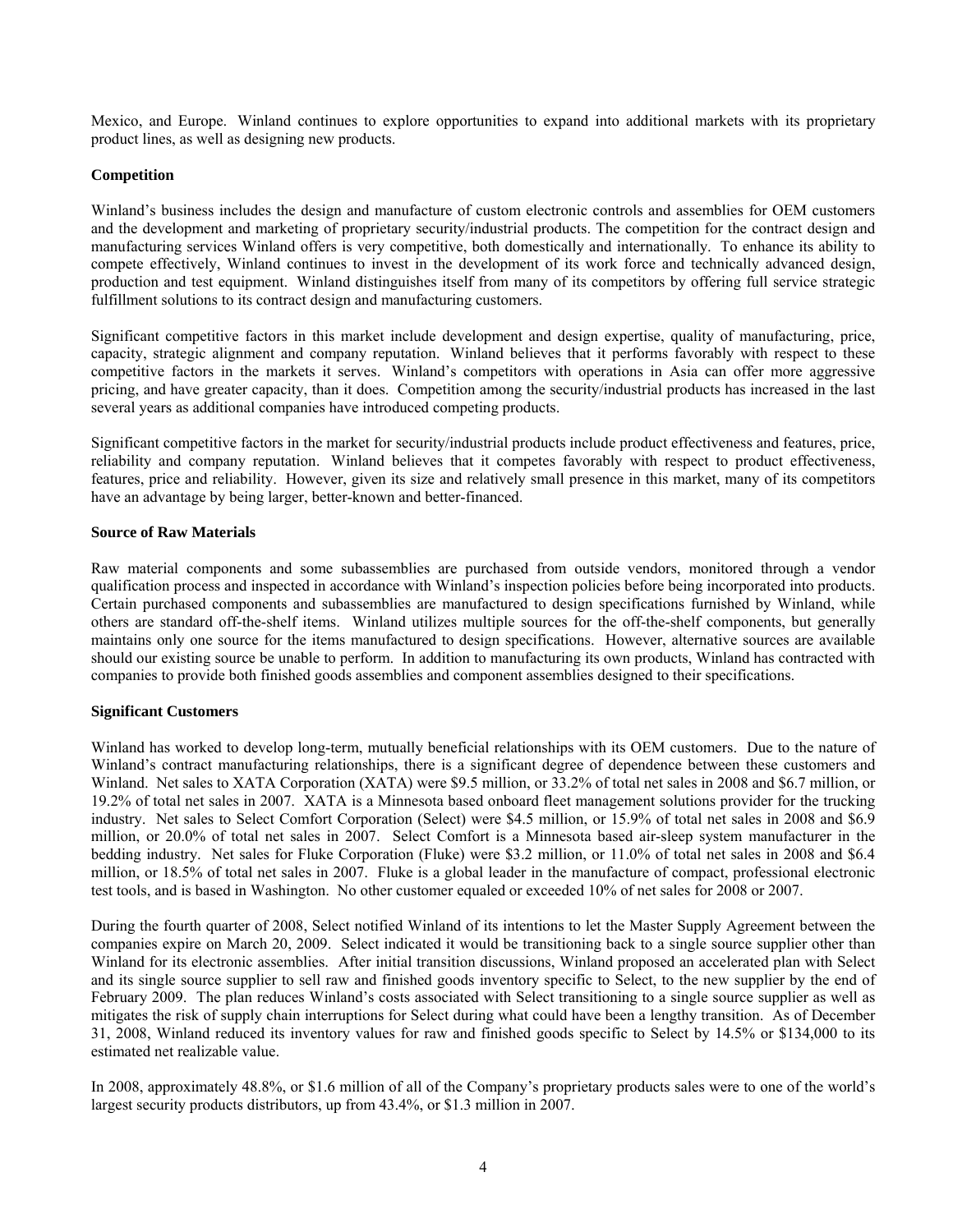Mexico, and Europe. Winland continues to explore opportunities to expand into additional markets with its proprietary product lines, as well as designing new products.

**Competition**

Winland's business includes the design and manufacture of custom electronic controls and assemblies for OEM customers and the development and marketing of proprietary security/industrial products. The competition for the contract design and manufacturing services Winland offers is very competitive, both domestically and internationally. To enhance its ability to compete effectively, Winland continues to invest in the development of its work force and technically advanced design, production and test equipment. Winland distinguishes itself from many of its competitors by offering full service strategic fulfillment solutions to its contract design and manufacturing customers.

Significant competitive factors in this market include development and design expertise, quality of manufacturing, price, capacity, strategic alignment and company reputation. Winland believes that it performs favorably with respect to these competitive factors in the markets it serves. Winland's competitors with operations in Asia can offer more aggressive pricing, and have greater capacity, than it does. Competition among the security/industrial products has increased in the last several years as additional companies have introduced competing products.

Significant competitive factors in the market for security/industrial products include product effectiveness and features, price, reliability and company reputation. Winland believes that it competes favorably with respect to product effectiveness, features, price and reliability. However, given its size and relatively small presence in this market, many of its competitors have an advantage by being larger, better-known and better-financed.

**Source of Raw Materials**

Raw material components and some subassemblies are purchased from outside vendors, monitored through a vendor qualification process and inspected in accordance with Winland's inspection policies before being incorporated into products. Certain purchased components and subassemblies are manufactured to design specifications furnished by Winland, while others are standard off-the-shelf items. Winland utilizes multiple sources for the off-the-shelf components, but generally maintains only one source for the items manufactured to design specifications. However, alternative sources are available should our existing source be unable to perform. In addition to manufacturing its own products, Winland has contracted with companies to provide both finished goods assemblies and component assemblies designed to their specifications.

**Significant Customers**

Winland has worked to develop long-term, mutually beneficial relationships with its OEM customers. Due to the nature of Winland's contract manufacturing relationships, there is a significant degree of dependence between these customers and Winland. Net sales to XATA Corporation (XATA) were $9.5 million, or 33.2% of total net sales in 2008 and $6.7 million, or 19.2% of total net sales in 2007. XATA is a Minnesota based onboard fleet management solutions provider for the trucking industry. Net sales to Select Comfort Corporation (Select) were $4.5 million, or 15.9% of total net sales in 2008 and $6.9 million, or 20.0% of total net sales in 2007. Select Comfort is a Minnesota based air-sleep system manufacturer in the bedding industry. Net sales for Fluke Corporation (Fluke) were $3.2 million, or 11.0% of total net sales in 2008 and $6.4 million, or 18.5% of total net sales in 2007. Fluke is a global leader in the manufacture of compact, professional electronic test tools, and is based in Washington. No other customer equaled or exceeded 10% of net sales for 2008 or 2007.

During the fourth quarter of 2008, Select notified Winland of its intentions to let the Master Supply Agreement between the companies expire on March 20, 2009. Select indicated it would be transitioning back to a single source supplier other than Winland for its electronic assemblies. After initial transition discussions, Winland proposed an accelerated plan with Select and its single source supplier to sell raw and finished goods inventory specific to Select, to the new supplier by the end of February 2009. The plan reduces Winland's costs associated with Select transitioning to a single source supplier as well as mitigates the risk of supply chain interruptions for Select during what could have been a lengthy transition. As of December 31, 2008, Winland reduced its inventory values for raw and finished goods specific to Select by 14.5% or $134,000 to its estimated net realizable value.

In 2008, approximately 48.8%, or $1.6 million of all of the Company's proprietary products sales were to one of the world's largest security products distributors, up from 43.4%, or $1.3 million in 2007.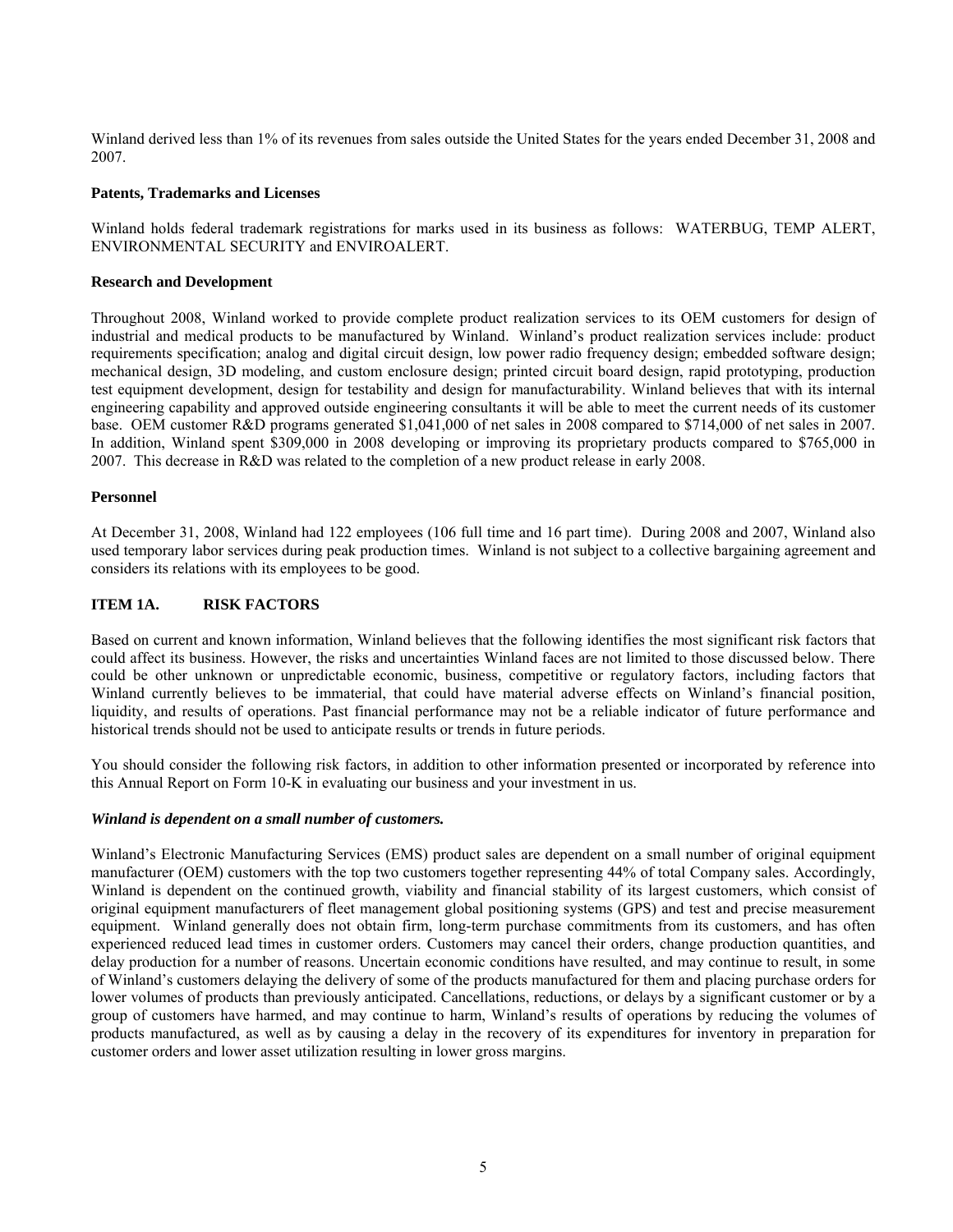Winland derived less than 1% of its revenues from sales outside the United States for the years ended December 31, 2008 and 2007.

**Patents, Trademarks and Licenses**

Winland holds federal trademark registrations for marks used in its business as follows: WATERBUG, TEMP ALERT, ENVIRONMENTAL SECURITY and ENVIROALERT.

**Research and Development**

Throughout 2008, Winland worked to provide complete product realization services to its OEM customers for design of industrial and medical products to be manufactured by Winland. Winland's product realization services include: product requirements specification; analog and digital circuit design, low power radio frequency design; embedded software design; mechanical design, 3D modeling, and custom enclosure design; printed circuit board design, rapid prototyping, production test equipment development, design for testability and design for manufacturability. Winland believes that with its internal engineering capability and approved outside engineering consultants it will be able to meet the current needs of its customer base. OEM customer R&D programs generated $1,041,000 of net sales in 2008 compared to $714,000 of net sales in 2007. In addition, Winland spent $309,000 in 2008 developing or improving its proprietary products compared to $765,000 in 2007. This decrease in R&D was related to the completion of a new product release in early 2008.

**Personnel**

At December 31, 2008, Winland had 122 employees (106 full time and 16 part time). During 2008 and 2007, Winland also used temporary labor services during peak production times. Winland is not subject to a collective bargaining agreement and considers its relations with its employees to be good.

## ITEM 1A. RISK FACTORS

Based on current and known information, Winland believes that the following identifies the most significant risk factors that could affect its business. However, the risks and uncertainties Winland faces are not limited to those discussed below. There could be other unknown or unpredictable economic, business, competitive or regulatory factors, including factors that Winland currently believes to be immaterial, that could have material adverse effects on Winland's financial position, liquidity, and results of operations. Past financial performance may not be a reliable indicator of future performance and historical trends should not be used to anticipate results or trends in future periods.

You should consider the following risk factors, in addition to other information presented or incorporated by reference into this Annual Report on Form 10-K in evaluating our business and your investment in us.

***Winland is dependent on a small number of customers.***

Winland's Electronic Manufacturing Services (EMS) product sales are dependent on a small number of original equipment manufacturer (OEM) customers with the top two customers together representing 44% of total Company sales. Accordingly, Winland is dependent on the continued growth, viability and financial stability of its largest customers, which consist of original equipment manufacturers of fleet management global positioning systems (GPS) and test and precise measurement equipment. Winland generally does not obtain firm, long-term purchase commitments from its customers, and has often experienced reduced lead times in customer orders. Customers may cancel their orders, change production quantities, and delay production for a number of reasons. Uncertain economic conditions have resulted, and may continue to result, in some of Winland's customers delaying the delivery of some of the products manufactured for them and placing purchase orders for lower volumes of products than previously anticipated. Cancellations, reductions, or delays by a significant customer or by a group of customers have harmed, and may continue to harm, Winland's results of operations by reducing the volumes of products manufactured, as well as by causing a delay in the recovery of its expenditures for inventory in preparation for customer orders and lower asset utilization resulting in lower gross margins.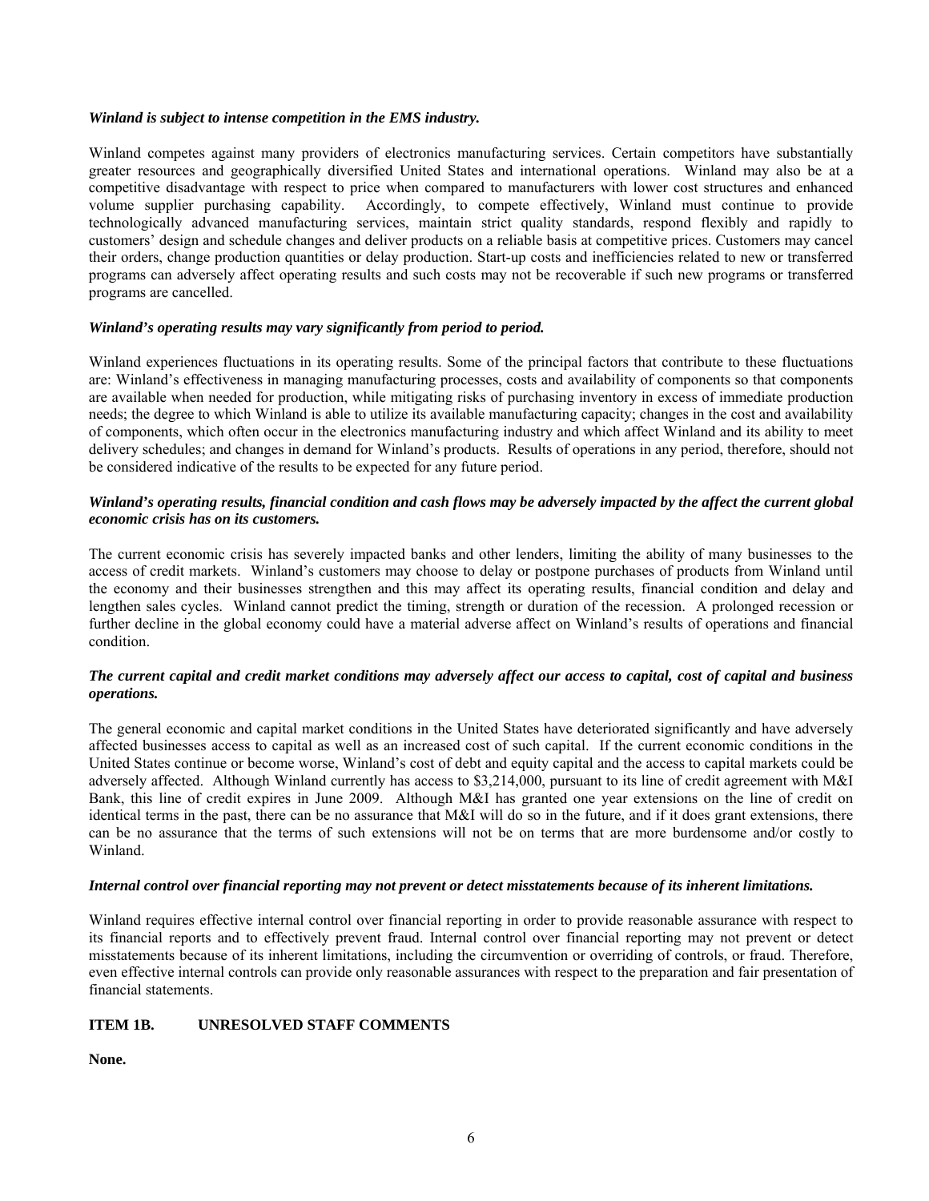***Winland is subject to intense competition in the EMS industry.***

Winland competes against many providers of electronics manufacturing services. Certain competitors have substantially greater resources and geographically diversified United States and international operations. Winland may also be at a competitive disadvantage with respect to price when compared to manufacturers with lower cost structures and enhanced volume supplier purchasing capability. Accordingly, to compete effectively, Winland must continue to provide technologically advanced manufacturing services, maintain strict quality standards, respond flexibly and rapidly to customers' design and schedule changes and deliver products on a reliable basis at competitive prices. Customers may cancel their orders, change production quantities or delay production. Start-up costs and inefficiencies related to new or transferred programs can adversely affect operating results and such costs may not be recoverable if such new programs or transferred programs are cancelled.

***Winland's operating results may vary significantly from period to period.***

Winland experiences fluctuations in its operating results. Some of the principal factors that contribute to these fluctuations are: Winland's effectiveness in managing manufacturing processes, costs and availability of components so that components are available when needed for production, while mitigating risks of purchasing inventory in excess of immediate production needs; the degree to which Winland is able to utilize its available manufacturing capacity; changes in the cost and availability of components, which often occur in the electronics manufacturing industry and which affect Winland and its ability to meet delivery schedules; and changes in demand for Winland's products. Results of operations in any period, therefore, should not be considered indicative of the results to be expected for any future period.

***Winland's operating results, financial condition and cash flows may be adversely impacted by the affect the current global economic crisis has on its customers.***

The current economic crisis has severely impacted banks and other lenders, limiting the ability of many businesses to the access of credit markets. Winland's customers may choose to delay or postpone purchases of products from Winland until the economy and their businesses strengthen and this may affect its operating results, financial condition and delay and lengthen sales cycles. Winland cannot predict the timing, strength or duration of the recession. A prolonged recession or further decline in the global economy could have a material adverse affect on Winland's results of operations and financial condition.

***The current capital and credit market conditions may adversely affect our access to capital, cost of capital and business operations.***

The general economic and capital market conditions in the United States have deteriorated significantly and have adversely affected businesses access to capital as well as an increased cost of such capital. If the current economic conditions in the United States continue or become worse, Winland's cost of debt and equity capital and the access to capital markets could be adversely affected. Although Winland currently has access to $3,214,000, pursuant to its line of credit agreement with M&I Bank, this line of credit expires in June 2009. Although M&I has granted one year extensions on the line of credit on identical terms in the past, there can be no assurance that M&I will do so in the future, and if it does grant extensions, there can be no assurance that the terms of such extensions will not be on terms that are more burdensome and/or costly to Winland.

***Internal control over financial reporting may not prevent or detect misstatements because of its inherent limitations.***

Winland requires effective internal control over financial reporting in order to provide reasonable assurance with respect to its financial reports and to effectively prevent fraud. Internal control over financial reporting may not prevent or detect misstatements because of its inherent limitations, including the circumvention or overriding of controls, or fraud. Therefore, even effective internal controls can provide only reasonable assurances with respect to the preparation and fair presentation of financial statements.

## ITEM 1B. UNRESOLVED STAFF COMMENTS

**None.**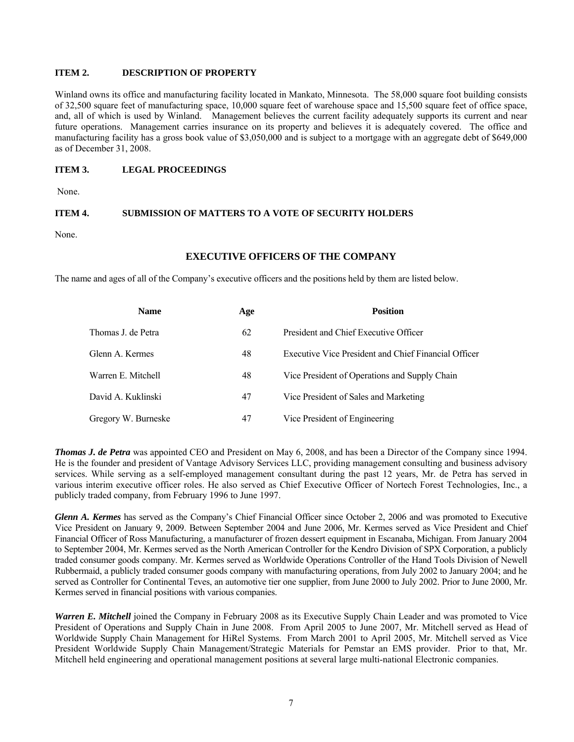## ITEM 2. DESCRIPTION OF PROPERTY

Winland owns its office and manufacturing facility located in Mankato, Minnesota. The 58,000 square foot building consists of 32,500 square feet of manufacturing space, 10,000 square feet of warehouse space and 15,500 square feet of office space, and, all of which is used by Winland. Management believes the current facility adequately supports its current and near future operations. Management carries insurance on its property and believes it is adequately covered. The office and manufacturing facility has a gross book value of $3,050,000 and is subject to a mortgage with an aggregate debt of $649,000 as of December 31, 2008.

## ITEM 3. LEGAL PROCEEDINGS

None.

## ITEM 4. SUBMISSION OF MATTERS TO A VOTE OF SECURITY HOLDERS

None.

## EXECUTIVE OFFICERS OF THE COMPANY

The name and ages of all of the Company's executive officers and the positions held by them are listed below.

| Name | Age | Position |
|---|---|---|
| Thomas J. de Petra | 62 | President and Chief Executive Officer |
| Glenn A. Kermes | 48 | Executive Vice President and Chief Financial Officer |
| Warren E. Mitchell | 48 | Vice President of Operations and Supply Chain |
| David A. Kuklinski | 47 | Vice President of Sales and Marketing |
| Gregory W. Burneske | 47 | Vice President of Engineering |

***Thomas J. de Petra*** was appointed CEO and President on May 6, 2008, and has been a Director of the Company since 1994. He is the founder and president of Vantage Advisory Services LLC, providing management consulting and business advisory services. While serving as a self-employed management consultant during the past 12 years, Mr. de Petra has served in various interim executive officer roles. He also served as Chief Executive Officer of Nortech Forest Technologies, Inc., a publicly traded company, from February 1996 to June 1997.

***Glenn A. Kermes*** has served as the Company's Chief Financial Officer since October 2, 2006 and was promoted to Executive Vice President on January 9, 2009. Between September 2004 and June 2006, Mr. Kermes served as Vice President and Chief Financial Officer of Ross Manufacturing, a manufacturer of frozen dessert equipment in Escanaba, Michigan. From January 2004 to September 2004, Mr. Kermes served as the North American Controller for the Kendro Division of SPX Corporation, a publicly traded consumer goods company. Mr. Kermes served as Worldwide Operations Controller of the Hand Tools Division of Newell Rubbermaid, a publicly traded consumer goods company with manufacturing operations, from July 2002 to January 2004; and he served as Controller for Continental Teves, an automotive tier one supplier, from June 2000 to July 2002. Prior to June 2000, Mr. Kermes served in financial positions with various companies.

***Warren E. Mitchell*** joined the Company in February 2008 as its Executive Supply Chain Leader and was promoted to Vice President of Operations and Supply Chain in June 2008. From April 2005 to June 2007, Mr. Mitchell served as Head of Worldwide Supply Chain Management for HiRel Systems. From March 2001 to April 2005, Mr. Mitchell served as Vice President Worldwide Supply Chain Management/Strategic Materials for Pemstar an EMS provider. Prior to that, Mr. Mitchell held engineering and operational management positions at several large multi-national Electronic companies.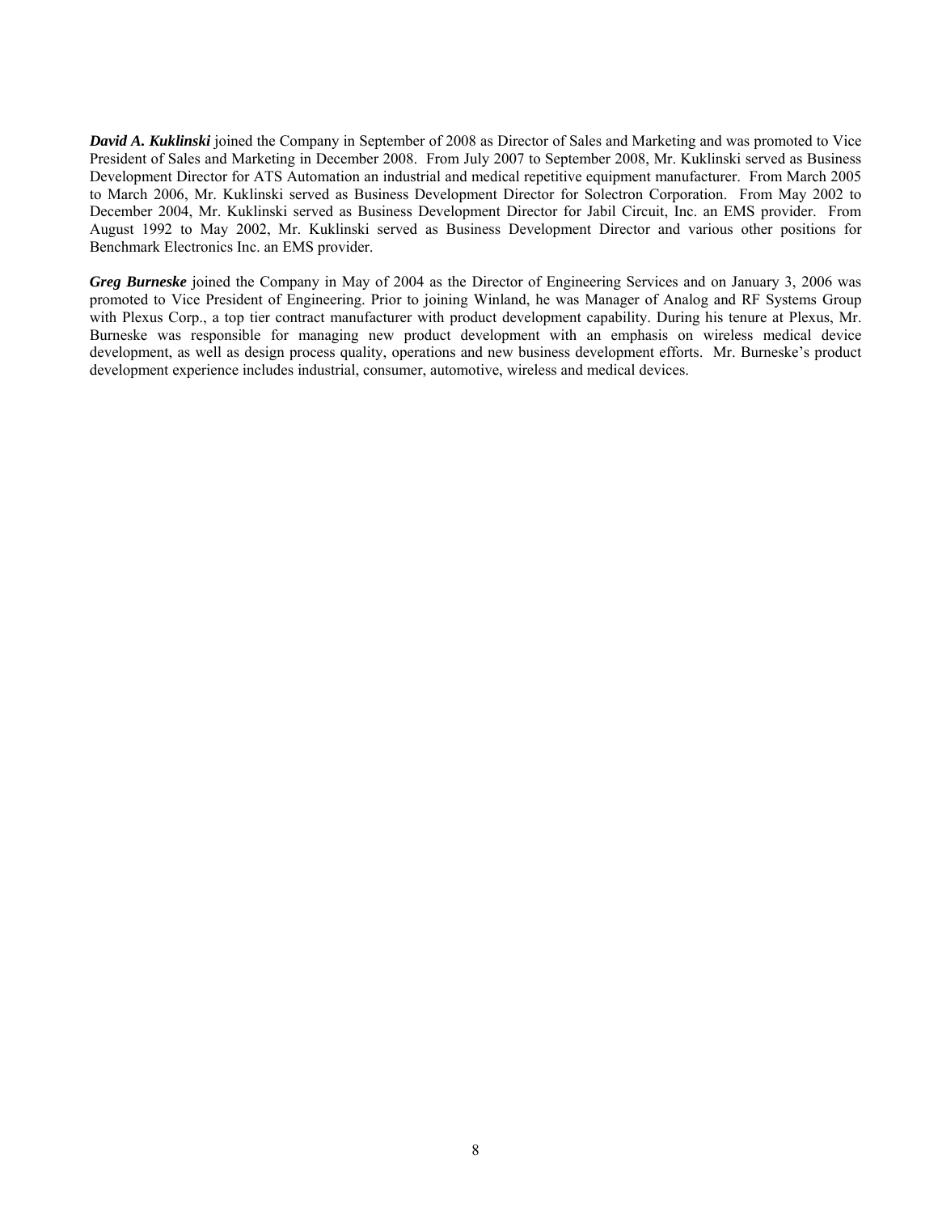***David A. Kuklinski*** joined the Company in September of 2008 as Director of Sales and Marketing and was promoted to Vice President of Sales and Marketing in December 2008. From July 2007 to September 2008, Mr. Kuklinski served as Business Development Director for ATS Automation an industrial and medical repetitive equipment manufacturer. From March 2005 to March 2006, Mr. Kuklinski served as Business Development Director for Solectron Corporation. From May 2002 to December 2004, Mr. Kuklinski served as Business Development Director for Jabil Circuit, Inc. an EMS provider. From August 1992 to May 2002, Mr. Kuklinski served as Business Development Director and various other positions for Benchmark Electronics Inc. an EMS provider.

***Greg Burneske*** joined the Company in May of 2004 as the Director of Engineering Services and on January 3, 2006 was promoted to Vice President of Engineering. Prior to joining Winland, he was Manager of Analog and RF Systems Group with Plexus Corp., a top tier contract manufacturer with product development capability. During his tenure at Plexus, Mr. Burneske was responsible for managing new product development with an emphasis on wireless medical device development, as well as design process quality, operations and new business development efforts. Mr. Burneske's product development experience includes industrial, consumer, automotive, wireless and medical devices.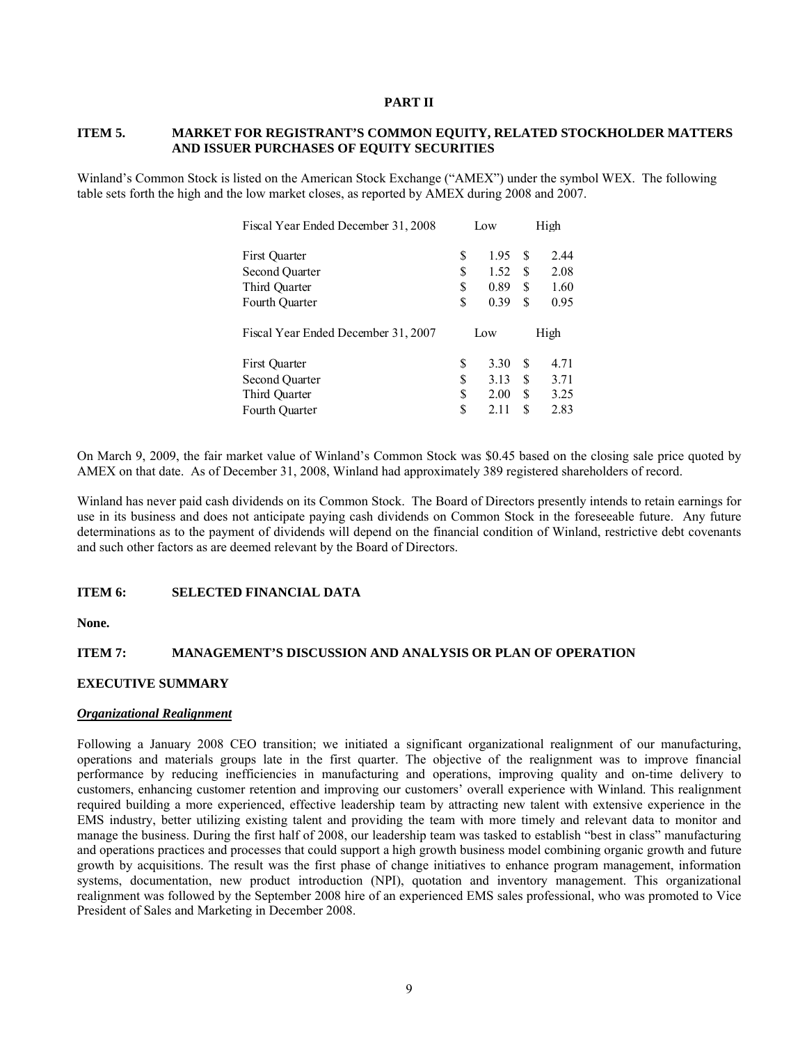# PART II

## ITEM 5. MARKET FOR REGISTRANT'S COMMON EQUITY, RELATED STOCKHOLDER MATTERS AND ISSUER PURCHASES OF EQUITY SECURITIES

Winland's Common Stock is listed on the American Stock Exchange ("AMEX") under the symbol WEX. The following table sets forth the high and the low market closes, as reported by AMEX during 2008 and 2007.

| Fiscal Year Ended December 31, 2008 | Low | High |
|---|---|---|
| First Quarter | $ 1.95 | $ 2.44 |
| Second Quarter | $ 1.52 | $ 2.08 |
| Third Quarter | $ 0.89 | $ 1.60 |
| Fourth Quarter | $ 0.39 | $ 0.95 |
| **Fiscal Year Ended December 31, 2007** | **Low** | **High** |
| First Quarter | $ 3.30 | $ 4.71 |
| Second Quarter | $ 3.13 | $ 3.71 |
| Third Quarter | $ 2.00 | $ 3.25 |
| Fourth Quarter | $ 2.11 | $ 2.83 |

On March 9, 2009, the fair market value of Winland's Common Stock was $0.45 based on the closing sale price quoted by AMEX on that date. As of December 31, 2008, Winland had approximately 389 registered shareholders of record.

Winland has never paid cash dividends on its Common Stock. The Board of Directors presently intends to retain earnings for use in its business and does not anticipate paying cash dividends on Common Stock in the foreseeable future. Any future determinations as to the payment of dividends will depend on the financial condition of Winland, restrictive debt covenants and such other factors as are deemed relevant by the Board of Directors.

## ITEM 6: SELECTED FINANCIAL DATA

**None.**

## ITEM 7: MANAGEMENT'S DISCUSSION AND ANALYSIS OR PLAN OF OPERATION

### EXECUTIVE SUMMARY

***Organizational Realignment***

Following a January 2008 CEO transition; we initiated a significant organizational realignment of our manufacturing, operations and materials groups late in the first quarter. The objective of the realignment was to improve financial performance by reducing inefficiencies in manufacturing and operations, improving quality and on-time delivery to customers, enhancing customer retention and improving our customers' overall experience with Winland. This realignment required building a more experienced, effective leadership team by attracting new talent with extensive experience in the EMS industry, better utilizing existing talent and providing the team with more timely and relevant data to monitor and manage the business. During the first half of 2008, our leadership team was tasked to establish "best in class" manufacturing and operations practices and processes that could support a high growth business model combining organic growth and future growth by acquisitions. The result was the first phase of change initiatives to enhance program management, information systems, documentation, new product introduction (NPI), quotation and inventory management. This organizational realignment was followed by the September 2008 hire of an experienced EMS sales professional, who was promoted to Vice President of Sales and Marketing in December 2008.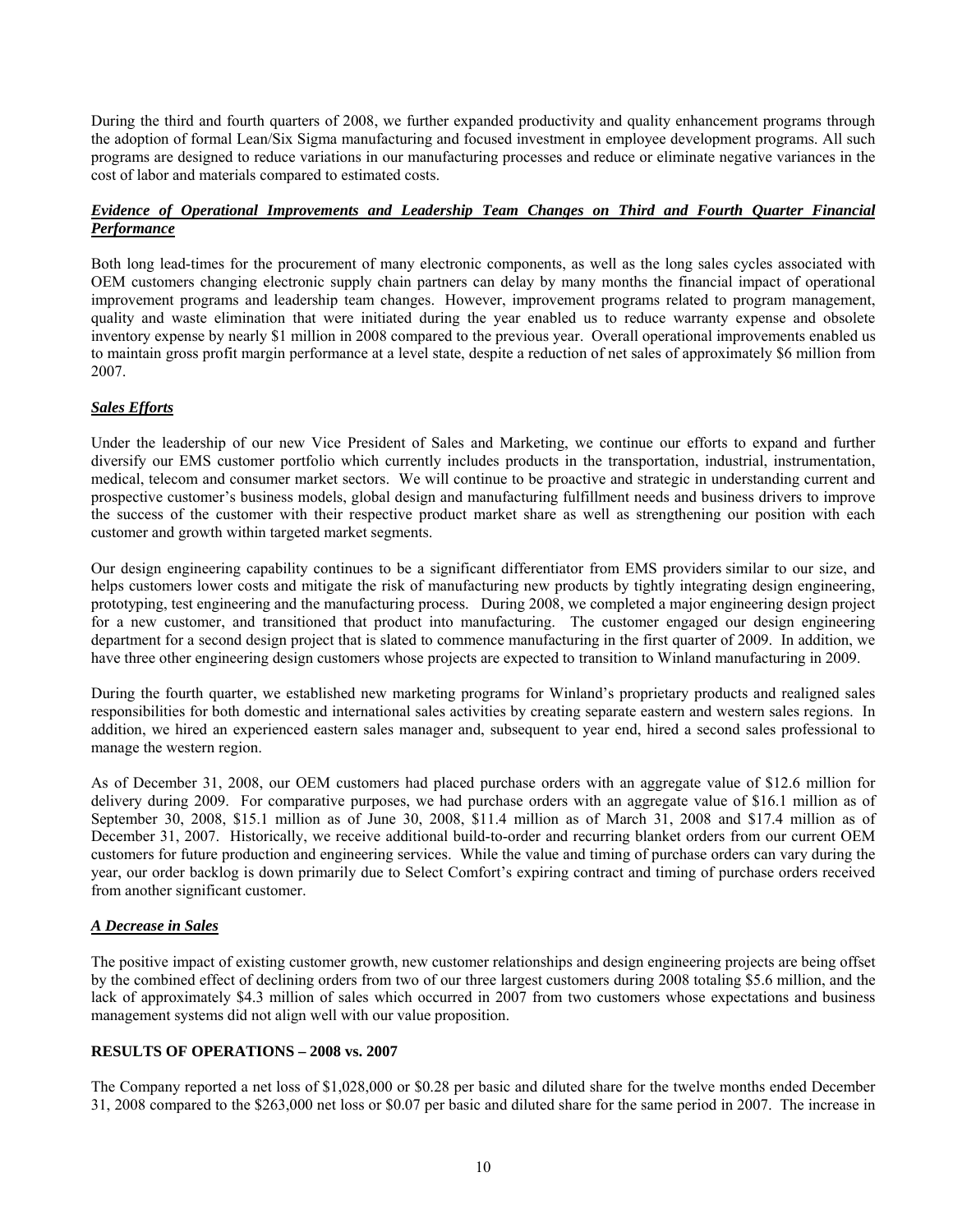During the third and fourth quarters of 2008, we further expanded productivity and quality enhancement programs through the adoption of formal Lean/Six Sigma manufacturing and focused investment in employee development programs. All such programs are designed to reduce variations in our manufacturing processes and reduce or eliminate negative variances in the cost of labor and materials compared to estimated costs.

***Evidence of Operational Improvements and Leadership Team Changes on Third and Fourth Quarter Financial Performance***

Both long lead-times for the procurement of many electronic components, as well as the long sales cycles associated with OEM customers changing electronic supply chain partners can delay by many months the financial impact of operational improvement programs and leadership team changes. However, improvement programs related to program management, quality and waste elimination that were initiated during the year enabled us to reduce warranty expense and obsolete inventory expense by nearly $1 million in 2008 compared to the previous year. Overall operational improvements enabled us to maintain gross profit margin performance at a level state, despite a reduction of net sales of approximately $6 million from 2007.

***Sales Efforts***

Under the leadership of our new Vice President of Sales and Marketing, we continue our efforts to expand and further diversify our EMS customer portfolio which currently includes products in the transportation, industrial, instrumentation, medical, telecom and consumer market sectors. We will continue to be proactive and strategic in understanding current and prospective customer's business models, global design and manufacturing fulfillment needs and business drivers to improve the success of the customer with their respective product market share as well as strengthening our position with each customer and growth within targeted market segments.

Our design engineering capability continues to be a significant differentiator from EMS providers similar to our size, and helps customers lower costs and mitigate the risk of manufacturing new products by tightly integrating design engineering, prototyping, test engineering and the manufacturing process. During 2008, we completed a major engineering design project for a new customer, and transitioned that product into manufacturing. The customer engaged our design engineering department for a second design project that is slated to commence manufacturing in the first quarter of 2009. In addition, we have three other engineering design customers whose projects are expected to transition to Winland manufacturing in 2009.

During the fourth quarter, we established new marketing programs for Winland's proprietary products and realigned sales responsibilities for both domestic and international sales activities by creating separate eastern and western sales regions. In addition, we hired an experienced eastern sales manager and, subsequent to year end, hired a second sales professional to manage the western region.

As of December 31, 2008, our OEM customers had placed purchase orders with an aggregate value of $12.6 million for delivery during 2009. For comparative purposes, we had purchase orders with an aggregate value of $16.1 million as of September 30, 2008, $15.1 million as of June 30, 2008, $11.4 million as of March 31, 2008 and $17.4 million as of December 31, 2007. Historically, we receive additional build-to-order and recurring blanket orders from our current OEM customers for future production and engineering services. While the value and timing of purchase orders can vary during the year, our order backlog is down primarily due to Select Comfort's expiring contract and timing of purchase orders received from another significant customer.

***A Decrease in Sales***

The positive impact of existing customer growth, new customer relationships and design engineering projects are being offset by the combined effect of declining orders from two of our three largest customers during 2008 totaling $5.6 million, and the lack of approximately $4.3 million of sales which occurred in 2007 from two customers whose expectations and business management systems did not align well with our value proposition.

**RESULTS OF OPERATIONS – 2008 vs. 2007**

The Company reported a net loss of $1,028,000 or $0.28 per basic and diluted share for the twelve months ended December 31, 2008 compared to the $263,000 net loss or $0.07 per basic and diluted share for the same period in 2007. The increase in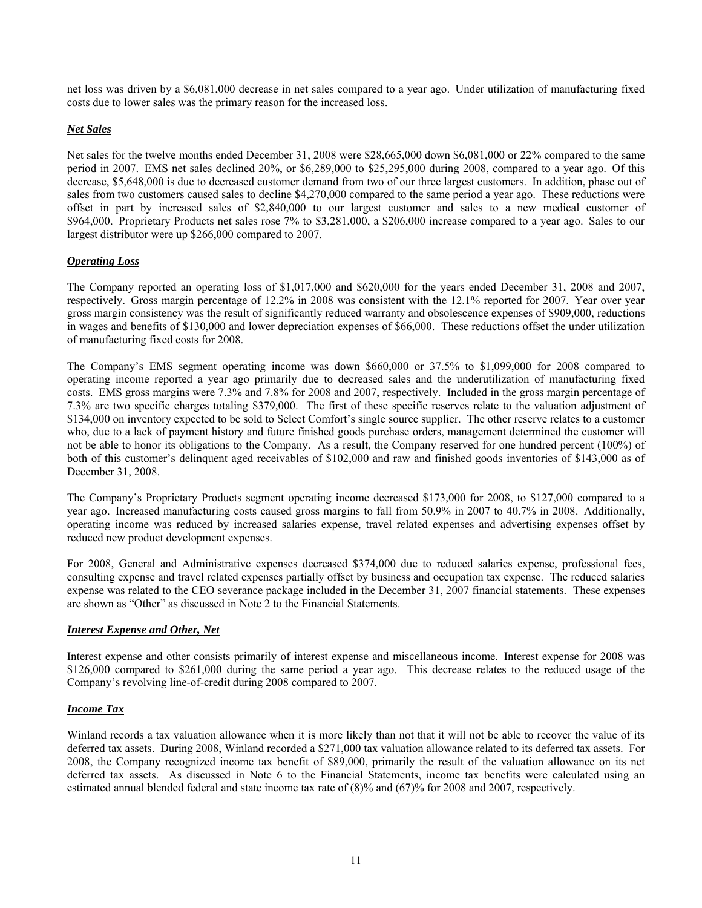net loss was driven by a $6,081,000 decrease in net sales compared to a year ago. Under utilization of manufacturing fixed costs due to lower sales was the primary reason for the increased loss.

***Net Sales***

Net sales for the twelve months ended December 31, 2008 were $28,665,000 down $6,081,000 or 22% compared to the same period in 2007. EMS net sales declined 20%, or $6,289,000 to $25,295,000 during 2008, compared to a year ago. Of this decrease, $5,648,000 is due to decreased customer demand from two of our three largest customers. In addition, phase out of sales from two customers caused sales to decline $4,270,000 compared to the same period a year ago. These reductions were offset in part by increased sales of $2,840,000 to our largest customer and sales to a new medical customer of $964,000. Proprietary Products net sales rose 7% to $3,281,000, a $206,000 increase compared to a year ago. Sales to our largest distributor were up $266,000 compared to 2007.

***Operating Loss***

The Company reported an operating loss of $1,017,000 and $620,000 for the years ended December 31, 2008 and 2007, respectively. Gross margin percentage of 12.2% in 2008 was consistent with the 12.1% reported for 2007. Year over year gross margin consistency was the result of significantly reduced warranty and obsolescence expenses of $909,000, reductions in wages and benefits of $130,000 and lower depreciation expenses of $66,000. These reductions offset the under utilization of manufacturing fixed costs for 2008.

The Company's EMS segment operating income was down $660,000 or 37.5% to $1,099,000 for 2008 compared to operating income reported a year ago primarily due to decreased sales and the underutilization of manufacturing fixed costs. EMS gross margins were 7.3% and 7.8% for 2008 and 2007, respectively. Included in the gross margin percentage of 7.3% are two specific charges totaling $379,000. The first of these specific reserves relate to the valuation adjustment of $134,000 on inventory expected to be sold to Select Comfort's single source supplier. The other reserve relates to a customer who, due to a lack of payment history and future finished goods purchase orders, management determined the customer will not be able to honor its obligations to the Company. As a result, the Company reserved for one hundred percent (100%) of both of this customer's delinquent aged receivables of $102,000 and raw and finished goods inventories of $143,000 as of December 31, 2008.

The Company's Proprietary Products segment operating income decreased $173,000 for 2008, to $127,000 compared to a year ago. Increased manufacturing costs caused gross margins to fall from 50.9% in 2007 to 40.7% in 2008. Additionally, operating income was reduced by increased salaries expense, travel related expenses and advertising expenses offset by reduced new product development expenses.

For 2008, General and Administrative expenses decreased $374,000 due to reduced salaries expense, professional fees, consulting expense and travel related expenses partially offset by business and occupation tax expense. The reduced salaries expense was related to the CEO severance package included in the December 31, 2007 financial statements. These expenses are shown as "Other" as discussed in Note 2 to the Financial Statements.

***Interest Expense and Other, Net***

Interest expense and other consists primarily of interest expense and miscellaneous income. Interest expense for 2008 was $126,000 compared to $261,000 during the same period a year ago. This decrease relates to the reduced usage of the Company's revolving line-of-credit during 2008 compared to 2007.

***Income Tax***

Winland records a tax valuation allowance when it is more likely than not that it will not be able to recover the value of its deferred tax assets. During 2008, Winland recorded a $271,000 tax valuation allowance related to its deferred tax assets. For 2008, the Company recognized income tax benefit of $89,000, primarily the result of the valuation allowance on its net deferred tax assets. As discussed in Note 6 to the Financial Statements, income tax benefits were calculated using an estimated annual blended federal and state income tax rate of (8)% and (67)% for 2008 and 2007, respectively.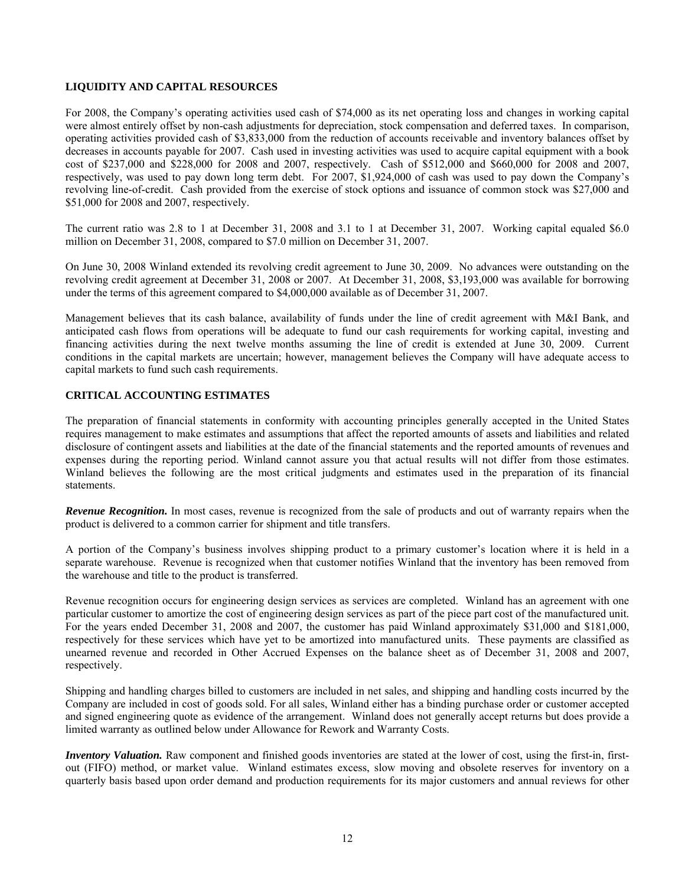## LIQUIDITY AND CAPITAL RESOURCES

For 2008, the Company's operating activities used cash of $74,000 as its net operating loss and changes in working capital were almost entirely offset by non-cash adjustments for depreciation, stock compensation and deferred taxes. In comparison, operating activities provided cash of $3,833,000 from the reduction of accounts receivable and inventory balances offset by decreases in accounts payable for 2007. Cash used in investing activities was used to acquire capital equipment with a book cost of $237,000 and $228,000 for 2008 and 2007, respectively. Cash of $512,000 and $660,000 for 2008 and 2007, respectively, was used to pay down long term debt. For 2007, $1,924,000 of cash was used to pay down the Company's revolving line-of-credit. Cash provided from the exercise of stock options and issuance of common stock was $27,000 and $51,000 for 2008 and 2007, respectively.

The current ratio was 2.8 to 1 at December 31, 2008 and 3.1 to 1 at December 31, 2007. Working capital equaled $6.0 million on December 31, 2008, compared to $7.0 million on December 31, 2007.

On June 30, 2008 Winland extended its revolving credit agreement to June 30, 2009. No advances were outstanding on the revolving credit agreement at December 31, 2008 or 2007. At December 31, 2008, $3,193,000 was available for borrowing under the terms of this agreement compared to $4,000,000 available as of December 31, 2007.

Management believes that its cash balance, availability of funds under the line of credit agreement with M&I Bank, and anticipated cash flows from operations will be adequate to fund our cash requirements for working capital, investing and financing activities during the next twelve months assuming the line of credit is extended at June 30, 2009. Current conditions in the capital markets are uncertain; however, management believes the Company will have adequate access to capital markets to fund such cash requirements.

## CRITICAL ACCOUNTING ESTIMATES

The preparation of financial statements in conformity with accounting principles generally accepted in the United States requires management to make estimates and assumptions that affect the reported amounts of assets and liabilities and related disclosure of contingent assets and liabilities at the date of the financial statements and the reported amounts of revenues and expenses during the reporting period. Winland cannot assure you that actual results will not differ from those estimates. Winland believes the following are the most critical judgments and estimates used in the preparation of its financial statements.

***Revenue Recognition.*** In most cases, revenue is recognized from the sale of products and out of warranty repairs when the product is delivered to a common carrier for shipment and title transfers.

A portion of the Company's business involves shipping product to a primary customer's location where it is held in a separate warehouse. Revenue is recognized when that customer notifies Winland that the inventory has been removed from the warehouse and title to the product is transferred.

Revenue recognition occurs for engineering design services as services are completed. Winland has an agreement with one particular customer to amortize the cost of engineering design services as part of the piece part cost of the manufactured unit. For the years ended December 31, 2008 and 2007, the customer has paid Winland approximately $31,000 and $181,000, respectively for these services which have yet to be amortized into manufactured units. These payments are classified as unearned revenue and recorded in Other Accrued Expenses on the balance sheet as of December 31, 2008 and 2007, respectively.

Shipping and handling charges billed to customers are included in net sales, and shipping and handling costs incurred by the Company are included in cost of goods sold. For all sales, Winland either has a binding purchase order or customer accepted and signed engineering quote as evidence of the arrangement. Winland does not generally accept returns but does provide a limited warranty as outlined below under Allowance for Rework and Warranty Costs.

***Inventory Valuation.*** Raw component and finished goods inventories are stated at the lower of cost, using the first-in, first-out (FIFO) method, or market value. Winland estimates excess, slow moving and obsolete reserves for inventory on a quarterly basis based upon order demand and production requirements for its major customers and annual reviews for other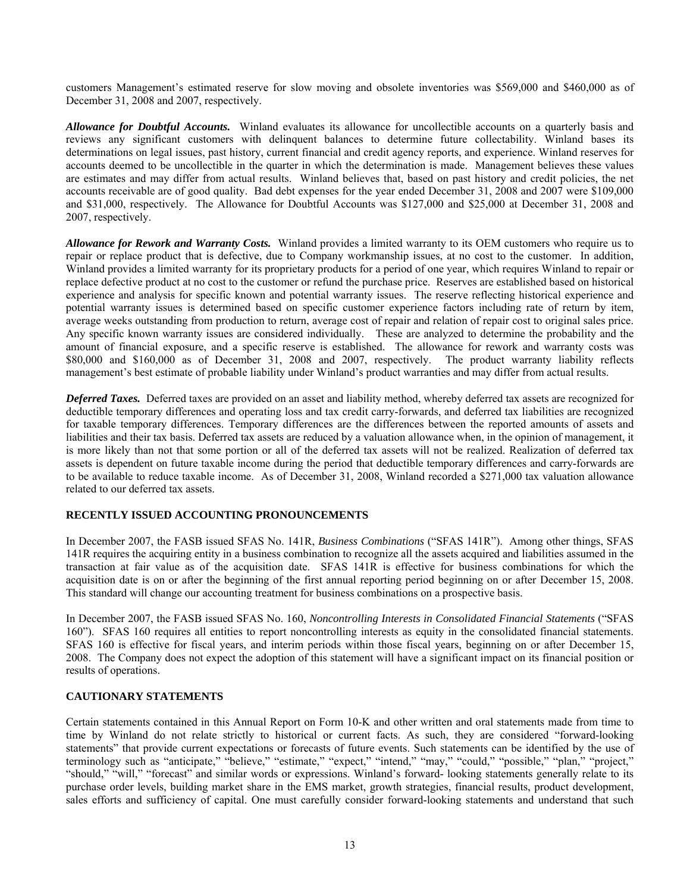customers Management's estimated reserve for slow moving and obsolete inventories was $569,000 and $460,000 as of December 31, 2008 and 2007, respectively.

***Allowance for Doubtful Accounts.*** Winland evaluates its allowance for uncollectible accounts on a quarterly basis and reviews any significant customers with delinquent balances to determine future collectability. Winland bases its determinations on legal issues, past history, current financial and credit agency reports, and experience. Winland reserves for accounts deemed to be uncollectible in the quarter in which the determination is made. Management believes these values are estimates and may differ from actual results. Winland believes that, based on past history and credit policies, the net accounts receivable are of good quality. Bad debt expenses for the year ended December 31, 2008 and 2007 were $109,000 and $31,000, respectively. The Allowance for Doubtful Accounts was $127,000 and $25,000 at December 31, 2008 and 2007, respectively.

***Allowance for Rework and Warranty Costs.*** Winland provides a limited warranty to its OEM customers who require us to repair or replace product that is defective, due to Company workmanship issues, at no cost to the customer. In addition, Winland provides a limited warranty for its proprietary products for a period of one year, which requires Winland to repair or replace defective product at no cost to the customer or refund the purchase price. Reserves are established based on historical experience and analysis for specific known and potential warranty issues. The reserve reflecting historical experience and potential warranty issues is determined based on specific customer experience factors including rate of return by item, average weeks outstanding from production to return, average cost of repair and relation of repair cost to original sales price. Any specific known warranty issues are considered individually. These are analyzed to determine the probability and the amount of financial exposure, and a specific reserve is established. The allowance for rework and warranty costs was $80,000 and $160,000 as of December 31, 2008 and 2007, respectively. The product warranty liability reflects management's best estimate of probable liability under Winland's product warranties and may differ from actual results.

***Deferred Taxes.*** Deferred taxes are provided on an asset and liability method, whereby deferred tax assets are recognized for deductible temporary differences and operating loss and tax credit carry-forwards, and deferred tax liabilities are recognized for taxable temporary differences. Temporary differences are the differences between the reported amounts of assets and liabilities and their tax basis. Deferred tax assets are reduced by a valuation allowance when, in the opinion of management, it is more likely than not that some portion or all of the deferred tax assets will not be realized. Realization of deferred tax assets is dependent on future taxable income during the period that deductible temporary differences and carry-forwards are to be available to reduce taxable income. As of December 31, 2008, Winland recorded a $271,000 tax valuation allowance related to our deferred tax assets.

## RECENTLY ISSUED ACCOUNTING PRONOUNCEMENTS

In December 2007, the FASB issued SFAS No. 141R, *Business Combinations* ("SFAS 141R"). Among other things, SFAS 141R requires the acquiring entity in a business combination to recognize all the assets acquired and liabilities assumed in the transaction at fair value as of the acquisition date. SFAS 141R is effective for business combinations for which the acquisition date is on or after the beginning of the first annual reporting period beginning on or after December 15, 2008. This standard will change our accounting treatment for business combinations on a prospective basis.

In December 2007, the FASB issued SFAS No. 160, *Noncontrolling Interests in Consolidated Financial Statements* ("SFAS 160"). SFAS 160 requires all entities to report noncontrolling interests as equity in the consolidated financial statements. SFAS 160 is effective for fiscal years, and interim periods within those fiscal years, beginning on or after December 15, 2008. The Company does not expect the adoption of this statement will have a significant impact on its financial position or results of operations.

## CAUTIONARY STATEMENTS

Certain statements contained in this Annual Report on Form 10-K and other written and oral statements made from time to time by Winland do not relate strictly to historical or current facts. As such, they are considered "forward-looking statements" that provide current expectations or forecasts of future events. Such statements can be identified by the use of terminology such as "anticipate," "believe," "estimate," "expect," "intend," "may," "could," "possible," "plan," "project," "should," "will," "forecast" and similar words or expressions. Winland's forward- looking statements generally relate to its purchase order levels, building market share in the EMS market, growth strategies, financial results, product development, sales efforts and sufficiency of capital. One must carefully consider forward-looking statements and understand that such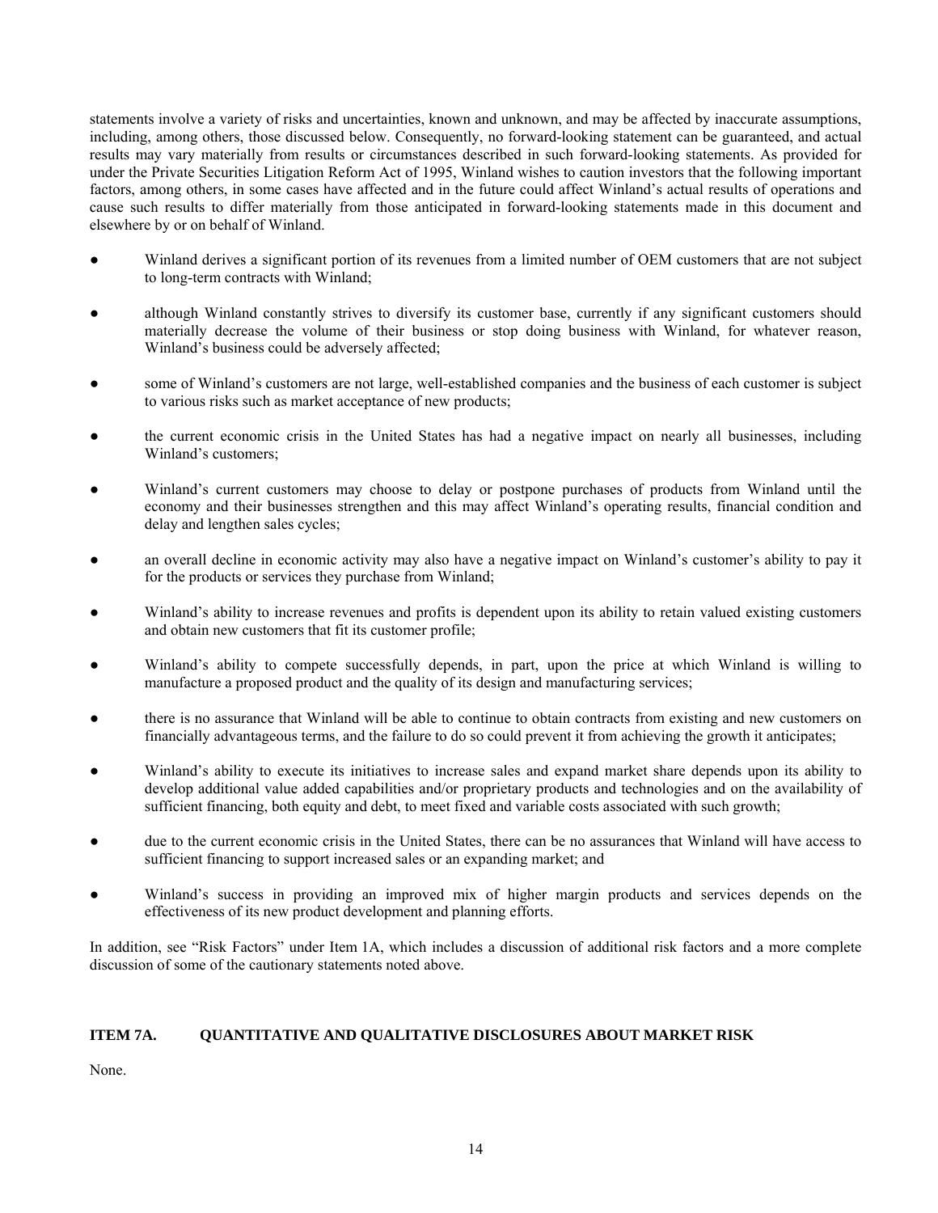statements involve a variety of risks and uncertainties, known and unknown, and may be affected by inaccurate assumptions, including, among others, those discussed below. Consequently, no forward-looking statement can be guaranteed, and actual results may vary materially from results or circumstances described in such forward-looking statements. As provided for under the Private Securities Litigation Reform Act of 1995, Winland wishes to caution investors that the following important factors, among others, in some cases have affected and in the future could affect Winland's actual results of operations and cause such results to differ materially from those anticipated in forward-looking statements made in this document and elsewhere by or on behalf of Winland.

- Winland derives a significant portion of its revenues from a limited number of OEM customers that are not subject to long-term contracts with Winland;
- although Winland constantly strives to diversify its customer base, currently if any significant customers should materially decrease the volume of their business or stop doing business with Winland, for whatever reason, Winland's business could be adversely affected;
- some of Winland's customers are not large, well-established companies and the business of each customer is subject to various risks such as market acceptance of new products;
- the current economic crisis in the United States has had a negative impact on nearly all businesses, including Winland's customers;
- Winland's current customers may choose to delay or postpone purchases of products from Winland until the economy and their businesses strengthen and this may affect Winland's operating results, financial condition and delay and lengthen sales cycles;
- an overall decline in economic activity may also have a negative impact on Winland's customer's ability to pay it for the products or services they purchase from Winland;
- Winland's ability to increase revenues and profits is dependent upon its ability to retain valued existing customers and obtain new customers that fit its customer profile;
- Winland's ability to compete successfully depends, in part, upon the price at which Winland is willing to manufacture a proposed product and the quality of its design and manufacturing services;
- there is no assurance that Winland will be able to continue to obtain contracts from existing and new customers on financially advantageous terms, and the failure to do so could prevent it from achieving the growth it anticipates;
- Winland's ability to execute its initiatives to increase sales and expand market share depends upon its ability to develop additional value added capabilities and/or proprietary products and technologies and on the availability of sufficient financing, both equity and debt, to meet fixed and variable costs associated with such growth;
- due to the current economic crisis in the United States, there can be no assurances that Winland will have access to sufficient financing to support increased sales or an expanding market; and
- Winland's success in providing an improved mix of higher margin products and services depends on the effectiveness of its new product development and planning efforts.

In addition, see "Risk Factors" under Item 1A, which includes a discussion of additional risk factors and a more complete discussion of some of the cautionary statements noted above.

## ITEM 7A. QUANTITATIVE AND QUALITATIVE DISCLOSURES ABOUT MARKET RISK

None.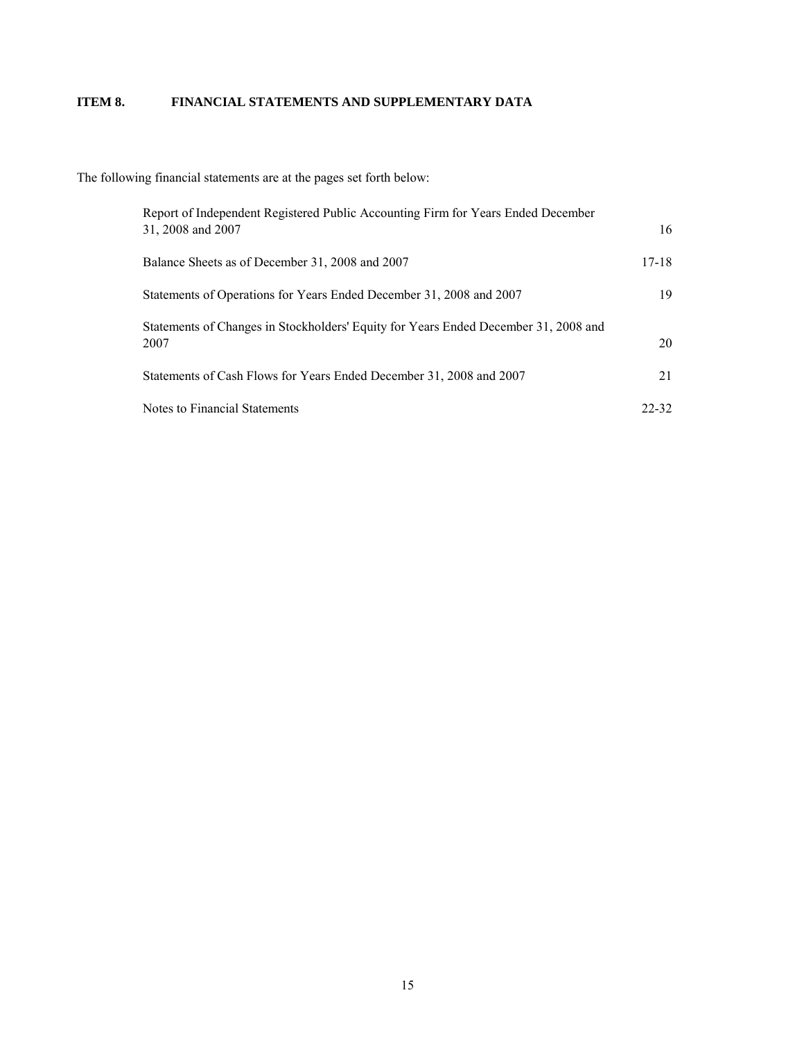## ITEM 8. FINANCIAL STATEMENTS AND SUPPLEMENTARY DATA

The following financial statements are at the pages set forth below:

| | |
|---|---|
| Report of Independent Registered Public Accounting Firm for Years Ended December 31, 2008 and 2007 | 16 |
| Balance Sheets as of December 31, 2008 and 2007 | 17-18 |
| Statements of Operations for Years Ended December 31, 2008 and 2007 | 19 |
| Statements of Changes in Stockholders' Equity for Years Ended December 31, 2008 and 2007 | 20 |
| Statements of Cash Flows for Years Ended December 31, 2008 and 2007 | 21 |
| Notes to Financial Statements | 22-32 |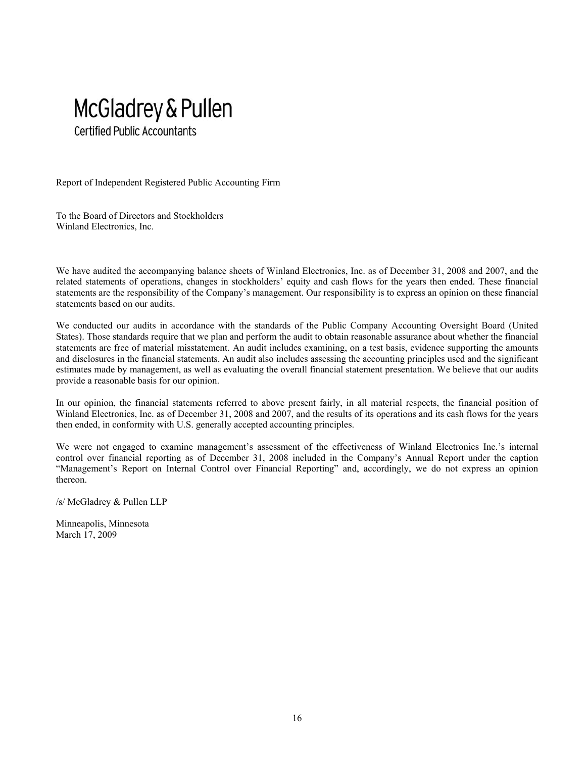McGladrey & Pullen

Certified Public Accountants

Report of Independent Registered Public Accounting Firm

To the Board of Directors and Stockholders
Winland Electronics, Inc.

We have audited the accompanying balance sheets of Winland Electronics, Inc. as of December 31, 2008 and 2007, and the related statements of operations, changes in stockholders' equity and cash flows for the years then ended. These financial statements are the responsibility of the Company's management. Our responsibility is to express an opinion on these financial statements based on our audits.

We conducted our audits in accordance with the standards of the Public Company Accounting Oversight Board (United States). Those standards require that we plan and perform the audit to obtain reasonable assurance about whether the financial statements are free of material misstatement. An audit includes examining, on a test basis, evidence supporting the amounts and disclosures in the financial statements. An audit also includes assessing the accounting principles used and the significant estimates made by management, as well as evaluating the overall financial statement presentation. We believe that our audits provide a reasonable basis for our opinion.

In our opinion, the financial statements referred to above present fairly, in all material respects, the financial position of Winland Electronics, Inc. as of December 31, 2008 and 2007, and the results of its operations and its cash flows for the years then ended, in conformity with U.S. generally accepted accounting principles.

We were not engaged to examine management's assessment of the effectiveness of Winland Electronics Inc.'s internal control over financial reporting as of December 31, 2008 included in the Company's Annual Report under the caption "Management's Report on Internal Control over Financial Reporting" and, accordingly, we do not express an opinion thereon.

/s/ McGladrey & Pullen LLP

Minneapolis, Minnesota
March 17, 2009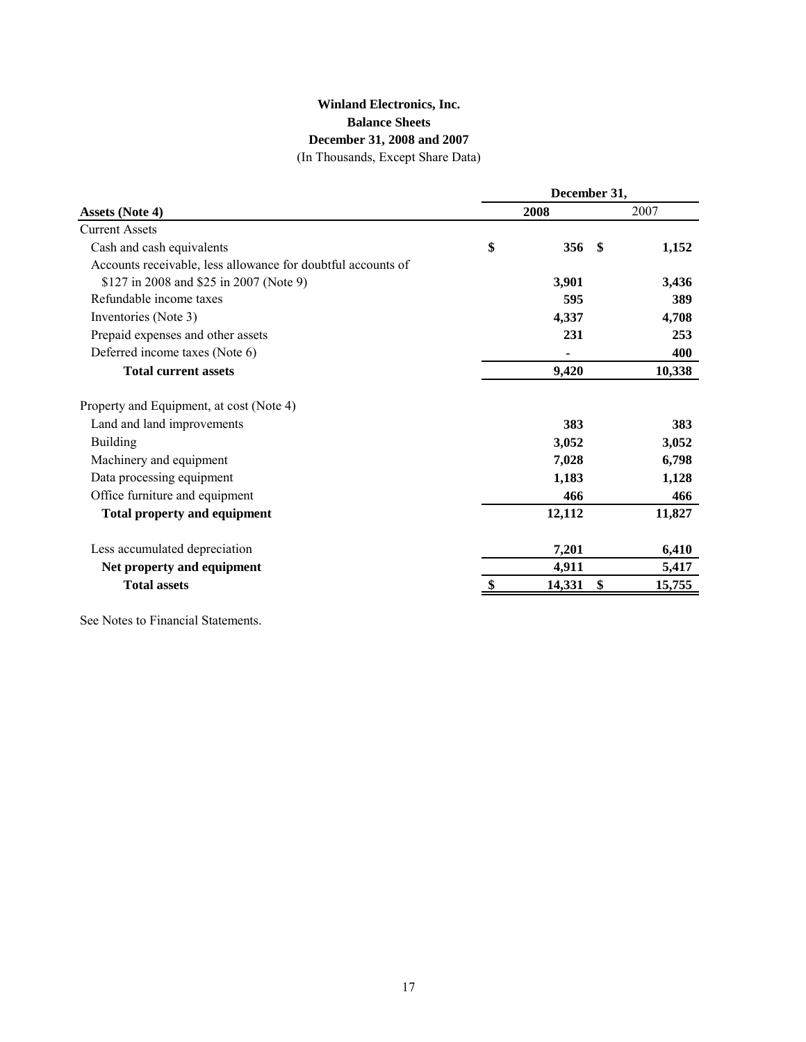# Winland Electronics, Inc.

## Balance Sheets

### December 31, 2008 and 2007

(In Thousands, Except Share Data)

| | December 31, | |
|---|---|---|
| **Assets (Note 4)** | **2008** | 2007 |
| Current Assets | | |
| Cash and cash equivalents | **$ 356** | **$ 1,152** |
| Accounts receivable, less allowance for doubtful accounts of $127 in 2008 and $25 in 2007 (Note 9) | **3,901** | **3,436** |
| Refundable income taxes | **595** | **389** |
| Inventories (Note 3) | **4,337** | **4,708** |
| Prepaid expenses and other assets | **231** | **253** |
| Deferred income taxes (Note 6) | **-** | **400** |
| **Total current assets** | **9,420** | **10,338** |
| | | |
| Property and Equipment, at cost (Note 4) | | |
| Land and land improvements | **383** | **383** |
| Building | **3,052** | **3,052** |
| Machinery and equipment | **7,028** | **6,798** |
| Data processing equipment | **1,183** | **1,128** |
| Office furniture and equipment | **466** | **466** |
| **Total property and equipment** | **12,112** | **11,827** |
| | | |
| Less accumulated depreciation | **7,201** | **6,410** |
| **Net property and equipment** | **4,911** | **5,417** |
| **Total assets** | **$ 14,331** | **$ 15,755** |

See Notes to Financial Statements.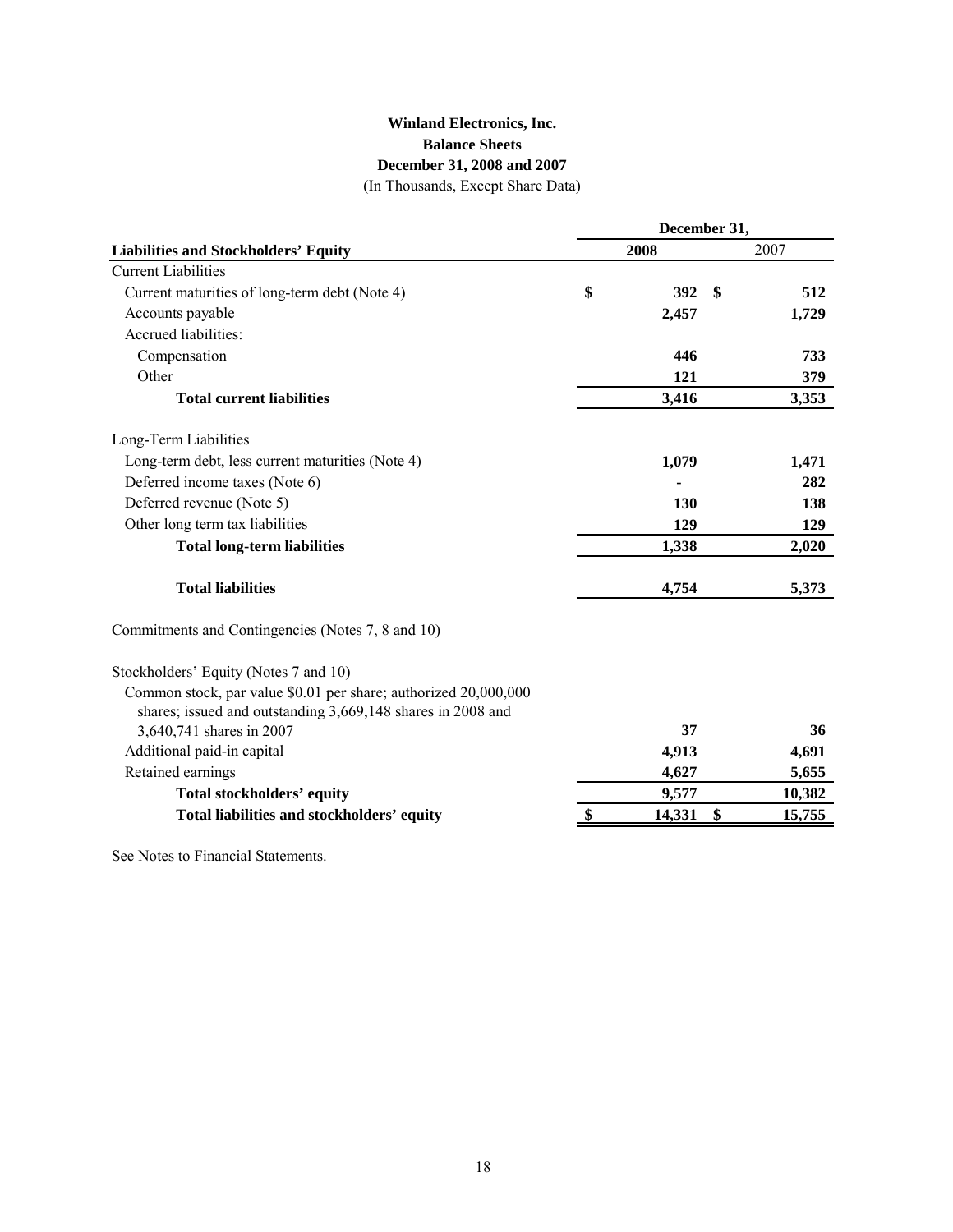# Winland Electronics, Inc.
## Balance Sheets
### December 31, 2008 and 2007
(In Thousands, Except Share Data)

| | December 31, | |
|---|---|---|
| **Liabilities and Stockholders' Equity** | **2008** | 2007 |
| Current Liabilities | | |
| Current maturities of long-term debt (Note 4) | **$ 392** | **$ 512** |
| Accounts payable | **2,457** | **1,729** |
| Accrued liabilities: | | |
| Compensation | **446** | **733** |
| Other | **121** | **379** |
| **Total current liabilities** | **3,416** | **3,353** |
| Long-Term Liabilities | | |
| Long-term debt, less current maturities (Note 4) | **1,079** | **1,471** |
| Deferred income taxes (Note 6) | **-** | **282** |
| Deferred revenue (Note 5) | **130** | **138** |
| Other long term tax liabilities | **129** | **129** |
| **Total long-term liabilities** | **1,338** | **2,020** |
| **Total liabilities** | **4,754** | **5,373** |
| Commitments and Contingencies (Notes 7, 8 and 10) | | |
| Stockholders' Equity (Notes 7 and 10) | | |
| Common stock, par value $0.01 per share; authorized 20,000,000 shares; issued and outstanding 3,669,148 shares in 2008 and 3,640,741 shares in 2007 | **37** | **36** |
| Additional paid-in capital | **4,913** | **4,691** |
| Retained earnings | **4,627** | **5,655** |
| **Total stockholders' equity** | **9,577** | **10,382** |
| **Total liabilities and stockholders' equity** | **$ 14,331** | **$ 15,755** |

See Notes to Financial Statements.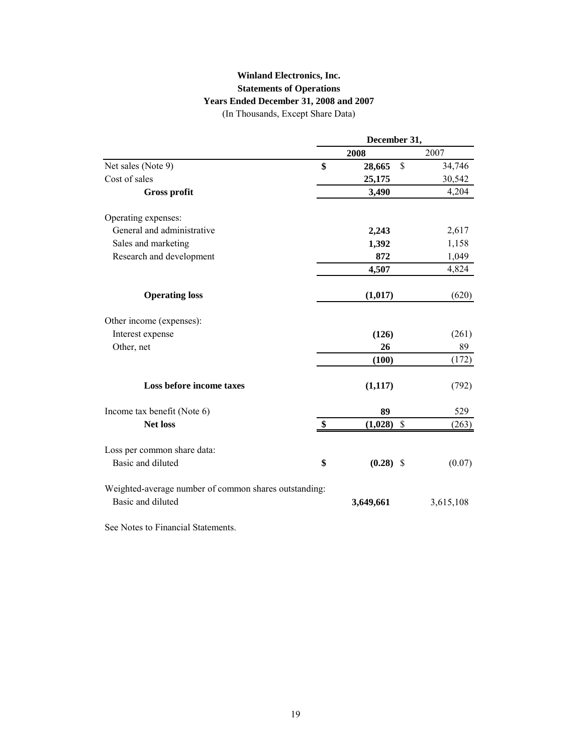# Winland Electronics, Inc.
## Statements of Operations
### Years Ended December 31, 2008 and 2007
(In Thousands, Except Share Data)

| | December 31, | |
|---|---|---|
| | **2008** | 2007 |
| Net sales (Note 9) | **$ 28,665** | $ 34,746 |
| Cost of sales | **25,175** | 30,542 |
| **Gross profit** | **3,490** | 4,204 |
| Operating expenses: | | |
| General and administrative | **2,243** | 2,617 |
| Sales and marketing | **1,392** | 1,158 |
| Research and development | **872** | 1,049 |
| | **4,507** | 4,824 |
| **Operating loss** | **(1,017)** | (620) |
| Other income (expenses): | | |
| Interest expense | **(126)** | (261) |
| Other, net | **26** | 89 |
| | **(100)** | (172) |
| **Loss before income taxes** | **(1,117)** | (792) |
| Income tax benefit (Note 6) | **89** | 529 |
| **Net loss** | **$ (1,028)** | $ (263) |
| Loss per common share data: | | |
| Basic and diluted | **$ (0.28)** | $ (0.07) |
| Weighted-average number of common shares outstanding: | | |
| Basic and diluted | **3,649,661** | 3,615,108 |

See Notes to Financial Statements.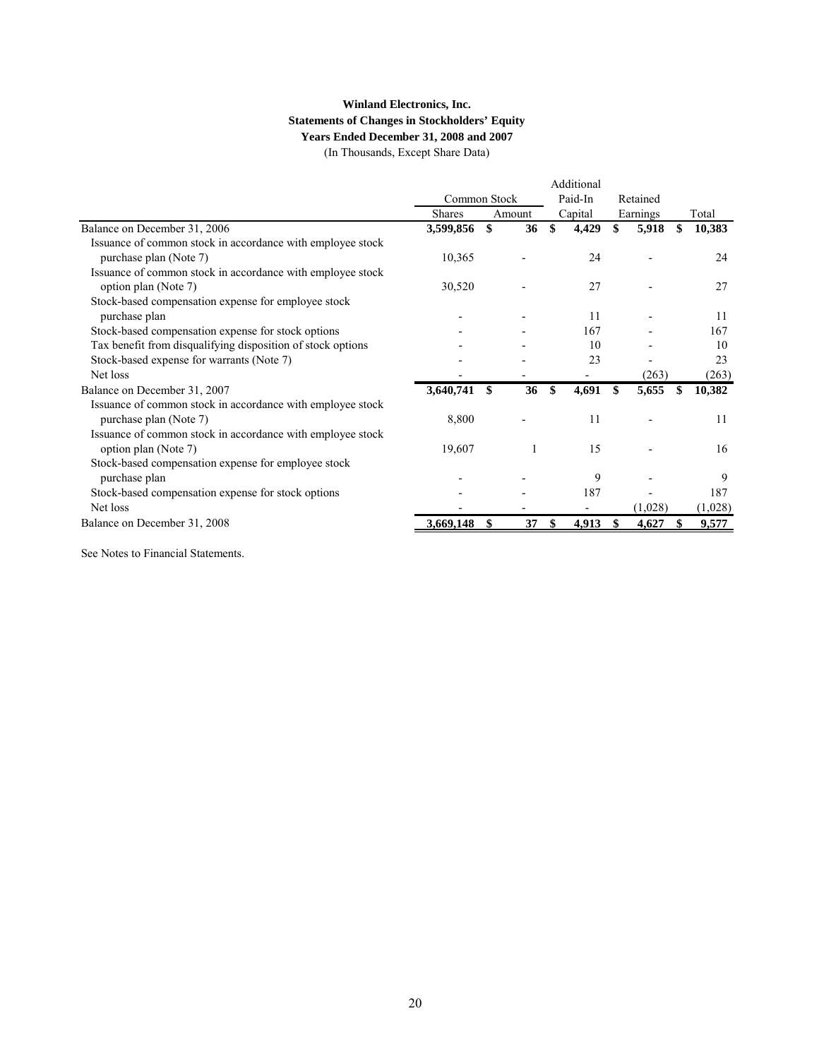**Winland Electronics, Inc.**
**Statements of Changes in Stockholders' Equity**
**Years Ended December 31, 2008 and 2007**
(In Thousands, Except Share Data)

| | Common Stock | | Additional Paid-In | Retained | |
|---|---|---|---|---|---|
| | Shares | Amount | Capital | Earnings | Total |
| Balance on December 31, 2006 | **3,599,856** | **$ 36** | **$ 4,429** | **$ 5,918** | **$ 10,383** |
| Issuance of common stock in accordance with employee stock purchase plan (Note 7) | 10,365 | - | 24 | - | 24 |
| Issuance of common stock in accordance with employee stock option plan (Note 7) | 30,520 | - | 27 | - | 27 |
| Stock-based compensation expense for employee stock purchase plan | - | - | 11 | - | 11 |
| Stock-based compensation expense for stock options | - | - | 167 | - | 167 |
| Tax benefit from disqualifying disposition of stock options | - | - | 10 | - | 10 |
| Stock-based expense for warrants (Note 7) | - | - | 23 | - | 23 |
| Net loss | - | - | - | (263) | (263) |
| Balance on December 31, 2007 | **3,640,741** | **$ 36** | **$ 4,691** | **$ 5,655** | **$ 10,382** |
| Issuance of common stock in accordance with employee stock purchase plan (Note 7) | 8,800 | - | 11 | - | 11 |
| Issuance of common stock in accordance with employee stock option plan (Note 7) | 19,607 | 1 | 15 | - | 16 |
| Stock-based compensation expense for employee stock purchase plan | - | - | 9 | - | 9 |
| Stock-based compensation expense for stock options | - | - | 187 | - | 187 |
| Net loss | - | - | - | (1,028) | (1,028) |
| Balance on December 31, 2008 | **3,669,148** | **$ 37** | **$ 4,913** | **$ 4,627** | **$ 9,577** |

See Notes to Financial Statements.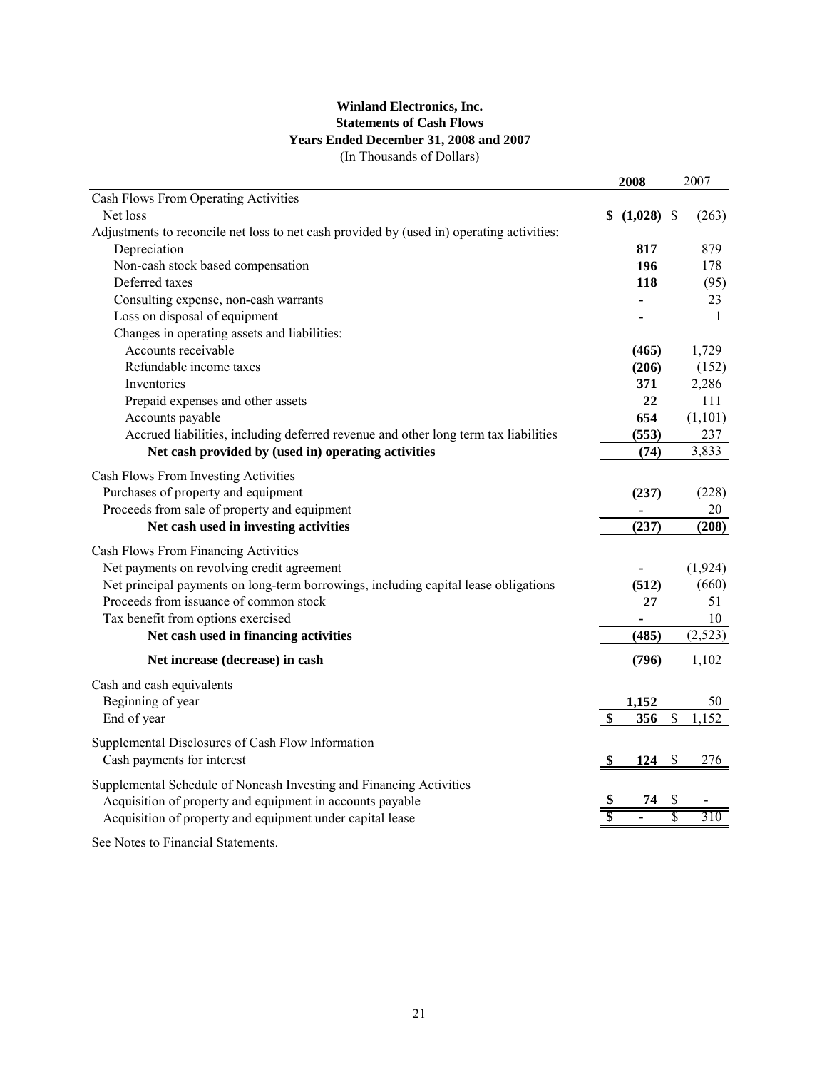**Winland Electronics, Inc.**
**Statements of Cash Flows**
**Years Ended December 31, 2008 and 2007**
(In Thousands of Dollars)

| | **2008** | 2007 |
|---|---|---|
| Cash Flows From Operating Activities | | |
| Net loss | **$ (1,028)** | $ (263) |
| Adjustments to reconcile net loss to net cash provided by (used in) operating activities: | | |
| Depreciation | **817** | 879 |
| Non-cash stock based compensation | **196** | 178 |
| Deferred taxes | **118** | (95) |
| Consulting expense, non-cash warrants | **-** | 23 |
| Loss on disposal of equipment | **-** | 1 |
| Changes in operating assets and liabilities: | | |
| Accounts receivable | **(465)** | 1,729 |
| Refundable income taxes | **(206)** | (152) |
| Inventories | **371** | 2,286 |
| Prepaid expenses and other assets | **22** | 111 |
| Accounts payable | **654** | (1,101) |
| Accrued liabilities, including deferred revenue and other long term tax liabilities | **(553)** | 237 |
| **Net cash provided by (used in) operating activities** | **(74)** | 3,833 |
| Cash Flows From Investing Activities | | |
| Purchases of property and equipment | **(237)** | (228) |
| Proceeds from sale of property and equipment | **-** | 20 |
| **Net cash used in investing activities** | **(237)** | **(208)** |
| Cash Flows From Financing Activities | | |
| Net payments on revolving credit agreement | **-** | (1,924) |
| Net principal payments on long-term borrowings, including capital lease obligations | **(512)** | (660) |
| Proceeds from issuance of common stock | **27** | 51 |
| Tax benefit from options exercised | **-** | 10 |
| **Net cash used in financing activities** | **(485)** | (2,523) |
| **Net increase (decrease) in cash** | **(796)** | 1,102 |
| Cash and cash equivalents | | |
| Beginning of year | **1,152** | 50 |
| End of year | **$ 356** | $ 1,152 |
| Supplemental Disclosures of Cash Flow Information | | |
| Cash payments for interest | **$ 124** | $ 276 |
| Supplemental Schedule of Noncash Investing and Financing Activities | | |
| Acquisition of property and equipment in accounts payable | **$ 74** | $ - |
| Acquisition of property and equipment under capital lease | **$ -** | $ 310 |

See Notes to Financial Statements.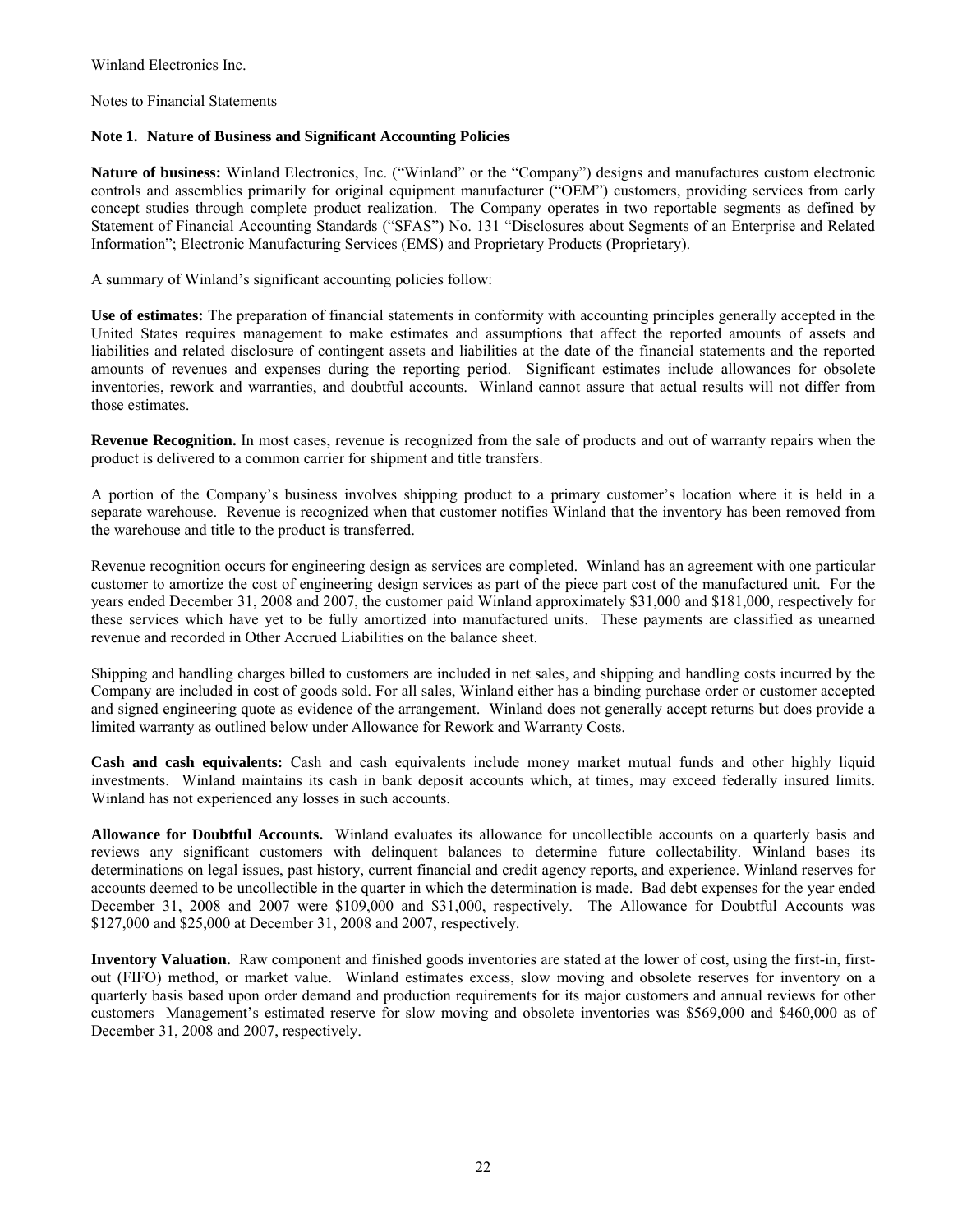Winland Electronics Inc.

Notes to Financial Statements

**Note 1. Nature of Business and Significant Accounting Policies**

**Nature of business:** Winland Electronics, Inc. ("Winland" or the "Company") designs and manufactures custom electronic controls and assemblies primarily for original equipment manufacturer ("OEM") customers, providing services from early concept studies through complete product realization. The Company operates in two reportable segments as defined by Statement of Financial Accounting Standards ("SFAS") No. 131 "Disclosures about Segments of an Enterprise and Related Information"; Electronic Manufacturing Services (EMS) and Proprietary Products (Proprietary).

A summary of Winland's significant accounting policies follow:

**Use of estimates:** The preparation of financial statements in conformity with accounting principles generally accepted in the United States requires management to make estimates and assumptions that affect the reported amounts of assets and liabilities and related disclosure of contingent assets and liabilities at the date of the financial statements and the reported amounts of revenues and expenses during the reporting period. Significant estimates include allowances for obsolete inventories, rework and warranties, and doubtful accounts. Winland cannot assure that actual results will not differ from those estimates.

**Revenue Recognition.** In most cases, revenue is recognized from the sale of products and out of warranty repairs when the product is delivered to a common carrier for shipment and title transfers.

A portion of the Company's business involves shipping product to a primary customer's location where it is held in a separate warehouse. Revenue is recognized when that customer notifies Winland that the inventory has been removed from the warehouse and title to the product is transferred.

Revenue recognition occurs for engineering design as services are completed. Winland has an agreement with one particular customer to amortize the cost of engineering design services as part of the piece part cost of the manufactured unit. For the years ended December 31, 2008 and 2007, the customer paid Winland approximately \$31,000 and \$181,000, respectively for these services which have yet to be fully amortized into manufactured units. These payments are classified as unearned revenue and recorded in Other Accrued Liabilities on the balance sheet.

Shipping and handling charges billed to customers are included in net sales, and shipping and handling costs incurred by the Company are included in cost of goods sold. For all sales, Winland either has a binding purchase order or customer accepted and signed engineering quote as evidence of the arrangement. Winland does not generally accept returns but does provide a limited warranty as outlined below under Allowance for Rework and Warranty Costs.

**Cash and cash equivalents:** Cash and cash equivalents include money market mutual funds and other highly liquid investments. Winland maintains its cash in bank deposit accounts which, at times, may exceed federally insured limits. Winland has not experienced any losses in such accounts.

**Allowance for Doubtful Accounts.** Winland evaluates its allowance for uncollectible accounts on a quarterly basis and reviews any significant customers with delinquent balances to determine future collectability. Winland bases its determinations on legal issues, past history, current financial and credit agency reports, and experience. Winland reserves for accounts deemed to be uncollectible in the quarter in which the determination is made. Bad debt expenses for the year ended December 31, 2008 and 2007 were \$109,000 and \$31,000, respectively. The Allowance for Doubtful Accounts was \$127,000 and \$25,000 at December 31, 2008 and 2007, respectively.

**Inventory Valuation.** Raw component and finished goods inventories are stated at the lower of cost, using the first-in, first-out (FIFO) method, or market value. Winland estimates excess, slow moving and obsolete reserves for inventory on a quarterly basis based upon order demand and production requirements for its major customers and annual reviews for other customers Management's estimated reserve for slow moving and obsolete inventories was \$569,000 and \$460,000 as of December 31, 2008 and 2007, respectively.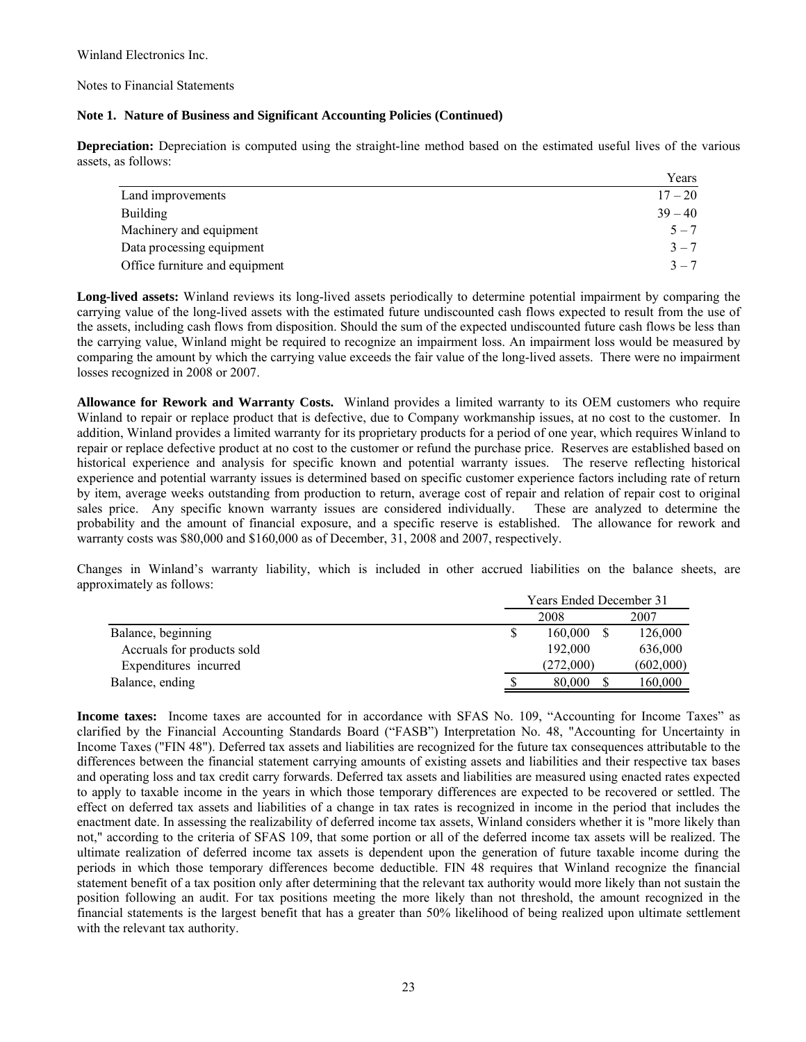Winland Electronics Inc.

Notes to Financial Statements

**Note 1. Nature of Business and Significant Accounting Policies (Continued)**

**Depreciation:** Depreciation is computed using the straight-line method based on the estimated useful lives of the various assets, as follows:

| | Years |
|---|---|
| Land improvements | 17 – 20 |
| Building | 39 – 40 |
| Machinery and equipment | 5 – 7 |
| Data processing equipment | 3 – 7 |
| Office furniture and equipment | 3 – 7 |

**Long-lived assets:** Winland reviews its long-lived assets periodically to determine potential impairment by comparing the carrying value of the long-lived assets with the estimated future undiscounted cash flows expected to result from the use of the assets, including cash flows from disposition. Should the sum of the expected undiscounted future cash flows be less than the carrying value, Winland might be required to recognize an impairment loss. An impairment loss would be measured by comparing the amount by which the carrying value exceeds the fair value of the long-lived assets. There were no impairment losses recognized in 2008 or 2007.

**Allowance for Rework and Warranty Costs.** Winland provides a limited warranty to its OEM customers who require Winland to repair or replace product that is defective, due to Company workmanship issues, at no cost to the customer. In addition, Winland provides a limited warranty for its proprietary products for a period of one year, which requires Winland to repair or replace defective product at no cost to the customer or refund the purchase price. Reserves are established based on historical experience and analysis for specific known and potential warranty issues. The reserve reflecting historical experience and potential warranty issues is determined based on specific customer experience factors including rate of return by item, average weeks outstanding from production to return, average cost of repair and relation of repair cost to original sales price. Any specific known warranty issues are considered individually. These are analyzed to determine the probability and the amount of financial exposure, and a specific reserve is established. The allowance for rework and warranty costs was $80,000 and $160,000 as of December, 31, 2008 and 2007, respectively.

Changes in Winland's warranty liability, which is included in other accrued liabilities on the balance sheets, are approximately as follows:

| | Years Ended December 31 | |
|---|---|---|
| | 2008 | 2007 |
| Balance, beginning | $ 160,000 | $ 126,000 |
| Accruals for products sold | 192,000 | 636,000 |
| Expenditures incurred | (272,000) | (602,000) |
| Balance, ending | $ 80,000 | $ 160,000 |

**Income taxes:** Income taxes are accounted for in accordance with SFAS No. 109, "Accounting for Income Taxes" as clarified by the Financial Accounting Standards Board ("FASB") Interpretation No. 48, "Accounting for Uncertainty in Income Taxes ("FIN 48"). Deferred tax assets and liabilities are recognized for the future tax consequences attributable to the differences between the financial statement carrying amounts of existing assets and liabilities and their respective tax bases and operating loss and tax credit carry forwards. Deferred tax assets and liabilities are measured using enacted rates expected to apply to taxable income in the years in which those temporary differences are expected to be recovered or settled. The effect on deferred tax assets and liabilities of a change in tax rates is recognized in income in the period that includes the enactment date. In assessing the realizability of deferred income tax assets, Winland considers whether it is "more likely than not," according to the criteria of SFAS 109, that some portion or all of the deferred income tax assets will be realized. The ultimate realization of deferred income tax assets is dependent upon the generation of future taxable income during the periods in which those temporary differences become deductible. FIN 48 requires that Winland recognize the financial statement benefit of a tax position only after determining that the relevant tax authority would more likely than not sustain the position following an audit. For tax positions meeting the more likely than not threshold, the amount recognized in the financial statements is the largest benefit that has a greater than 50% likelihood of being realized upon ultimate settlement with the relevant tax authority.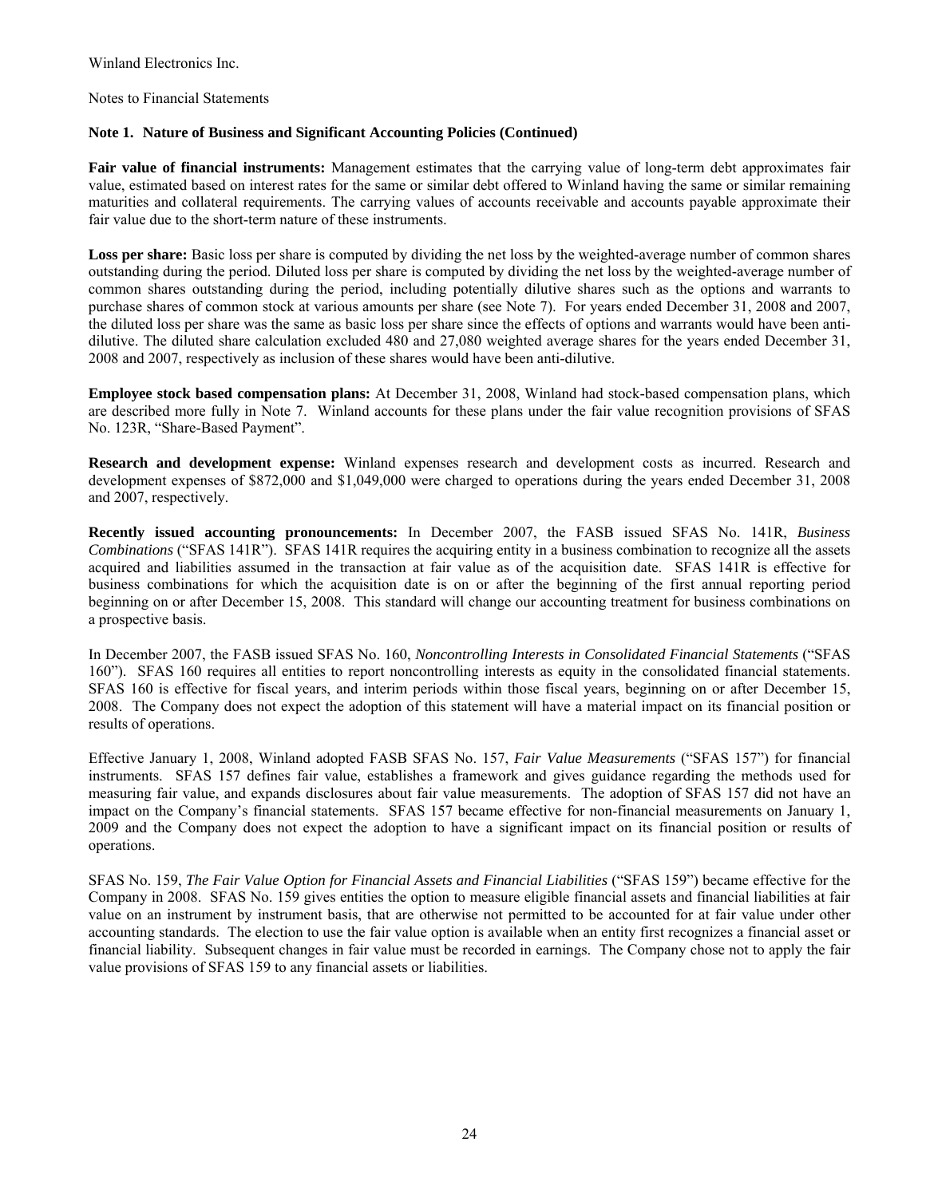Winland Electronics Inc.

Notes to Financial Statements

**Note 1. Nature of Business and Significant Accounting Policies (Continued)**

**Fair value of financial instruments:** Management estimates that the carrying value of long-term debt approximates fair value, estimated based on interest rates for the same or similar debt offered to Winland having the same or similar remaining maturities and collateral requirements. The carrying values of accounts receivable and accounts payable approximate their fair value due to the short-term nature of these instruments.

**Loss per share:** Basic loss per share is computed by dividing the net loss by the weighted-average number of common shares outstanding during the period. Diluted loss per share is computed by dividing the net loss by the weighted-average number of common shares outstanding during the period, including potentially dilutive shares such as the options and warrants to purchase shares of common stock at various amounts per share (see Note 7). For years ended December 31, 2008 and 2007, the diluted loss per share was the same as basic loss per share since the effects of options and warrants would have been anti-dilutive. The diluted share calculation excluded 480 and 27,080 weighted average shares for the years ended December 31, 2008 and 2007, respectively as inclusion of these shares would have been anti-dilutive.

**Employee stock based compensation plans:** At December 31, 2008, Winland had stock-based compensation plans, which are described more fully in Note 7. Winland accounts for these plans under the fair value recognition provisions of SFAS No. 123R, "Share-Based Payment".

**Research and development expense:** Winland expenses research and development costs as incurred. Research and development expenses of $872,000 and $1,049,000 were charged to operations during the years ended December 31, 2008 and 2007, respectively.

**Recently issued accounting pronouncements:** In December 2007, the FASB issued SFAS No. 141R, *Business Combinations* ("SFAS 141R"). SFAS 141R requires the acquiring entity in a business combination to recognize all the assets acquired and liabilities assumed in the transaction at fair value as of the acquisition date. SFAS 141R is effective for business combinations for which the acquisition date is on or after the beginning of the first annual reporting period beginning on or after December 15, 2008. This standard will change our accounting treatment for business combinations on a prospective basis.

In December 2007, the FASB issued SFAS No. 160, *Noncontrolling Interests in Consolidated Financial Statements* ("SFAS 160"). SFAS 160 requires all entities to report noncontrolling interests as equity in the consolidated financial statements. SFAS 160 is effective for fiscal years, and interim periods within those fiscal years, beginning on or after December 15, 2008. The Company does not expect the adoption of this statement will have a material impact on its financial position or results of operations.

Effective January 1, 2008, Winland adopted FASB SFAS No. 157, *Fair Value Measurements* ("SFAS 157") for financial instruments. SFAS 157 defines fair value, establishes a framework and gives guidance regarding the methods used for measuring fair value, and expands disclosures about fair value measurements. The adoption of SFAS 157 did not have an impact on the Company's financial statements. SFAS 157 became effective for non-financial measurements on January 1, 2009 and the Company does not expect the adoption to have a significant impact on its financial position or results of operations.

SFAS No. 159, *The Fair Value Option for Financial Assets and Financial Liabilities* ("SFAS 159") became effective for the Company in 2008. SFAS No. 159 gives entities the option to measure eligible financial assets and financial liabilities at fair value on an instrument by instrument basis, that are otherwise not permitted to be accounted for at fair value under other accounting standards. The election to use the fair value option is available when an entity first recognizes a financial asset or financial liability. Subsequent changes in fair value must be recorded in earnings. The Company chose not to apply the fair value provisions of SFAS 159 to any financial assets or liabilities.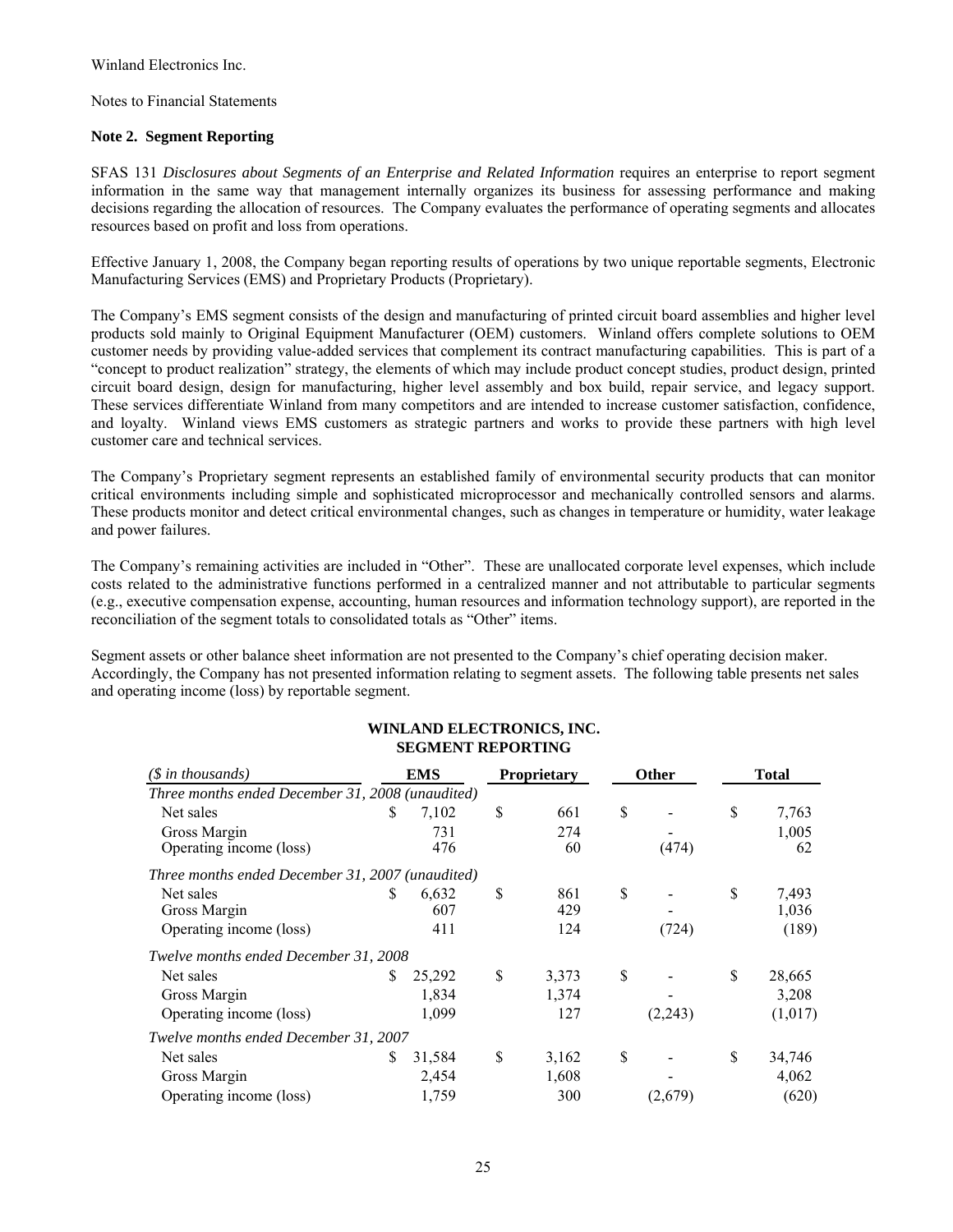Winland Electronics Inc.

Notes to Financial Statements

**Note 2. Segment Reporting**

SFAS 131 *Disclosures about Segments of an Enterprise and Related Information* requires an enterprise to report segment information in the same way that management internally organizes its business for assessing performance and making decisions regarding the allocation of resources. The Company evaluates the performance of operating segments and allocates resources based on profit and loss from operations.

Effective January 1, 2008, the Company began reporting results of operations by two unique reportable segments, Electronic Manufacturing Services (EMS) and Proprietary Products (Proprietary).

The Company's EMS segment consists of the design and manufacturing of printed circuit board assemblies and higher level products sold mainly to Original Equipment Manufacturer (OEM) customers. Winland offers complete solutions to OEM customer needs by providing value-added services that complement its contract manufacturing capabilities. This is part of a "concept to product realization" strategy, the elements of which may include product concept studies, product design, printed circuit board design, design for manufacturing, higher level assembly and box build, repair service, and legacy support. These services differentiate Winland from many competitors and are intended to increase customer satisfaction, confidence, and loyalty. Winland views EMS customers as strategic partners and works to provide these partners with high level customer care and technical services.

The Company's Proprietary segment represents an established family of environmental security products that can monitor critical environments including simple and sophisticated microprocessor and mechanically controlled sensors and alarms. These products monitor and detect critical environmental changes, such as changes in temperature or humidity, water leakage and power failures.

The Company's remaining activities are included in "Other". These are unallocated corporate level expenses, which include costs related to the administrative functions performed in a centralized manner and not attributable to particular segments (e.g., executive compensation expense, accounting, human resources and information technology support), are reported in the reconciliation of the segment totals to consolidated totals as "Other" items.

Segment assets or other balance sheet information are not presented to the Company's chief operating decision maker. Accordingly, the Company has not presented information relating to segment assets. The following table presents net sales and operating income (loss) by reportable segment.

**WINLAND ELECTRONICS, INC.**
**SEGMENT REPORTING**

| *($ in thousands)* | EMS | Proprietary | Other | Total |
|---|---|---|---|---|
| *Three months ended December 31, 2008 (unaudited)* | | | | |
| Net sales | $ 7,102 | $ 661 | $ - | $ 7,763 |
| Gross Margin | 731 | 274 | - | 1,005 |
| Operating income (loss) | 476 | 60 | (474) | 62 |
| *Three months ended December 31, 2007 (unaudited)* | | | | |
| Net sales | $ 6,632 | $ 861 | $ - | $ 7,493 |
| Gross Margin | 607 | 429 | - | 1,036 |
| Operating income (loss) | 411 | 124 | (724) | (189) |
| *Twelve months ended December 31, 2008* | | | | |
| Net sales | $ 25,292 | $ 3,373 | $ - | $ 28,665 |
| Gross Margin | 1,834 | 1,374 | - | 3,208 |
| Operating income (loss) | 1,099 | 127 | (2,243) | (1,017) |
| *Twelve months ended December 31, 2007* | | | | |
| Net sales | $ 31,584 | $ 3,162 | $ - | $ 34,746 |
| Gross Margin | 2,454 | 1,608 | - | 4,062 |
| Operating income (loss) | 1,759 | 300 | (2,679) | (620) |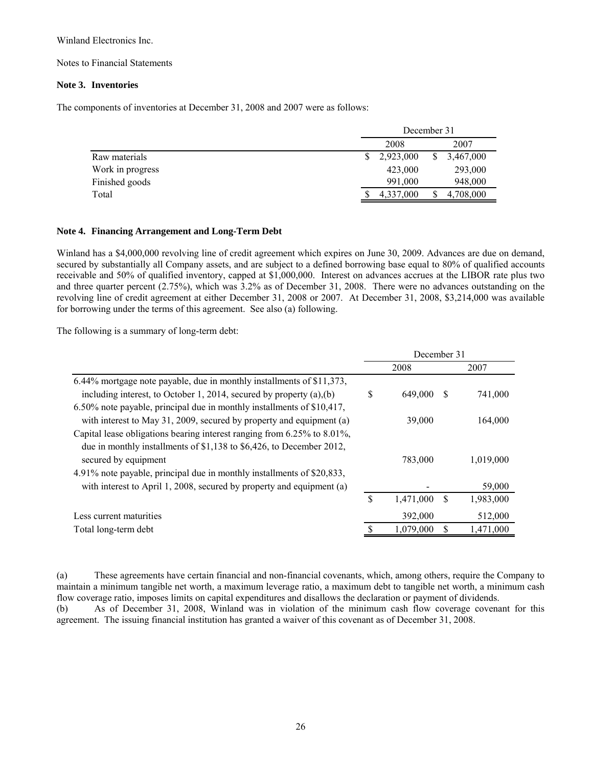Winland Electronics Inc.

Notes to Financial Statements

**Note 3. Inventories**

The components of inventories at December 31, 2008 and 2007 were as follows:

| | December 31 | |
|---|---|---|
| | 2008 | 2007 |
| Raw materials | $ 2,923,000 | $ 3,467,000 |
| Work in progress | 423,000 | 293,000 |
| Finished goods | 991,000 | 948,000 |
| Total | $ 4,337,000 | $ 4,708,000 |

**Note 4. Financing Arrangement and Long-Term Debt**

Winland has a $4,000,000 revolving line of credit agreement which expires on June 30, 2009. Advances are due on demand, secured by substantially all Company assets, and are subject to a defined borrowing base equal to 80% of qualified accounts receivable and 50% of qualified inventory, capped at $1,000,000. Interest on advances accrues at the LIBOR rate plus two and three quarter percent (2.75%), which was 3.2% as of December 31, 2008. There were no advances outstanding on the revolving line of credit agreement at either December 31, 2008 or 2007. At December 31, 2008, $3,214,000 was available for borrowing under the terms of this agreement. See also (a) following.

The following is a summary of long-term debt:

| | December 31 | |
|---|---|---|
| | 2008 | 2007 |
| 6.44% mortgage note payable, due in monthly installments of $11,373, including interest, to October 1, 2014, secured by property (a),(b) | $ 649,000 | $ 741,000 |
| 6.50% note payable, principal due in monthly installments of $10,417, with interest to May 31, 2009, secured by property and equipment (a) | 39,000 | 164,000 |
| Capital lease obligations bearing interest ranging from 6.25% to 8.01%, due in monthly installments of $1,138 to $6,426, to December 2012, secured by equipment | 783,000 | 1,019,000 |
| 4.91% note payable, principal due in monthly installments of $20,833, with interest to April 1, 2008, secured by property and equipment (a) | - | 59,000 |
| | $ 1,471,000 | $ 1,983,000 |
| Less current maturities | 392,000 | 512,000 |
| Total long-term debt | $ 1,079,000 | $ 1,471,000 |

(a) These agreements have certain financial and non-financial covenants, which, among others, require the Company to maintain a minimum tangible net worth, a maximum leverage ratio, a maximum debt to tangible net worth, a minimum cash flow coverage ratio, imposes limits on capital expenditures and disallows the declaration or payment of dividends.

(b) As of December 31, 2008, Winland was in violation of the minimum cash flow coverage covenant for this agreement. The issuing financial institution has granted a waiver of this covenant as of December 31, 2008.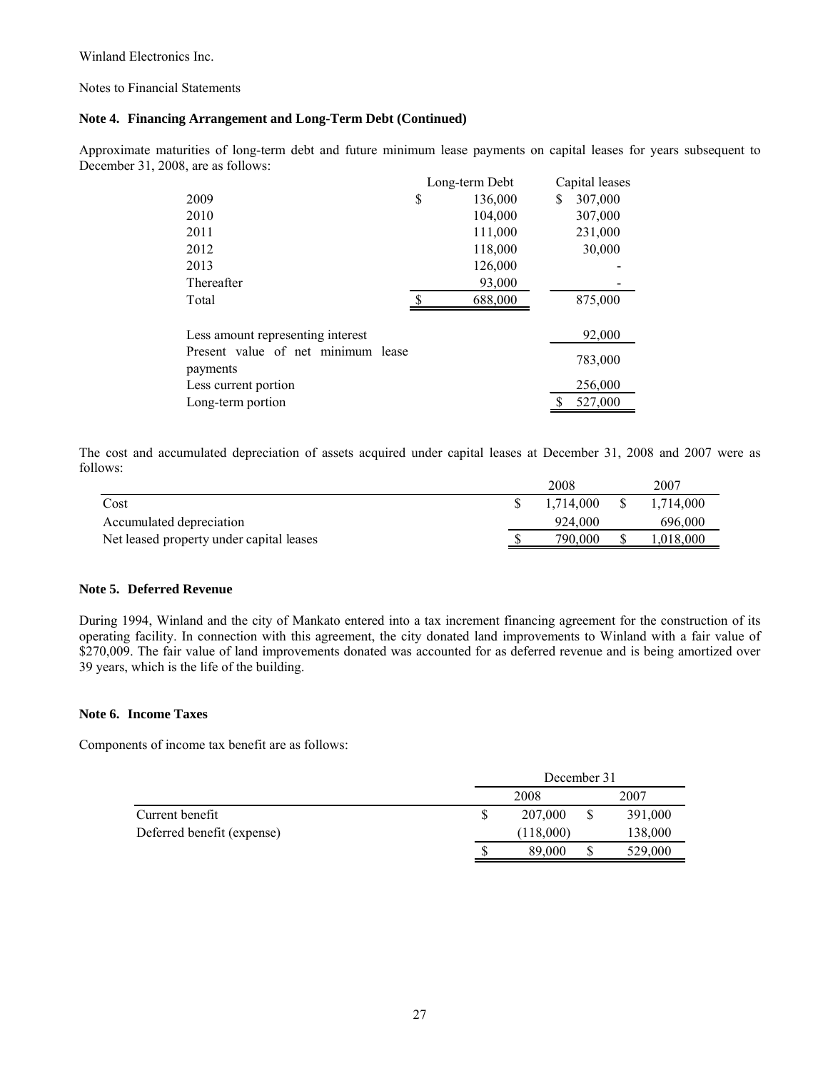Winland Electronics Inc.

Notes to Financial Statements

**Note 4. Financing Arrangement and Long-Term Debt (Continued)**

Approximate maturities of long-term debt and future minimum lease payments on capital leases for years subsequent to December 31, 2008, are as follows:

| | Long-term Debt | Capital leases |
|---|---|---|
| 2009 | $ 136,000 | $ 307,000 |
| 2010 | 104,000 | 307,000 |
| 2011 | 111,000 | 231,000 |
| 2012 | 118,000 | 30,000 |
| 2013 | 126,000 | - |
| Thereafter | 93,000 | - |
| Total | $ 688,000 | 875,000 |
| Less amount representing interest | | 92,000 |
| Present value of net minimum lease payments | | 783,000 |
| Less current portion | | 256,000 |
| Long-term portion | | $ 527,000 |

The cost and accumulated depreciation of assets acquired under capital leases at December 31, 2008 and 2007 were as follows:

| | 2008 | 2007 |
|---|---|---|
| Cost | $ 1,714,000 | $ 1,714,000 |
| Accumulated depreciation | 924,000 | 696,000 |
| Net leased property under capital leases | $ 790,000 | $ 1,018,000 |

**Note 5. Deferred Revenue**

During 1994, Winland and the city of Mankato entered into a tax increment financing agreement for the construction of its operating facility. In connection with this agreement, the city donated land improvements to Winland with a fair value of $270,009. The fair value of land improvements donated was accounted for as deferred revenue and is being amortized over 39 years, which is the life of the building.

**Note 6. Income Taxes**

Components of income tax benefit are as follows:

| | December 31 | |
|---|---|---|
| | 2008 | 2007 |
| Current benefit | $ 207,000 | $ 391,000 |
| Deferred benefit (expense) | (118,000) | 138,000 |
| | $ 89,000 | $ 529,000 |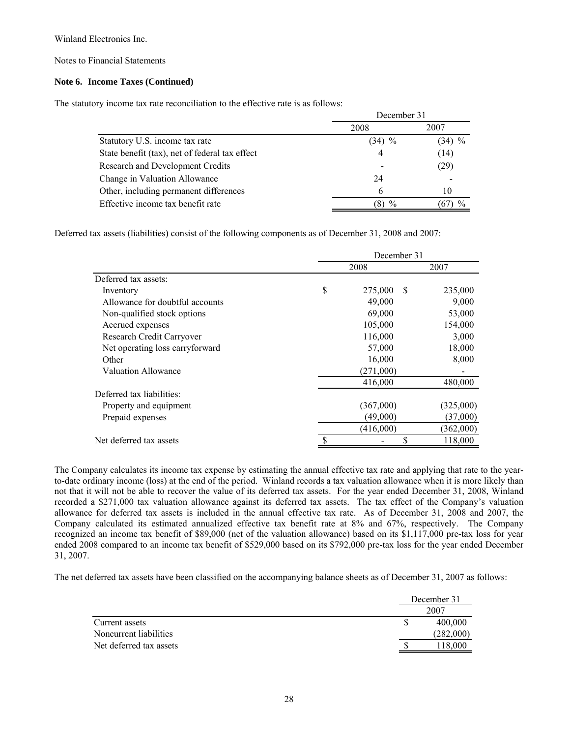Winland Electronics Inc.

Notes to Financial Statements

**Note 6. Income Taxes (Continued)**

The statutory income tax rate reconciliation to the effective rate is as follows:

| | December 31 | |
|---|---|---|
| | 2008 | 2007 |
| Statutory U.S. income tax rate | (34) % | (34) % |
| State benefit (tax), net of federal tax effect | 4 | (14) |
| Research and Development Credits | - | (29) |
| Change in Valuation Allowance | 24 | - |
| Other, including permanent differences | 6 | 10 |
| Effective income tax benefit rate | (8) % | (67) % |

Deferred tax assets (liabilities) consist of the following components as of December 31, 2008 and 2007:

| | December 31 | |
|---|---|---|
| | 2008 | 2007 |
| Deferred tax assets: | | |
| Inventory | $ 275,000 | $ 235,000 |
| Allowance for doubtful accounts | 49,000 | 9,000 |
| Non-qualified stock options | 69,000 | 53,000 |
| Accrued expenses | 105,000 | 154,000 |
| Research Credit Carryover | 116,000 | 3,000 |
| Net operating loss carryforward | 57,000 | 18,000 |
| Other | 16,000 | 8,000 |
| Valuation Allowance | (271,000) | - |
| | 416,000 | 480,000 |
| Deferred tax liabilities: | | |
| Property and equipment | (367,000) | (325,000) |
| Prepaid expenses | (49,000) | (37,000) |
| | (416,000) | (362,000) |
| Net deferred tax assets | $ - | $ 118,000 |

The Company calculates its income tax expense by estimating the annual effective tax rate and applying that rate to the year-to-date ordinary income (loss) at the end of the period. Winland records a tax valuation allowance when it is more likely than not that it will not be able to recover the value of its deferred tax assets. For the year ended December 31, 2008, Winland recorded a $271,000 tax valuation allowance against its deferred tax assets. The tax effect of the Company's valuation allowance for deferred tax assets is included in the annual effective tax rate. As of December 31, 2008 and 2007, the Company calculated its estimated annualized effective tax benefit rate at 8% and 67%, respectively. The Company recognized an income tax benefit of $89,000 (net of the valuation allowance) based on its $1,117,000 pre-tax loss for year ended 2008 compared to an income tax benefit of $529,000 based on its $792,000 pre-tax loss for the year ended December 31, 2007.

The net deferred tax assets have been classified on the accompanying balance sheets as of December 31, 2007 as follows:

| | December 31 |
|---|---|
| | 2007 |
| Current assets | $ 400,000 |
| Noncurrent liabilities | (282,000) |
| Net deferred tax assets | $ 118,000 |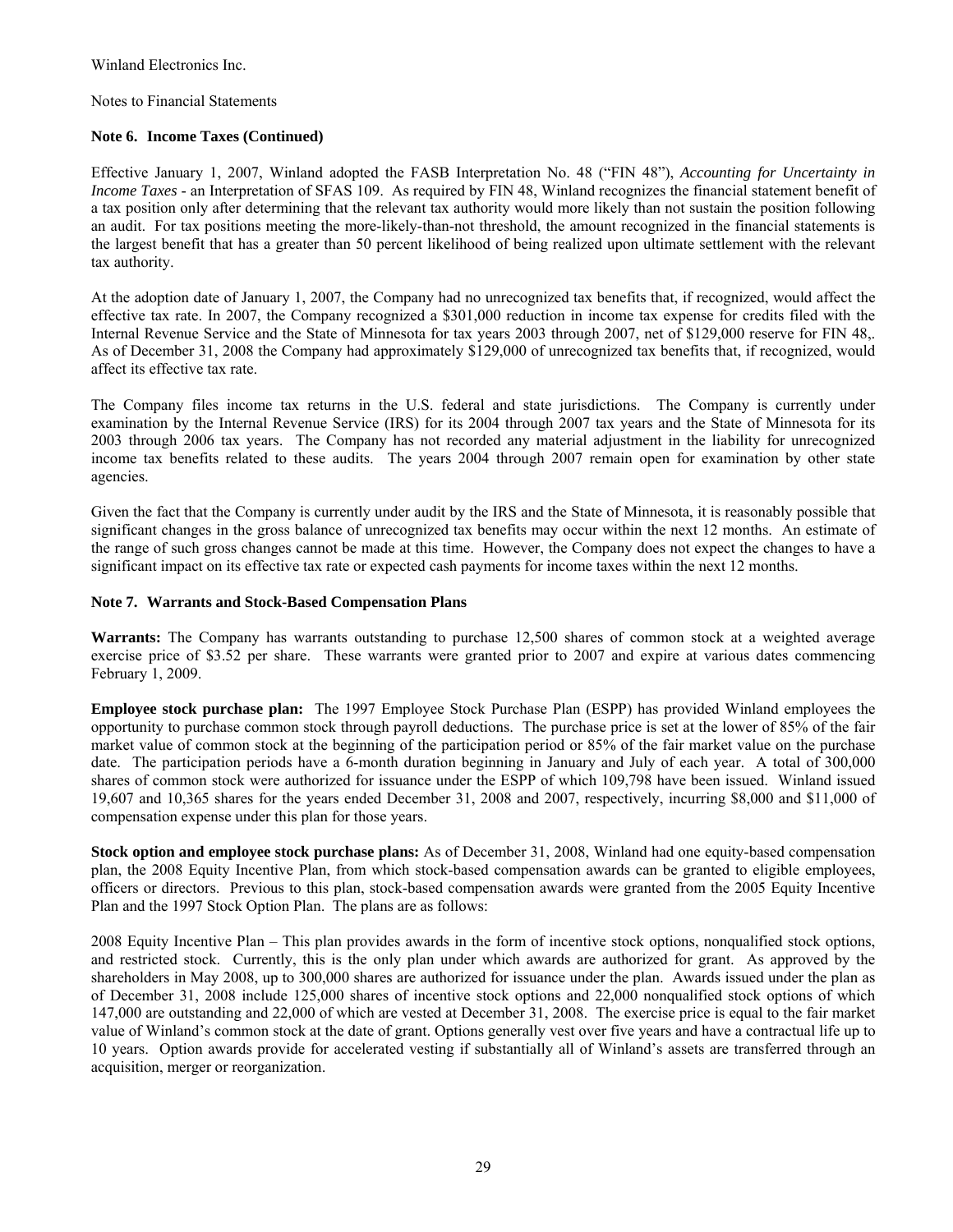Winland Electronics Inc.

Notes to Financial Statements

**Note 6. Income Taxes (Continued)**

Effective January 1, 2007, Winland adopted the FASB Interpretation No. 48 ("FIN 48"), *Accounting for Uncertainty in Income Taxes* - an Interpretation of SFAS 109. As required by FIN 48, Winland recognizes the financial statement benefit of a tax position only after determining that the relevant tax authority would more likely than not sustain the position following an audit. For tax positions meeting the more-likely-than-not threshold, the amount recognized in the financial statements is the largest benefit that has a greater than 50 percent likelihood of being realized upon ultimate settlement with the relevant tax authority.

At the adoption date of January 1, 2007, the Company had no unrecognized tax benefits that, if recognized, would affect the effective tax rate. In 2007, the Company recognized a $301,000 reduction in income tax expense for credits filed with the Internal Revenue Service and the State of Minnesota for tax years 2003 through 2007, net of $129,000 reserve for FIN 48,. As of December 31, 2008 the Company had approximately $129,000 of unrecognized tax benefits that, if recognized, would affect its effective tax rate.

The Company files income tax returns in the U.S. federal and state jurisdictions. The Company is currently under examination by the Internal Revenue Service (IRS) for its 2004 through 2007 tax years and the State of Minnesota for its 2003 through 2006 tax years. The Company has not recorded any material adjustment in the liability for unrecognized income tax benefits related to these audits. The years 2004 through 2007 remain open for examination by other state agencies.

Given the fact that the Company is currently under audit by the IRS and the State of Minnesota, it is reasonably possible that significant changes in the gross balance of unrecognized tax benefits may occur within the next 12 months. An estimate of the range of such gross changes cannot be made at this time. However, the Company does not expect the changes to have a significant impact on its effective tax rate or expected cash payments for income taxes within the next 12 months.

**Note 7. Warrants and Stock-Based Compensation Plans**

**Warrants:** The Company has warrants outstanding to purchase 12,500 shares of common stock at a weighted average exercise price of $3.52 per share. These warrants were granted prior to 2007 and expire at various dates commencing February 1, 2009.

**Employee stock purchase plan:** The 1997 Employee Stock Purchase Plan (ESPP) has provided Winland employees the opportunity to purchase common stock through payroll deductions. The purchase price is set at the lower of 85% of the fair market value of common stock at the beginning of the participation period or 85% of the fair market value on the purchase date. The participation periods have a 6-month duration beginning in January and July of each year. A total of 300,000 shares of common stock were authorized for issuance under the ESPP of which 109,798 have been issued. Winland issued 19,607 and 10,365 shares for the years ended December 31, 2008 and 2007, respectively, incurring $8,000 and $11,000 of compensation expense under this plan for those years.

**Stock option and employee stock purchase plans:** As of December 31, 2008, Winland had one equity-based compensation plan, the 2008 Equity Incentive Plan, from which stock-based compensation awards can be granted to eligible employees, officers or directors. Previous to this plan, stock-based compensation awards were granted from the 2005 Equity Incentive Plan and the 1997 Stock Option Plan. The plans are as follows:

2008 Equity Incentive Plan – This plan provides awards in the form of incentive stock options, nonqualified stock options, and restricted stock. Currently, this is the only plan under which awards are authorized for grant. As approved by the shareholders in May 2008, up to 300,000 shares are authorized for issuance under the plan. Awards issued under the plan as of December 31, 2008 include 125,000 shares of incentive stock options and 22,000 nonqualified stock options of which 147,000 are outstanding and 22,000 of which are vested at December 31, 2008. The exercise price is equal to the fair market value of Winland's common stock at the date of grant. Options generally vest over five years and have a contractual life up to 10 years. Option awards provide for accelerated vesting if substantially all of Winland's assets are transferred through an acquisition, merger or reorganization.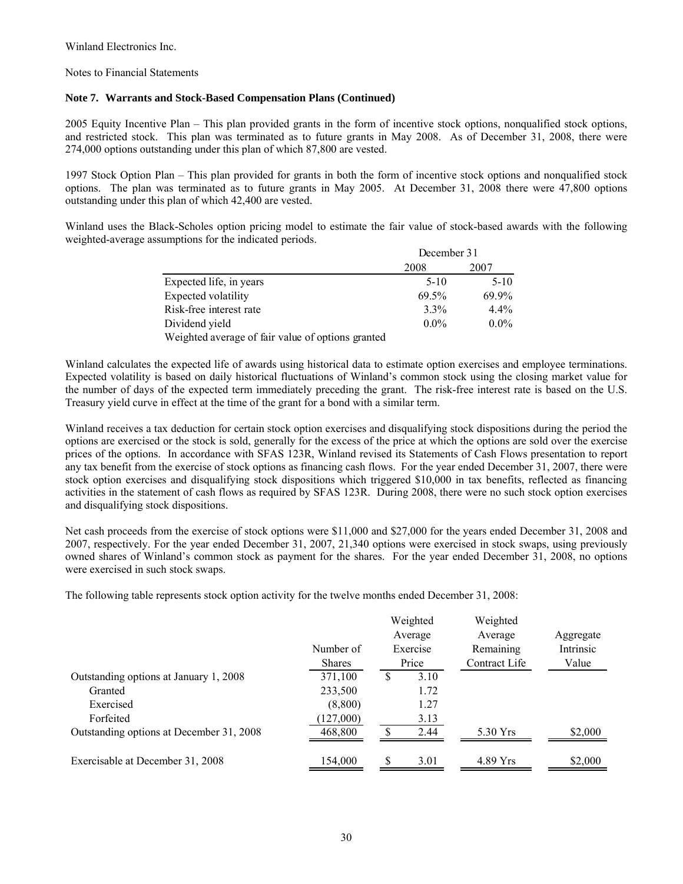Winland Electronics Inc.

Notes to Financial Statements

**Note 7. Warrants and Stock-Based Compensation Plans (Continued)**

2005 Equity Incentive Plan – This plan provided grants in the form of incentive stock options, nonqualified stock options, and restricted stock. This plan was terminated as to future grants in May 2008. As of December 31, 2008, there were 274,000 options outstanding under this plan of which 87,800 are vested.

1997 Stock Option Plan – This plan provided for grants in both the form of incentive stock options and nonqualified stock options. The plan was terminated as to future grants in May 2005. At December 31, 2008 there were 47,800 options outstanding under this plan of which 42,400 are vested.

Winland uses the Black-Scholes option pricing model to estimate the fair value of stock-based awards with the following weighted-average assumptions for the indicated periods.

| | December 31 | |
|---|---|---|
| | 2008 | 2007 |
| Expected life, in years | 5-10 | 5-10 |
| Expected volatility | 69.5% | 69.9% |
| Risk-free interest rate | 3.3% | 4.4% |
| Dividend yield | 0.0% | 0.0% |
| Weighted average of fair value of options granted | | |

Winland calculates the expected life of awards using historical data to estimate option exercises and employee terminations. Expected volatility is based on daily historical fluctuations of Winland's common stock using the closing market value for the number of days of the expected term immediately preceding the grant. The risk-free interest rate is based on the U.S. Treasury yield curve in effect at the time of the grant for a bond with a similar term.

Winland receives a tax deduction for certain stock option exercises and disqualifying stock dispositions during the period the options are exercised or the stock is sold, generally for the excess of the price at which the options are sold over the exercise prices of the options. In accordance with SFAS 123R, Winland revised its Statements of Cash Flows presentation to report any tax benefit from the exercise of stock options as financing cash flows. For the year ended December 31, 2007, there were stock option exercises and disqualifying stock dispositions which triggered $10,000 in tax benefits, reflected as financing activities in the statement of cash flows as required by SFAS 123R. During 2008, there were no such stock option exercises and disqualifying stock dispositions.

Net cash proceeds from the exercise of stock options were $11,000 and $27,000 for the years ended December 31, 2008 and 2007, respectively. For the year ended December 31, 2007, 21,340 options were exercised in stock swaps, using previously owned shares of Winland's common stock as payment for the shares. For the year ended December 31, 2008, no options were exercised in such stock swaps.

The following table represents stock option activity for the twelve months ended December 31, 2008:

| | Number of Shares | Weighted Average Exercise Price | Weighted Average Remaining Contract Life | Aggregate Intrinsic Value |
|---|---|---|---|---|
| Outstanding options at January 1, 2008 | 371,100 | $ 3.10 | | |
| Granted | 233,500 | 1.72 | | |
| Exercised | (8,800) | 1.27 | | |
| Forfeited | (127,000) | 3.13 | | |
| Outstanding options at December 31, 2008 | 468,800 | $ 2.44 | 5.30 Yrs | $2,000 |
| Exercisable at December 31, 2008 | 154,000 | $ 3.01 | 4.89 Yrs | $2,000 |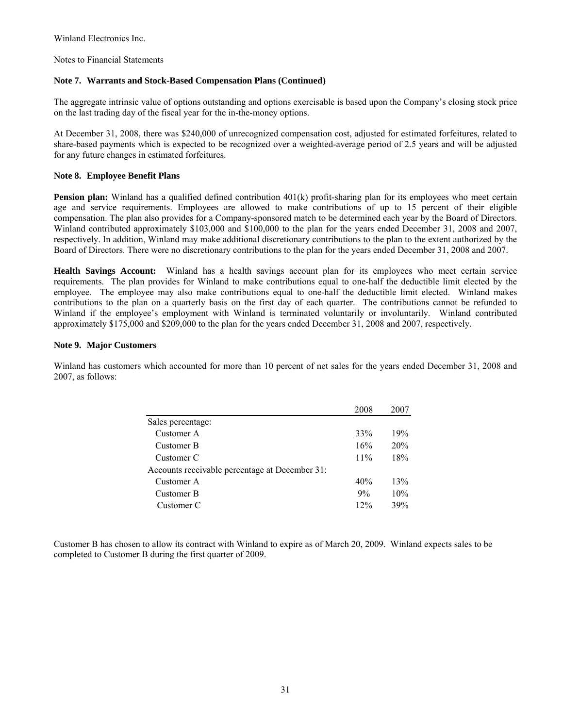Winland Electronics Inc.

Notes to Financial Statements

**Note 7. Warrants and Stock-Based Compensation Plans (Continued)**

The aggregate intrinsic value of options outstanding and options exercisable is based upon the Company's closing stock price on the last trading day of the fiscal year for the in-the-money options.

At December 31, 2008, there was $240,000 of unrecognized compensation cost, adjusted for estimated forfeitures, related to share-based payments which is expected to be recognized over a weighted-average period of 2.5 years and will be adjusted for any future changes in estimated forfeitures.

**Note 8. Employee Benefit Plans**

**Pension plan:** Winland has a qualified defined contribution 401(k) profit-sharing plan for its employees who meet certain age and service requirements. Employees are allowed to make contributions of up to 15 percent of their eligible compensation. The plan also provides for a Company-sponsored match to be determined each year by the Board of Directors. Winland contributed approximately $103,000 and $100,000 to the plan for the years ended December 31, 2008 and 2007, respectively. In addition, Winland may make additional discretionary contributions to the plan to the extent authorized by the Board of Directors. There were no discretionary contributions to the plan for the years ended December 31, 2008 and 2007.

**Health Savings Account:** Winland has a health savings account plan for its employees who meet certain service requirements. The plan provides for Winland to make contributions equal to one-half the deductible limit elected by the employee. The employee may also make contributions equal to one-half the deductible limit elected. Winland makes contributions to the plan on a quarterly basis on the first day of each quarter. The contributions cannot be refunded to Winland if the employee's employment with Winland is terminated voluntarily or involuntarily. Winland contributed approximately $175,000 and $209,000 to the plan for the years ended December 31, 2008 and 2007, respectively.

**Note 9. Major Customers**

Winland has customers which accounted for more than 10 percent of net sales for the years ended December 31, 2008 and 2007, as follows:

| | 2008 | 2007 |
|---|---|---|
| Sales percentage: | | |
| Customer A | 33% | 19% |
| Customer B | 16% | 20% |
| Customer C | 11% | 18% |
| Accounts receivable percentage at December 31: | | |
| Customer A | 40% | 13% |
| Customer B | 9% | 10% |
| Customer C | 12% | 39% |

Customer B has chosen to allow its contract with Winland to expire as of March 20, 2009. Winland expects sales to be completed to Customer B during the first quarter of 2009.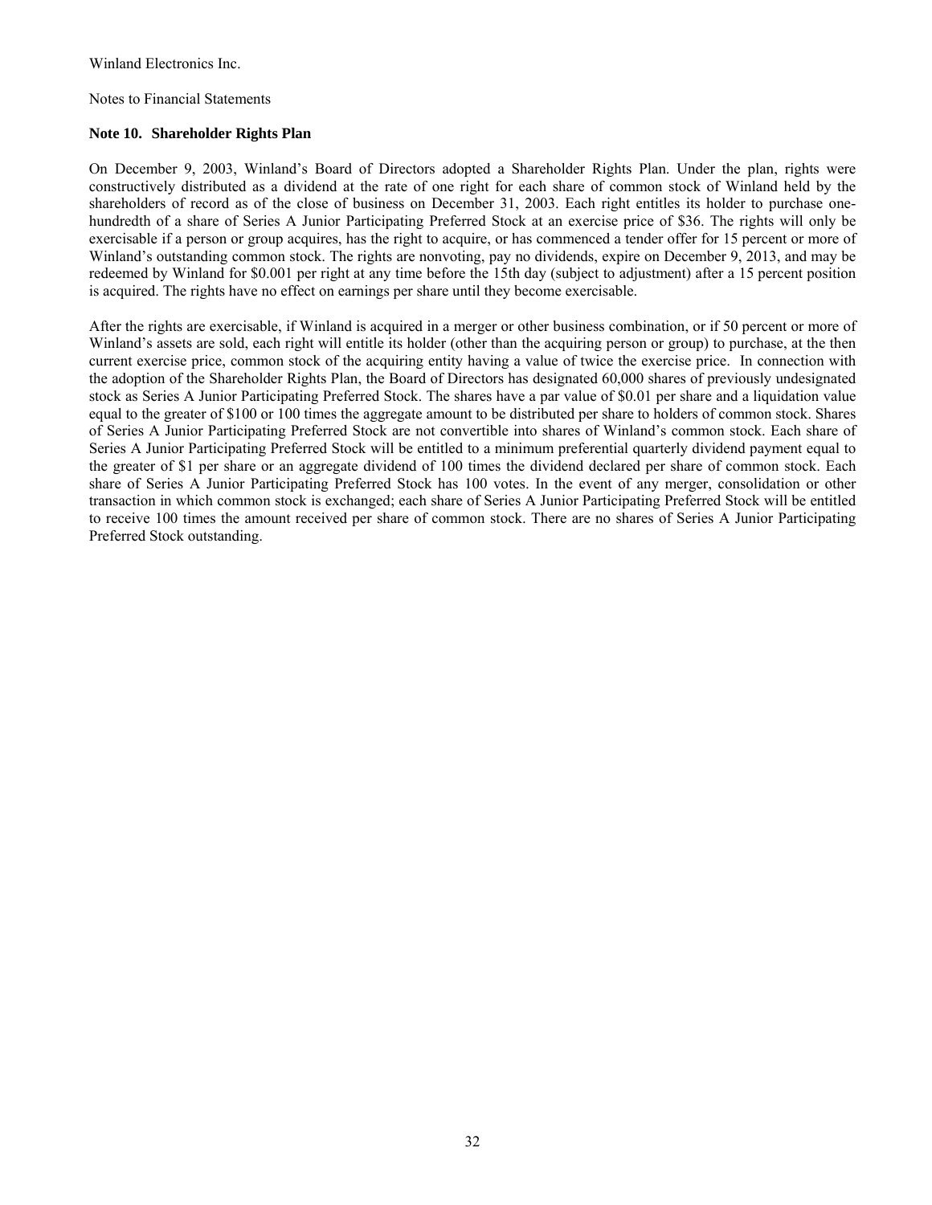Winland Electronics Inc.

Notes to Financial Statements

### Note 10. Shareholder Rights Plan

On December 9, 2003, Winland's Board of Directors adopted a Shareholder Rights Plan. Under the plan, rights were constructively distributed as a dividend at the rate of one right for each share of common stock of Winland held by the shareholders of record as of the close of business on December 31, 2003. Each right entitles its holder to purchase one-hundredth of a share of Series A Junior Participating Preferred Stock at an exercise price of $36. The rights will only be exercisable if a person or group acquires, has the right to acquire, or has commenced a tender offer for 15 percent or more of Winland's outstanding common stock. The rights are nonvoting, pay no dividends, expire on December 9, 2013, and may be redeemed by Winland for $0.001 per right at any time before the 15th day (subject to adjustment) after a 15 percent position is acquired. The rights have no effect on earnings per share until they become exercisable.

After the rights are exercisable, if Winland is acquired in a merger or other business combination, or if 50 percent or more of Winland's assets are sold, each right will entitle its holder (other than the acquiring person or group) to purchase, at the then current exercise price, common stock of the acquiring entity having a value of twice the exercise price. In connection with the adoption of the Shareholder Rights Plan, the Board of Directors has designated 60,000 shares of previously undesignated stock as Series A Junior Participating Preferred Stock. The shares have a par value of $0.01 per share and a liquidation value equal to the greater of $100 or 100 times the aggregate amount to be distributed per share to holders of common stock. Shares of Series A Junior Participating Preferred Stock are not convertible into shares of Winland's common stock. Each share of Series A Junior Participating Preferred Stock will be entitled to a minimum preferential quarterly dividend payment equal to the greater of $1 per share or an aggregate dividend of 100 times the dividend declared per share of common stock. Each share of Series A Junior Participating Preferred Stock has 100 votes. In the event of any merger, consolidation or other transaction in which common stock is exchanged; each share of Series A Junior Participating Preferred Stock will be entitled to receive 100 times the amount received per share of common stock. There are no shares of Series A Junior Participating Preferred Stock outstanding.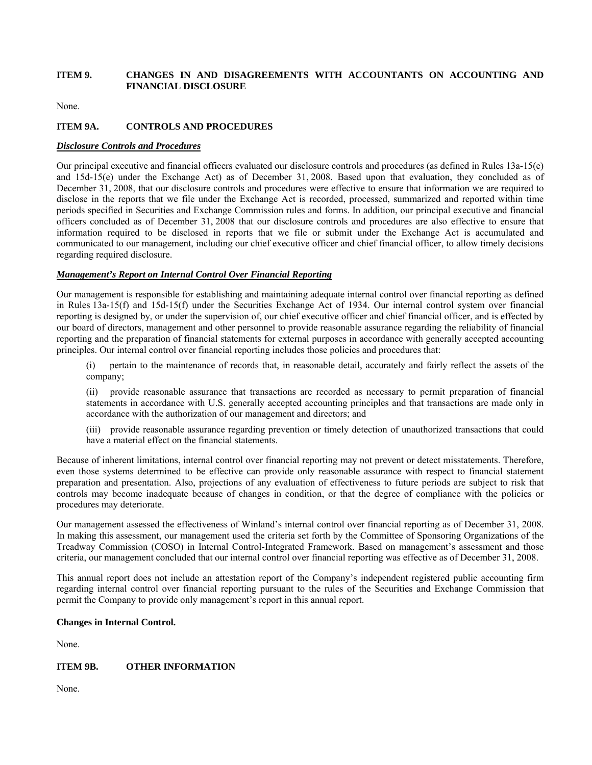## ITEM 9. CHANGES IN AND DISAGREEMENTS WITH ACCOUNTANTS ON ACCOUNTING AND FINANCIAL DISCLOSURE

None.

## ITEM 9A. CONTROLS AND PROCEDURES

***Disclosure Controls and Procedures***

Our principal executive and financial officers evaluated our disclosure controls and procedures (as defined in Rules 13a-15(e) and 15d-15(e) under the Exchange Act) as of December 31, 2008. Based upon that evaluation, they concluded as of December 31, 2008, that our disclosure controls and procedures were effective to ensure that information we are required to disclose in the reports that we file under the Exchange Act is recorded, processed, summarized and reported within time periods specified in Securities and Exchange Commission rules and forms. In addition, our principal executive and financial officers concluded as of December 31, 2008 that our disclosure controls and procedures are also effective to ensure that information required to be disclosed in reports that we file or submit under the Exchange Act is accumulated and communicated to our management, including our chief executive officer and chief financial officer, to allow timely decisions regarding required disclosure.

***Management's Report on Internal Control Over Financial Reporting***

Our management is responsible for establishing and maintaining adequate internal control over financial reporting as defined in Rules 13a-15(f) and 15d-15(f) under the Securities Exchange Act of 1934. Our internal control system over financial reporting is designed by, or under the supervision of, our chief executive officer and chief financial officer, and is effected by our board of directors, management and other personnel to provide reasonable assurance regarding the reliability of financial reporting and the preparation of financial statements for external purposes in accordance with generally accepted accounting principles. Our internal control over financial reporting includes those policies and procedures that:

(i) pertain to the maintenance of records that, in reasonable detail, accurately and fairly reflect the assets of the company;

(ii) provide reasonable assurance that transactions are recorded as necessary to permit preparation of financial statements in accordance with U.S. generally accepted accounting principles and that transactions are made only in accordance with the authorization of our management and directors; and

(iii) provide reasonable assurance regarding prevention or timely detection of unauthorized transactions that could have a material effect on the financial statements.

Because of inherent limitations, internal control over financial reporting may not prevent or detect misstatements. Therefore, even those systems determined to be effective can provide only reasonable assurance with respect to financial statement preparation and presentation. Also, projections of any evaluation of effectiveness to future periods are subject to risk that controls may become inadequate because of changes in condition, or that the degree of compliance with the policies or procedures may deteriorate.

Our management assessed the effectiveness of Winland's internal control over financial reporting as of December 31, 2008. In making this assessment, our management used the criteria set forth by the Committee of Sponsoring Organizations of the Treadway Commission (COSO) in Internal Control-Integrated Framework. Based on management's assessment and those criteria, our management concluded that our internal control over financial reporting was effective as of December 31, 2008.

This annual report does not include an attestation report of the Company's independent registered public accounting firm regarding internal control over financial reporting pursuant to the rules of the Securities and Exchange Commission that permit the Company to provide only management's report in this annual report.

**Changes in Internal Control.**

None.

## ITEM 9B. OTHER INFORMATION

None.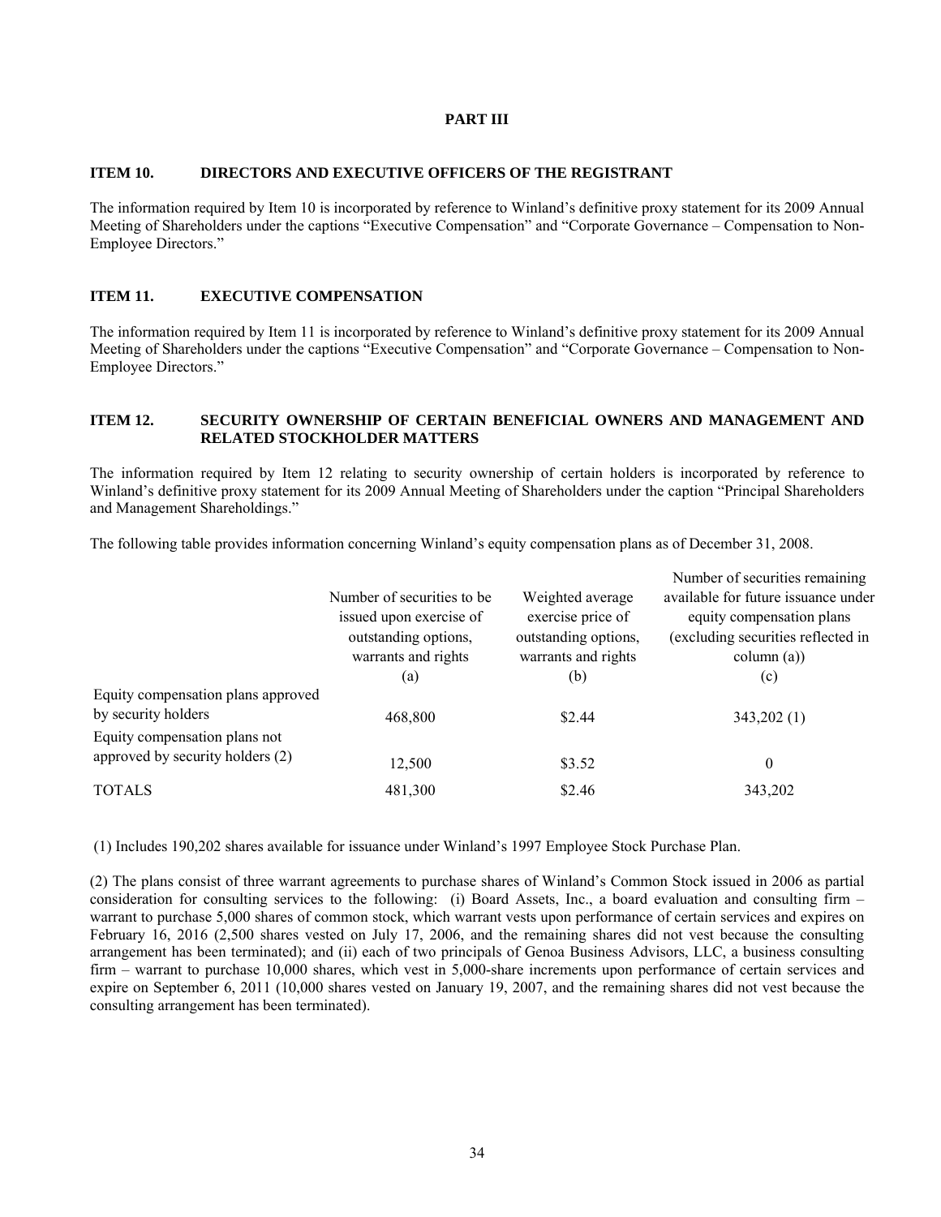# PART III

## ITEM 10. DIRECTORS AND EXECUTIVE OFFICERS OF THE REGISTRANT

The information required by Item 10 is incorporated by reference to Winland's definitive proxy statement for its 2009 Annual Meeting of Shareholders under the captions "Executive Compensation" and "Corporate Governance – Compensation to Non-Employee Directors."

## ITEM 11. EXECUTIVE COMPENSATION

The information required by Item 11 is incorporated by reference to Winland's definitive proxy statement for its 2009 Annual Meeting of Shareholders under the captions "Executive Compensation" and "Corporate Governance – Compensation to Non-Employee Directors."

## ITEM 12. SECURITY OWNERSHIP OF CERTAIN BENEFICIAL OWNERS AND MANAGEMENT AND RELATED STOCKHOLDER MATTERS

The information required by Item 12 relating to security ownership of certain holders is incorporated by reference to Winland's definitive proxy statement for its 2009 Annual Meeting of Shareholders under the caption "Principal Shareholders and Management Shareholdings."

The following table provides information concerning Winland's equity compensation plans as of December 31, 2008.

| | Number of securities to be issued upon exercise of outstanding options, warrants and rights (a) | Weighted average exercise price of outstanding options, warrants and rights (b) | Number of securities remaining available for future issuance under equity compensation plans (excluding securities reflected in column (a)) (c) |
|---|---|---|---|
| Equity compensation plans approved by security holders | 468,800 | $2.44 | 343,202 (1) |
| Equity compensation plans not approved by security holders (2) | 12,500 | $3.52 | 0 |
| TOTALS | 481,300 | $2.46 | 343,202 |

(1) Includes 190,202 shares available for issuance under Winland's 1997 Employee Stock Purchase Plan.

(2) The plans consist of three warrant agreements to purchase shares of Winland's Common Stock issued in 2006 as partial consideration for consulting services to the following: (i) Board Assets, Inc., a board evaluation and consulting firm – warrant to purchase 5,000 shares of common stock, which warrant vests upon performance of certain services and expires on February 16, 2016 (2,500 shares vested on July 17, 2006, and the remaining shares did not vest because the consulting arrangement has been terminated); and (ii) each of two principals of Genoa Business Advisors, LLC, a business consulting firm – warrant to purchase 10,000 shares, which vest in 5,000-share increments upon performance of certain services and expire on September 6, 2011 (10,000 shares vested on January 19, 2007, and the remaining shares did not vest because the consulting arrangement has been terminated).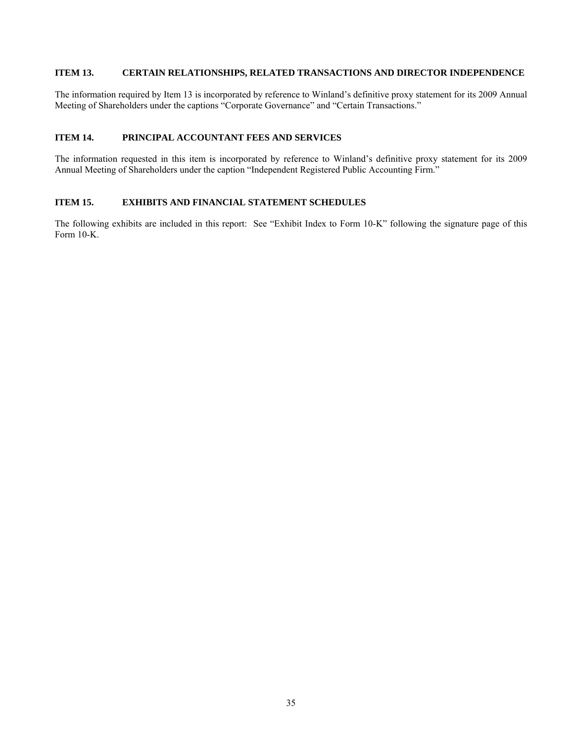## ITEM 13. CERTAIN RELATIONSHIPS, RELATED TRANSACTIONS AND DIRECTOR INDEPENDENCE

The information required by Item 13 is incorporated by reference to Winland's definitive proxy statement for its 2009 Annual Meeting of Shareholders under the captions "Corporate Governance" and "Certain Transactions."

## ITEM 14. PRINCIPAL ACCOUNTANT FEES AND SERVICES

The information requested in this item is incorporated by reference to Winland's definitive proxy statement for its 2009 Annual Meeting of Shareholders under the caption "Independent Registered Public Accounting Firm."

## ITEM 15. EXHIBITS AND FINANCIAL STATEMENT SCHEDULES

The following exhibits are included in this report: See "Exhibit Index to Form 10-K" following the signature page of this Form 10-K.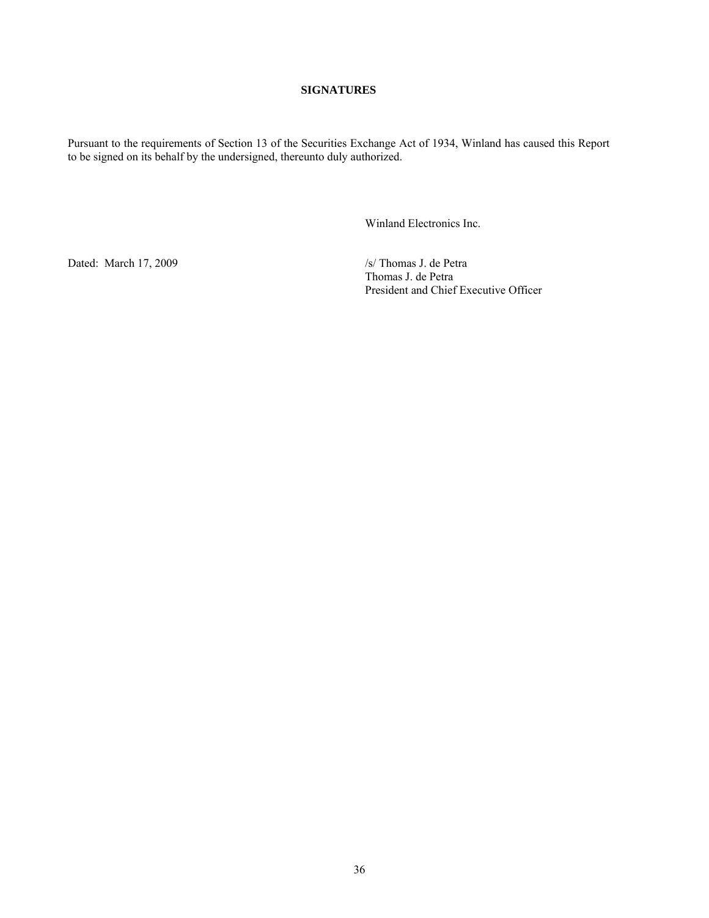## SIGNATURES

Pursuant to the requirements of Section 13 of the Securities Exchange Act of 1934, Winland has caused this Report to be signed on its behalf by the undersigned, thereunto duly authorized.

Winland Electronics Inc.

Dated: March 17, 2009

/s/ Thomas J. de Petra
Thomas J. de Petra
President and Chief Executive Officer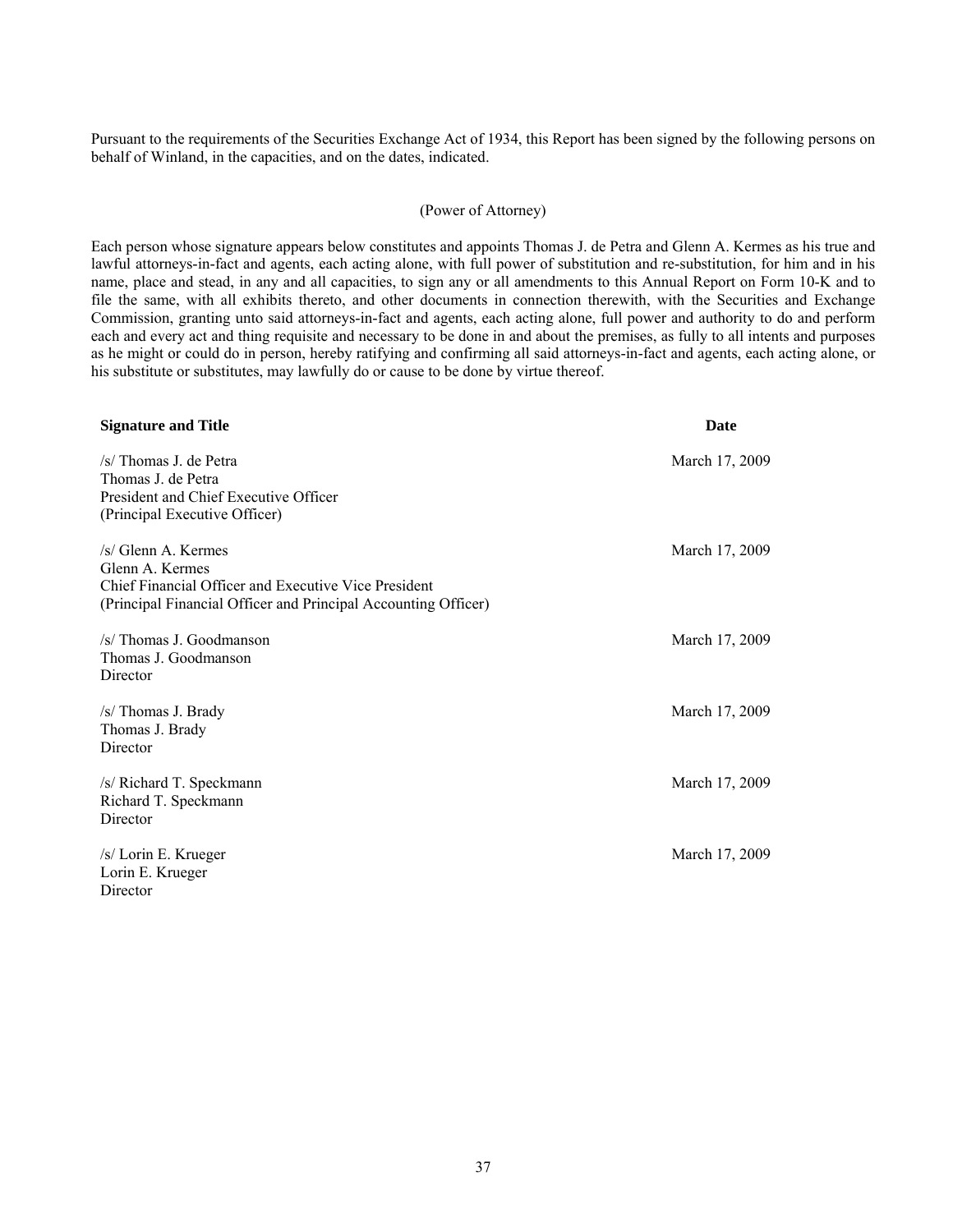Pursuant to the requirements of the Securities Exchange Act of 1934, this Report has been signed by the following persons on behalf of Winland, in the capacities, and on the dates, indicated.

(Power of Attorney)

Each person whose signature appears below constitutes and appoints Thomas J. de Petra and Glenn A. Kermes as his true and lawful attorneys-in-fact and agents, each acting alone, with full power of substitution and re-substitution, for him and in his name, place and stead, in any and all capacities, to sign any or all amendments to this Annual Report on Form 10-K and to file the same, with all exhibits thereto, and other documents in connection therewith, with the Securities and Exchange Commission, granting unto said attorneys-in-fact and agents, each acting alone, full power and authority to do and perform each and every act and thing requisite and necessary to be done in and about the premises, as fully to all intents and purposes as he might or could do in person, hereby ratifying and confirming all said attorneys-in-fact and agents, each acting alone, or his substitute or substitutes, may lawfully do or cause to be done by virtue thereof.

| **Signature and Title** | **Date** |
| --- | --- |
| /s/ Thomas J. de Petra<br>Thomas J. de Petra<br>President and Chief Executive Officer<br>(Principal Executive Officer) | March 17, 2009 |
| /s/ Glenn A. Kermes<br>Glenn A. Kermes<br>Chief Financial Officer and Executive Vice President<br>(Principal Financial Officer and Principal Accounting Officer) | March 17, 2009 |
| /s/ Thomas J. Goodmanson<br>Thomas J. Goodmanson<br>Director | March 17, 2009 |
| /s/ Thomas J. Brady<br>Thomas J. Brady<br>Director | March 17, 2009 |
| /s/ Richard T. Speckmann<br>Richard T. Speckmann<br>Director | March 17, 2009 |
| /s/ Lorin E. Krueger<br>Lorin E. Krueger<br>Director | March 17, 2009 |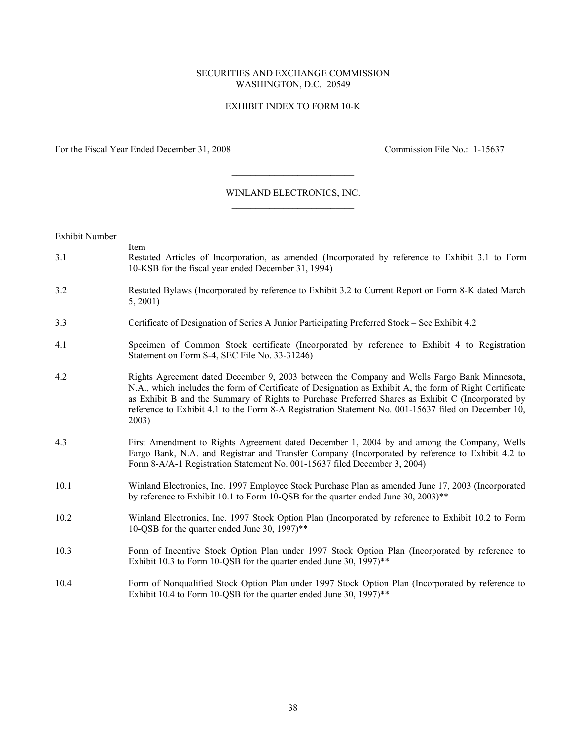SECURITIES AND EXCHANGE COMMISSION
WASHINGTON, D.C. 20549

EXHIBIT INDEX TO FORM 10-K

For the Fiscal Year Ended December 31, 2008 Commission File No.: 1-15637

---

WINLAND ELECTRONICS, INC.

---

| Exhibit Number | Item |
|---|---|
| 3.1 | Restated Articles of Incorporation, as amended (Incorporated by reference to Exhibit 3.1 to Form 10-KSB for the fiscal year ended December 31, 1994) |
| 3.2 | Restated Bylaws (Incorporated by reference to Exhibit 3.2 to Current Report on Form 8-K dated March 5, 2001) |
| 3.3 | Certificate of Designation of Series A Junior Participating Preferred Stock – See Exhibit 4.2 |
| 4.1 | Specimen of Common Stock certificate (Incorporated by reference to Exhibit 4 to Registration Statement on Form S-4, SEC File No. 33-31246) |
| 4.2 | Rights Agreement dated December 9, 2003 between the Company and Wells Fargo Bank Minnesota, N.A., which includes the form of Certificate of Designation as Exhibit A, the form of Right Certificate as Exhibit B and the Summary of Rights to Purchase Preferred Shares as Exhibit C (Incorporated by reference to Exhibit 4.1 to the Form 8-A Registration Statement No. 001-15637 filed on December 10, 2003) |
| 4.3 | First Amendment to Rights Agreement dated December 1, 2004 by and among the Company, Wells Fargo Bank, N.A. and Registrar and Transfer Company (Incorporated by reference to Exhibit 4.2 to Form 8-A/A-1 Registration Statement No. 001-15637 filed December 3, 2004) |
| 10.1 | Winland Electronics, Inc. 1997 Employee Stock Purchase Plan as amended June 17, 2003 (Incorporated by reference to Exhibit 10.1 to Form 10-QSB for the quarter ended June 30, 2003)** |
| 10.2 | Winland Electronics, Inc. 1997 Stock Option Plan (Incorporated by reference to Exhibit 10.2 to Form 10-QSB for the quarter ended June 30, 1997)** |
| 10.3 | Form of Incentive Stock Option Plan under 1997 Stock Option Plan (Incorporated by reference to Exhibit 10.3 to Form 10-QSB for the quarter ended June 30, 1997)** |
| 10.4 | Form of Nonqualified Stock Option Plan under 1997 Stock Option Plan (Incorporated by reference to Exhibit 10.4 to Form 10-QSB for the quarter ended June 30, 1997)** |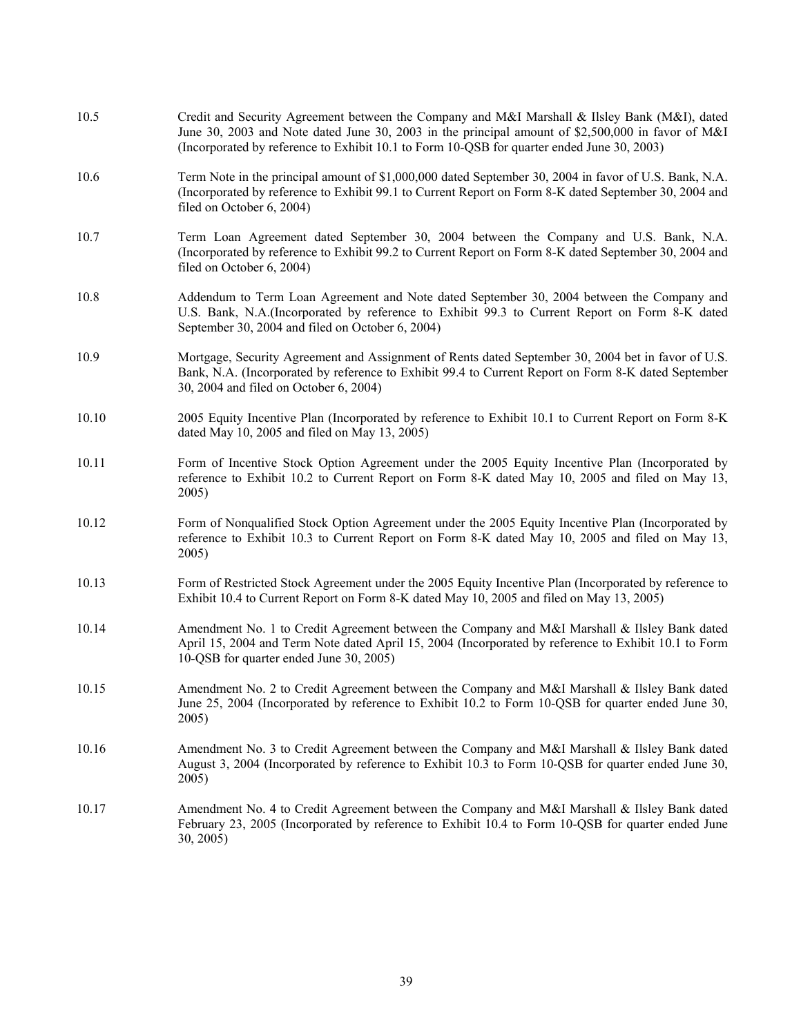| | |
|---|---|
| 10.5 | Credit and Security Agreement between the Company and M&I Marshall & Ilsley Bank (M&I), dated June 30, 2003 and Note dated June 30, 2003 in the principal amount of $2,500,000 in favor of M&I (Incorporated by reference to Exhibit 10.1 to Form 10-QSB for quarter ended June 30, 2003) |
| 10.6 | Term Note in the principal amount of $1,000,000 dated September 30, 2004 in favor of U.S. Bank, N.A. (Incorporated by reference to Exhibit 99.1 to Current Report on Form 8-K dated September 30, 2004 and filed on October 6, 2004) |
| 10.7 | Term Loan Agreement dated September 30, 2004 between the Company and U.S. Bank, N.A. (Incorporated by reference to Exhibit 99.2 to Current Report on Form 8-K dated September 30, 2004 and filed on October 6, 2004) |
| 10.8 | Addendum to Term Loan Agreement and Note dated September 30, 2004 between the Company and U.S. Bank, N.A.(Incorporated by reference to Exhibit 99.3 to Current Report on Form 8-K dated September 30, 2004 and filed on October 6, 2004) |
| 10.9 | Mortgage, Security Agreement and Assignment of Rents dated September 30, 2004 bet in favor of U.S. Bank, N.A. (Incorporated by reference to Exhibit 99.4 to Current Report on Form 8-K dated September 30, 2004 and filed on October 6, 2004) |
| 10.10 | 2005 Equity Incentive Plan (Incorporated by reference to Exhibit 10.1 to Current Report on Form 8-K dated May 10, 2005 and filed on May 13, 2005) |
| 10.11 | Form of Incentive Stock Option Agreement under the 2005 Equity Incentive Plan (Incorporated by reference to Exhibit 10.2 to Current Report on Form 8-K dated May 10, 2005 and filed on May 13, 2005) |
| 10.12 | Form of Nonqualified Stock Option Agreement under the 2005 Equity Incentive Plan (Incorporated by reference to Exhibit 10.3 to Current Report on Form 8-K dated May 10, 2005 and filed on May 13, 2005) |
| 10.13 | Form of Restricted Stock Agreement under the 2005 Equity Incentive Plan (Incorporated by reference to Exhibit 10.4 to Current Report on Form 8-K dated May 10, 2005 and filed on May 13, 2005) |
| 10.14 | Amendment No. 1 to Credit Agreement between the Company and M&I Marshall & Ilsley Bank dated April 15, 2004 and Term Note dated April 15, 2004 (Incorporated by reference to Exhibit 10.1 to Form 10-QSB for quarter ended June 30, 2005) |
| 10.15 | Amendment No. 2 to Credit Agreement between the Company and M&I Marshall & Ilsley Bank dated June 25, 2004 (Incorporated by reference to Exhibit 10.2 to Form 10-QSB for quarter ended June 30, 2005) |
| 10.16 | Amendment No. 3 to Credit Agreement between the Company and M&I Marshall & Ilsley Bank dated August 3, 2004 (Incorporated by reference to Exhibit 10.3 to Form 10-QSB for quarter ended June 30, 2005) |
| 10.17 | Amendment No. 4 to Credit Agreement between the Company and M&I Marshall & Ilsley Bank dated February 23, 2005 (Incorporated by reference to Exhibit 10.4 to Form 10-QSB for quarter ended June 30, 2005) |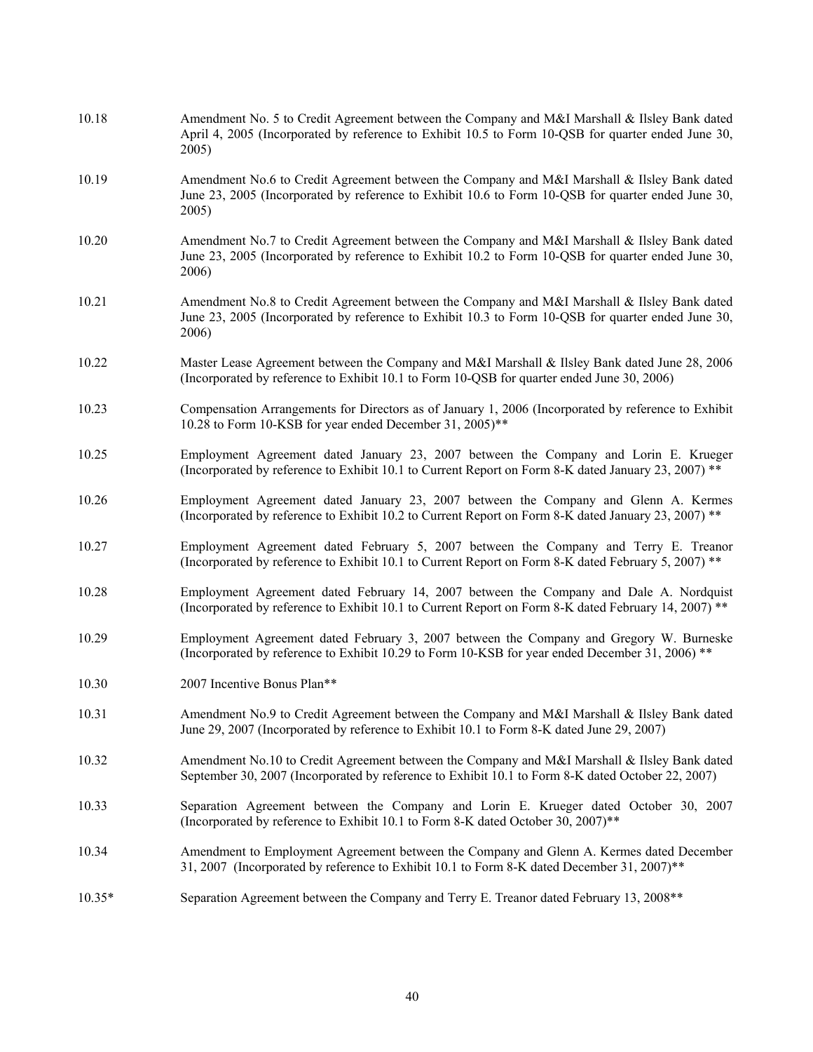| | |
|---|---|
| 10.18 | Amendment No. 5 to Credit Agreement between the Company and M&I Marshall & Ilsley Bank dated April 4, 2005 (Incorporated by reference to Exhibit 10.5 to Form 10-QSB for quarter ended June 30, 2005) |
| 10.19 | Amendment No.6 to Credit Agreement between the Company and M&I Marshall & Ilsley Bank dated June 23, 2005 (Incorporated by reference to Exhibit 10.6 to Form 10-QSB for quarter ended June 30, 2005) |
| 10.20 | Amendment No.7 to Credit Agreement between the Company and M&I Marshall & Ilsley Bank dated June 23, 2005 (Incorporated by reference to Exhibit 10.2 to Form 10-QSB for quarter ended June 30, 2006) |
| 10.21 | Amendment No.8 to Credit Agreement between the Company and M&I Marshall & Ilsley Bank dated June 23, 2005 (Incorporated by reference to Exhibit 10.3 to Form 10-QSB for quarter ended June 30, 2006) |
| 10.22 | Master Lease Agreement between the Company and M&I Marshall & Ilsley Bank dated June 28, 2006 (Incorporated by reference to Exhibit 10.1 to Form 10-QSB for quarter ended June 30, 2006) |
| 10.23 | Compensation Arrangements for Directors as of January 1, 2006 (Incorporated by reference to Exhibit 10.28 to Form 10-KSB for year ended December 31, 2005)** |
| 10.25 | Employment Agreement dated January 23, 2007 between the Company and Lorin E. Krueger (Incorporated by reference to Exhibit 10.1 to Current Report on Form 8-K dated January 23, 2007) ** |
| 10.26 | Employment Agreement dated January 23, 2007 between the Company and Glenn A. Kermes (Incorporated by reference to Exhibit 10.2 to Current Report on Form 8-K dated January 23, 2007) ** |
| 10.27 | Employment Agreement dated February 5, 2007 between the Company and Terry E. Treanor (Incorporated by reference to Exhibit 10.1 to Current Report on Form 8-K dated February 5, 2007) ** |
| 10.28 | Employment Agreement dated February 14, 2007 between the Company and Dale A. Nordquist (Incorporated by reference to Exhibit 10.1 to Current Report on Form 8-K dated February 14, 2007) ** |
| 10.29 | Employment Agreement dated February 3, 2007 between the Company and Gregory W. Burneske (Incorporated by reference to Exhibit 10.29 to Form 10-KSB for year ended December 31, 2006) ** |
| 10.30 | 2007 Incentive Bonus Plan** |
| 10.31 | Amendment No.9 to Credit Agreement between the Company and M&I Marshall & Ilsley Bank dated June 29, 2007 (Incorporated by reference to Exhibit 10.1 to Form 8-K dated June 29, 2007) |
| 10.32 | Amendment No.10 to Credit Agreement between the Company and M&I Marshall & Ilsley Bank dated September 30, 2007 (Incorporated by reference to Exhibit 10.1 to Form 8-K dated October 22, 2007) |
| 10.33 | Separation Agreement between the Company and Lorin E. Krueger dated October 30, 2007 (Incorporated by reference to Exhibit 10.1 to Form 8-K dated October 30, 2007)** |
| 10.34 | Amendment to Employment Agreement between the Company and Glenn A. Kermes dated December 31, 2007 (Incorporated by reference to Exhibit 10.1 to Form 8-K dated December 31, 2007)** |
| 10.35* | Separation Agreement between the Company and Terry E. Treanor dated February 13, 2008** |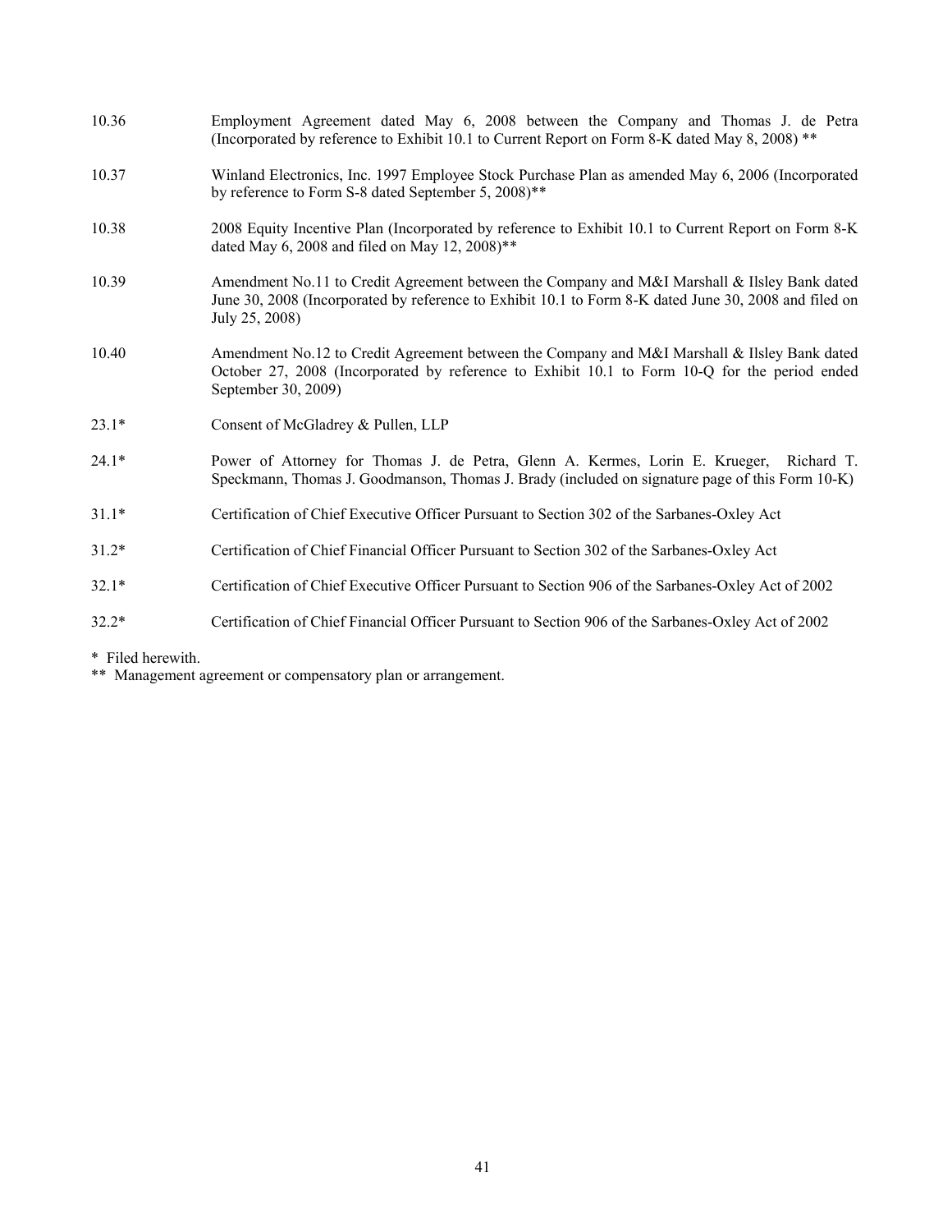| | |
|---|---|
| 10.36 | Employment Agreement dated May 6, 2008 between the Company and Thomas J. de Petra (Incorporated by reference to Exhibit 10.1 to Current Report on Form 8-K dated May 8, 2008) ** |
| 10.37 | Winland Electronics, Inc. 1997 Employee Stock Purchase Plan as amended May 6, 2006 (Incorporated by reference to Form S-8 dated September 5, 2008)** |
| 10.38 | 2008 Equity Incentive Plan (Incorporated by reference to Exhibit 10.1 to Current Report on Form 8-K dated May 6, 2008 and filed on May 12, 2008)** |
| 10.39 | Amendment No.11 to Credit Agreement between the Company and M&I Marshall & Ilsley Bank dated June 30, 2008 (Incorporated by reference to Exhibit 10.1 to Form 8-K dated June 30, 2008 and filed on July 25, 2008) |
| 10.40 | Amendment No.12 to Credit Agreement between the Company and M&I Marshall & Ilsley Bank dated October 27, 2008 (Incorporated by reference to Exhibit 10.1 to Form 10-Q for the period ended September 30, 2009) |
| 23.1* | Consent of McGladrey & Pullen, LLP |
| 24.1* | Power of Attorney for Thomas J. de Petra, Glenn A. Kermes, Lorin E. Krueger, Richard T. Speckmann, Thomas J. Goodmanson, Thomas J. Brady (included on signature page of this Form 10-K) |
| 31.1* | Certification of Chief Executive Officer Pursuant to Section 302 of the Sarbanes-Oxley Act |
| 31.2* | Certification of Chief Financial Officer Pursuant to Section 302 of the Sarbanes-Oxley Act |
| 32.1* | Certification of Chief Executive Officer Pursuant to Section 906 of the Sarbanes-Oxley Act of 2002 |
| 32.2* | Certification of Chief Financial Officer Pursuant to Section 906 of the Sarbanes-Oxley Act of 2002 |

\* Filed herewith.

\*\* Management agreement or compensatory plan or arrangement.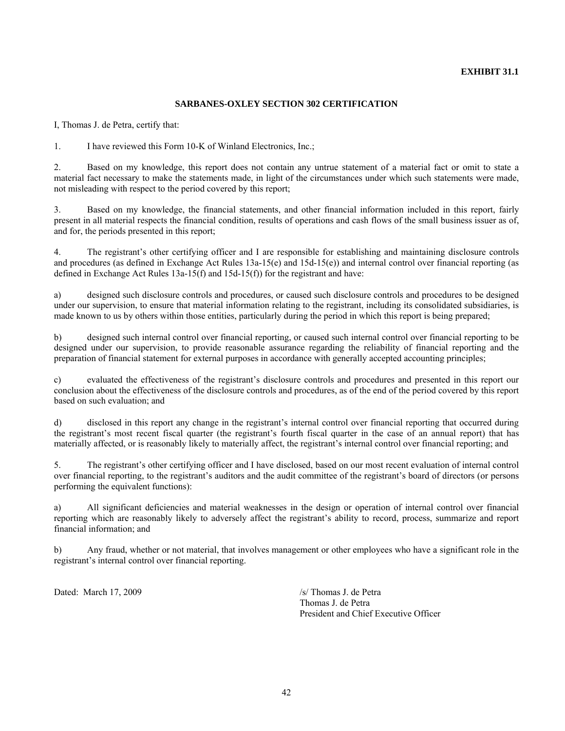**EXHIBIT 31.1**

## SARBANES-OXLEY SECTION 302 CERTIFICATION

I, Thomas J. de Petra, certify that:

1. I have reviewed this Form 10-K of Winland Electronics, Inc.;

2. Based on my knowledge, this report does not contain any untrue statement of a material fact or omit to state a material fact necessary to make the statements made, in light of the circumstances under which such statements were made, not misleading with respect to the period covered by this report;

3. Based on my knowledge, the financial statements, and other financial information included in this report, fairly present in all material respects the financial condition, results of operations and cash flows of the small business issuer as of, and for, the periods presented in this report;

4. The registrant's other certifying officer and I are responsible for establishing and maintaining disclosure controls and procedures (as defined in Exchange Act Rules 13a-15(e) and 15d-15(e)) and internal control over financial reporting (as defined in Exchange Act Rules 13a-15(f) and 15d-15(f)) for the registrant and have:

a) designed such disclosure controls and procedures, or caused such disclosure controls and procedures to be designed under our supervision, to ensure that material information relating to the registrant, including its consolidated subsidiaries, is made known to us by others within those entities, particularly during the period in which this report is being prepared;

b) designed such internal control over financial reporting, or caused such internal control over financial reporting to be designed under our supervision, to provide reasonable assurance regarding the reliability of financial reporting and the preparation of financial statement for external purposes in accordance with generally accepted accounting principles;

c) evaluated the effectiveness of the registrant's disclosure controls and procedures and presented in this report our conclusion about the effectiveness of the disclosure controls and procedures, as of the end of the period covered by this report based on such evaluation; and

d) disclosed in this report any change in the registrant's internal control over financial reporting that occurred during the registrant's most recent fiscal quarter (the registrant's fourth fiscal quarter in the case of an annual report) that has materially affected, or is reasonably likely to materially affect, the registrant's internal control over financial reporting; and

5. The registrant's other certifying officer and I have disclosed, based on our most recent evaluation of internal control over financial reporting, to the registrant's auditors and the audit committee of the registrant's board of directors (or persons performing the equivalent functions):

a) All significant deficiencies and material weaknesses in the design or operation of internal control over financial reporting which are reasonably likely to adversely affect the registrant's ability to record, process, summarize and report financial information; and

b) Any fraud, whether or not material, that involves management or other employees who have a significant role in the registrant's internal control over financial reporting.

Dated: March 17, 2009

/s/ Thomas J. de Petra
Thomas J. de Petra
President and Chief Executive Officer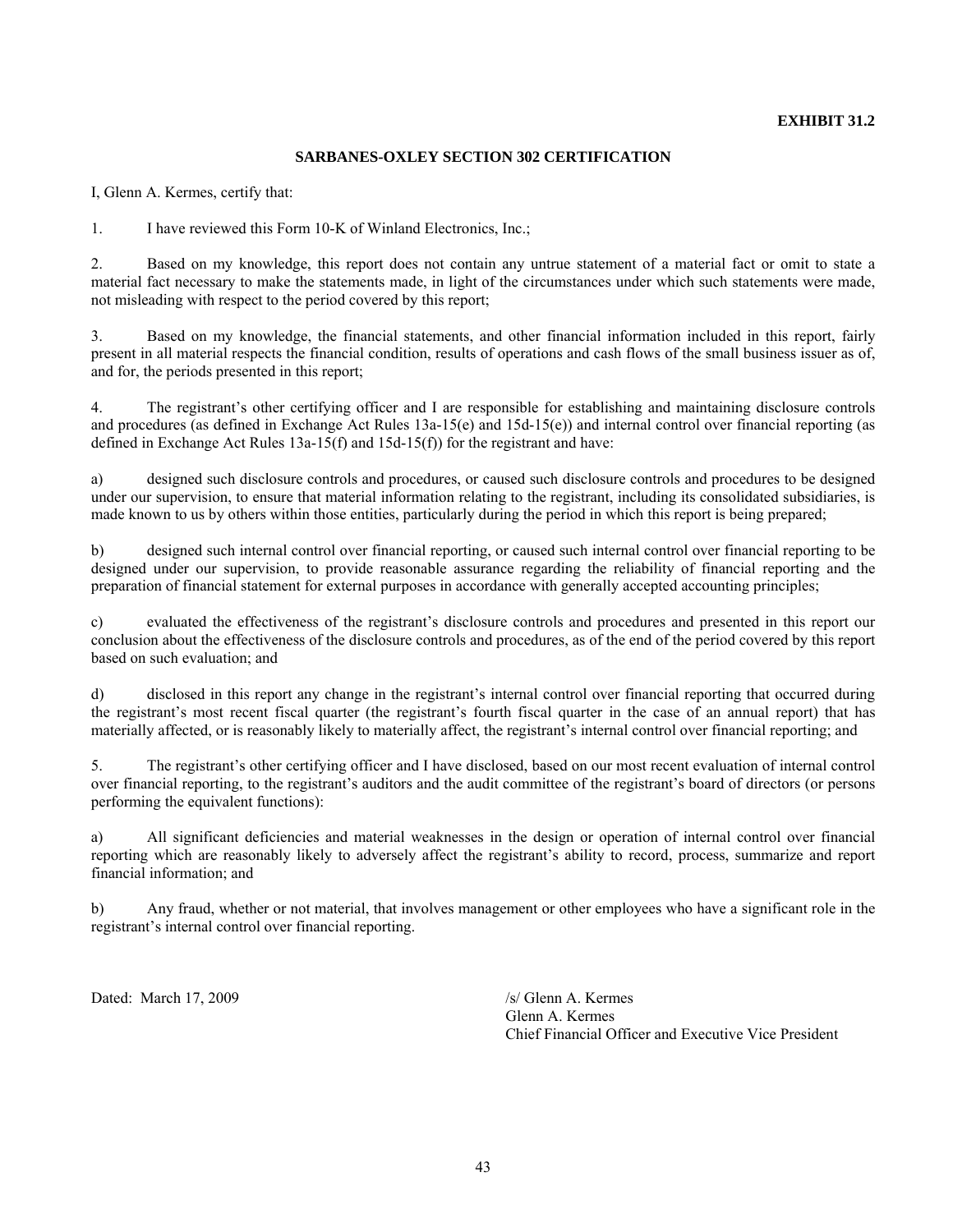**EXHIBIT 31.2**

## SARBANES-OXLEY SECTION 302 CERTIFICATION

I, Glenn A. Kermes, certify that:

1. I have reviewed this Form 10-K of Winland Electronics, Inc.;

2. Based on my knowledge, this report does not contain any untrue statement of a material fact or omit to state a material fact necessary to make the statements made, in light of the circumstances under which such statements were made, not misleading with respect to the period covered by this report;

3. Based on my knowledge, the financial statements, and other financial information included in this report, fairly present in all material respects the financial condition, results of operations and cash flows of the small business issuer as of, and for, the periods presented in this report;

4. The registrant's other certifying officer and I are responsible for establishing and maintaining disclosure controls and procedures (as defined in Exchange Act Rules 13a-15(e) and 15d-15(e)) and internal control over financial reporting (as defined in Exchange Act Rules 13a-15(f) and 15d-15(f)) for the registrant and have:

a) designed such disclosure controls and procedures, or caused such disclosure controls and procedures to be designed under our supervision, to ensure that material information relating to the registrant, including its consolidated subsidiaries, is made known to us by others within those entities, particularly during the period in which this report is being prepared;

b) designed such internal control over financial reporting, or caused such internal control over financial reporting to be designed under our supervision, to provide reasonable assurance regarding the reliability of financial reporting and the preparation of financial statement for external purposes in accordance with generally accepted accounting principles;

c) evaluated the effectiveness of the registrant's disclosure controls and procedures and presented in this report our conclusion about the effectiveness of the disclosure controls and procedures, as of the end of the period covered by this report based on such evaluation; and

d) disclosed in this report any change in the registrant's internal control over financial reporting that occurred during the registrant's most recent fiscal quarter (the registrant's fourth fiscal quarter in the case of an annual report) that has materially affected, or is reasonably likely to materially affect, the registrant's internal control over financial reporting; and

5. The registrant's other certifying officer and I have disclosed, based on our most recent evaluation of internal control over financial reporting, to the registrant's auditors and the audit committee of the registrant's board of directors (or persons performing the equivalent functions):

a) All significant deficiencies and material weaknesses in the design or operation of internal control over financial reporting which are reasonably likely to adversely affect the registrant's ability to record, process, summarize and report financial information; and

b) Any fraud, whether or not material, that involves management or other employees who have a significant role in the registrant's internal control over financial reporting.

Dated: March 17, 2009

/s/ Glenn A. Kermes
Glenn A. Kermes
Chief Financial Officer and Executive Vice President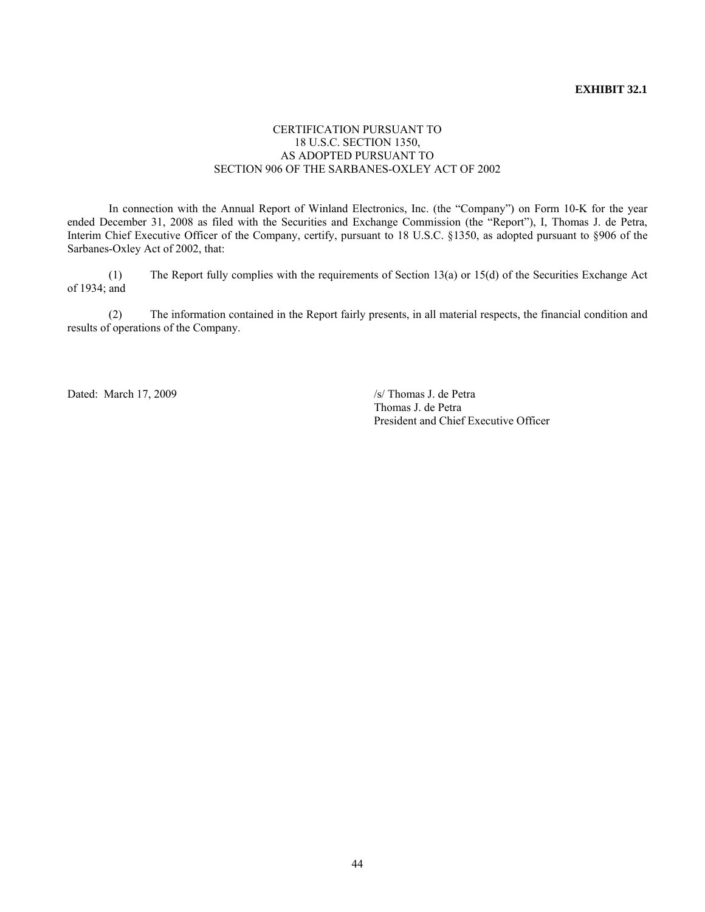**EXHIBIT 32.1**

CERTIFICATION PURSUANT TO
18 U.S.C. SECTION 1350,
AS ADOPTED PURSUANT TO
SECTION 906 OF THE SARBANES-OXLEY ACT OF 2002

In connection with the Annual Report of Winland Electronics, Inc. (the "Company") on Form 10-K for the year ended December 31, 2008 as filed with the Securities and Exchange Commission (the "Report"), I, Thomas J. de Petra, Interim Chief Executive Officer of the Company, certify, pursuant to 18 U.S.C. §1350, as adopted pursuant to §906 of the Sarbanes-Oxley Act of 2002, that:

(1) The Report fully complies with the requirements of Section 13(a) or 15(d) of the Securities Exchange Act of 1934; and

(2) The information contained in the Report fairly presents, in all material respects, the financial condition and results of operations of the Company.

Dated: March 17, 2009

/s/ Thomas J. de Petra
Thomas J. de Petra
President and Chief Executive Officer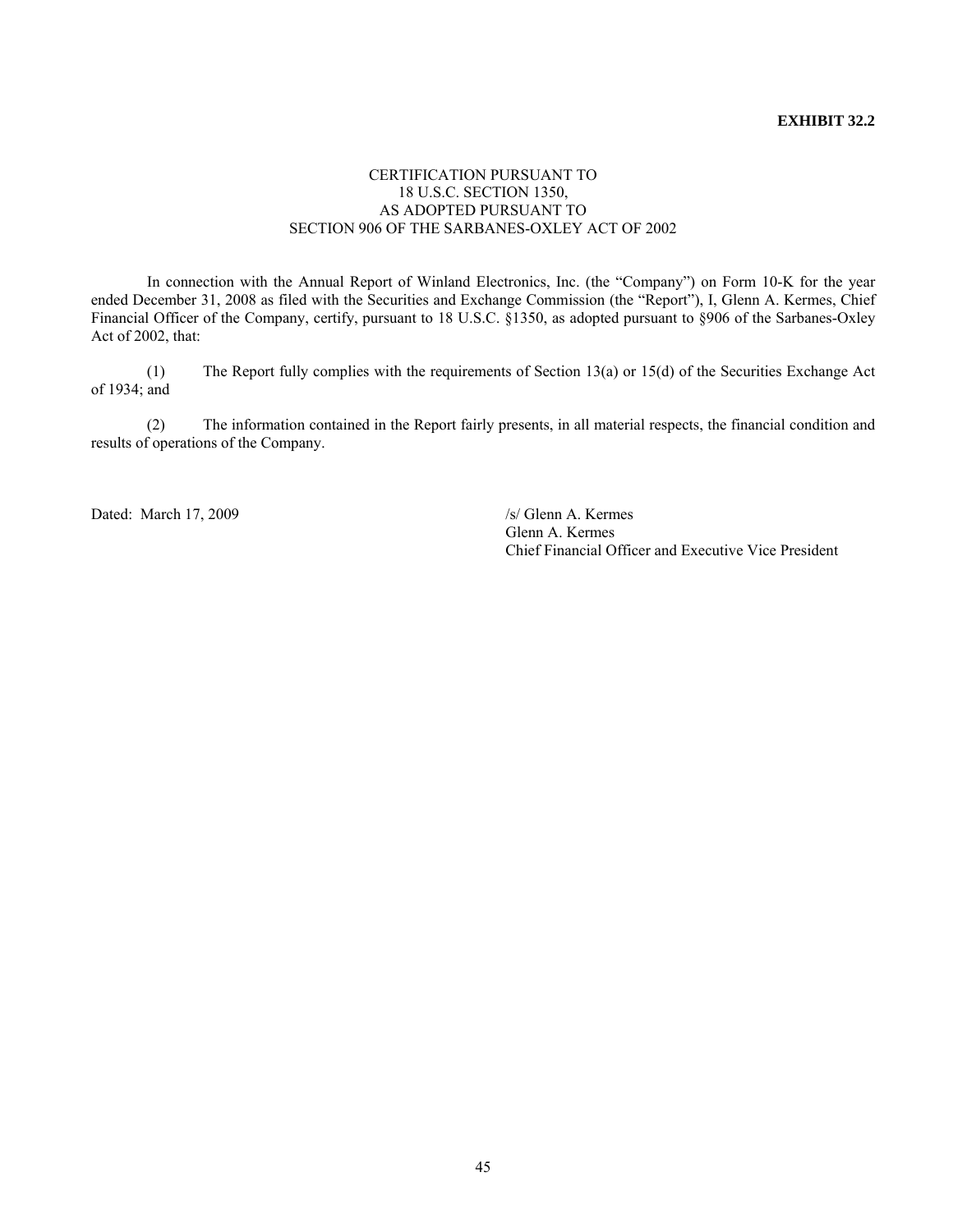**EXHIBIT 32.2**

CERTIFICATION PURSUANT TO
18 U.S.C. SECTION 1350,
AS ADOPTED PURSUANT TO
SECTION 906 OF THE SARBANES-OXLEY ACT OF 2002

In connection with the Annual Report of Winland Electronics, Inc. (the "Company") on Form 10-K for the year ended December 31, 2008 as filed with the Securities and Exchange Commission (the "Report"), I, Glenn A. Kermes, Chief Financial Officer of the Company, certify, pursuant to 18 U.S.C. §1350, as adopted pursuant to §906 of the Sarbanes-Oxley Act of 2002, that:

(1) The Report fully complies with the requirements of Section 13(a) or 15(d) of the Securities Exchange Act of 1934; and

(2) The information contained in the Report fairly presents, in all material respects, the financial condition and results of operations of the Company.

Dated: March 17, 2009

/s/ Glenn A. Kermes
Glenn A. Kermes
Chief Financial Officer and Executive Vice President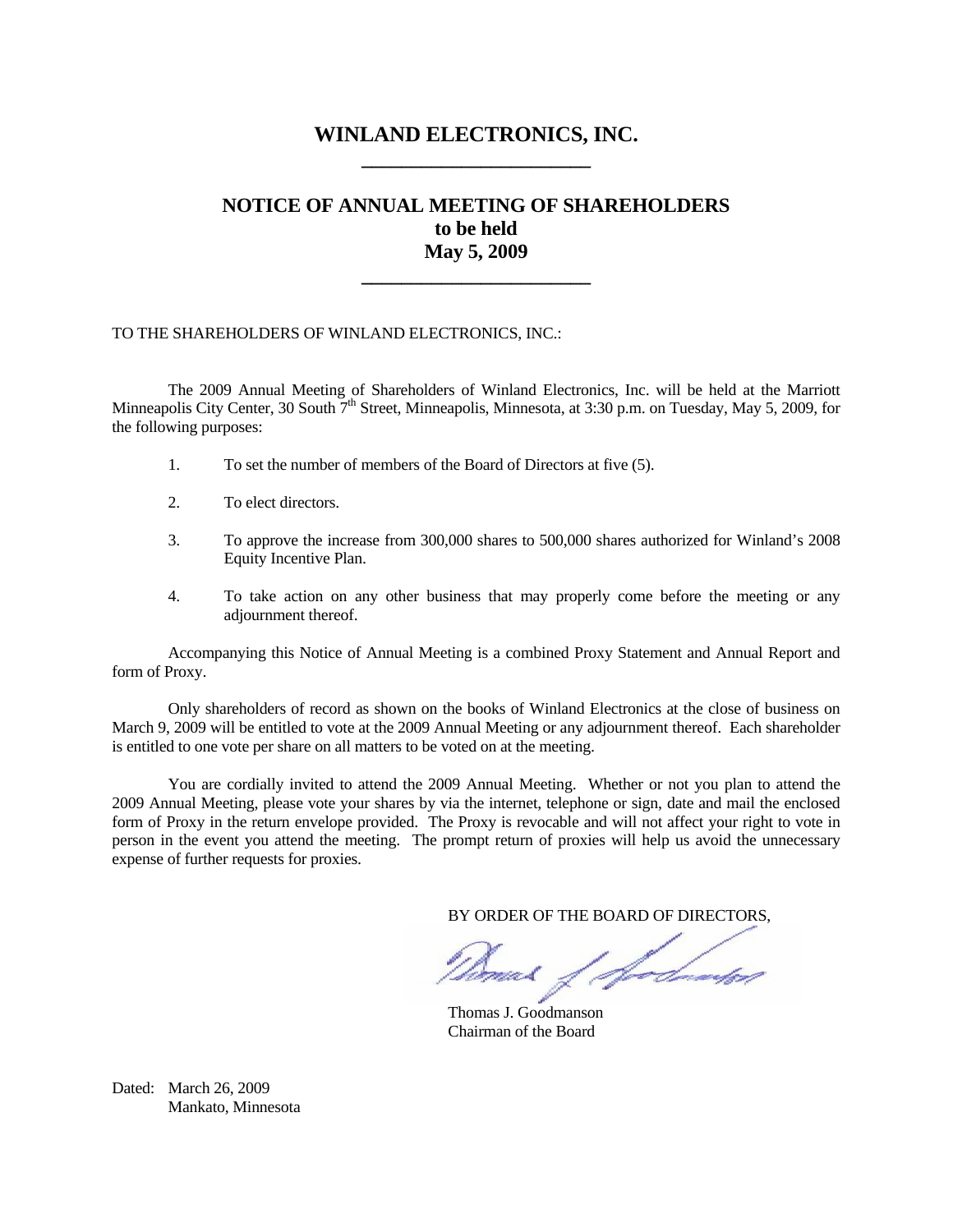# WINLAND ELECTRONICS, INC.

---

## NOTICE OF ANNUAL MEETING OF SHAREHOLDERS
## to be held
## May 5, 2009

---

TO THE SHAREHOLDERS OF WINLAND ELECTRONICS, INC.:

The 2009 Annual Meeting of Shareholders of Winland Electronics, Inc. will be held at the Marriott Minneapolis City Center, 30 South 7th Street, Minneapolis, Minnesota, at 3:30 p.m. on Tuesday, May 5, 2009, for the following purposes:

1. To set the number of members of the Board of Directors at five (5).

2. To elect directors.

3. To approve the increase from 300,000 shares to 500,000 shares authorized for Winland's 2008 Equity Incentive Plan.

4. To take action on any other business that may properly come before the meeting or any adjournment thereof.

Accompanying this Notice of Annual Meeting is a combined Proxy Statement and Annual Report and form of Proxy.

Only shareholders of record as shown on the books of Winland Electronics at the close of business on March 9, 2009 will be entitled to vote at the 2009 Annual Meeting or any adjournment thereof. Each shareholder is entitled to one vote per share on all matters to be voted on at the meeting.

You are cordially invited to attend the 2009 Annual Meeting. Whether or not you plan to attend the 2009 Annual Meeting, please vote your shares by via the internet, telephone or sign, date and mail the enclosed form of Proxy in the return envelope provided. The Proxy is revocable and will not affect your right to vote in person in the event you attend the meeting. The prompt return of proxies will help us avoid the unnecessary expense of further requests for proxies.

BY ORDER OF THE BOARD OF DIRECTORS,

Thomas J. Goodmanson
Chairman of the Board

Dated: March 26, 2009
Mankato, Minnesota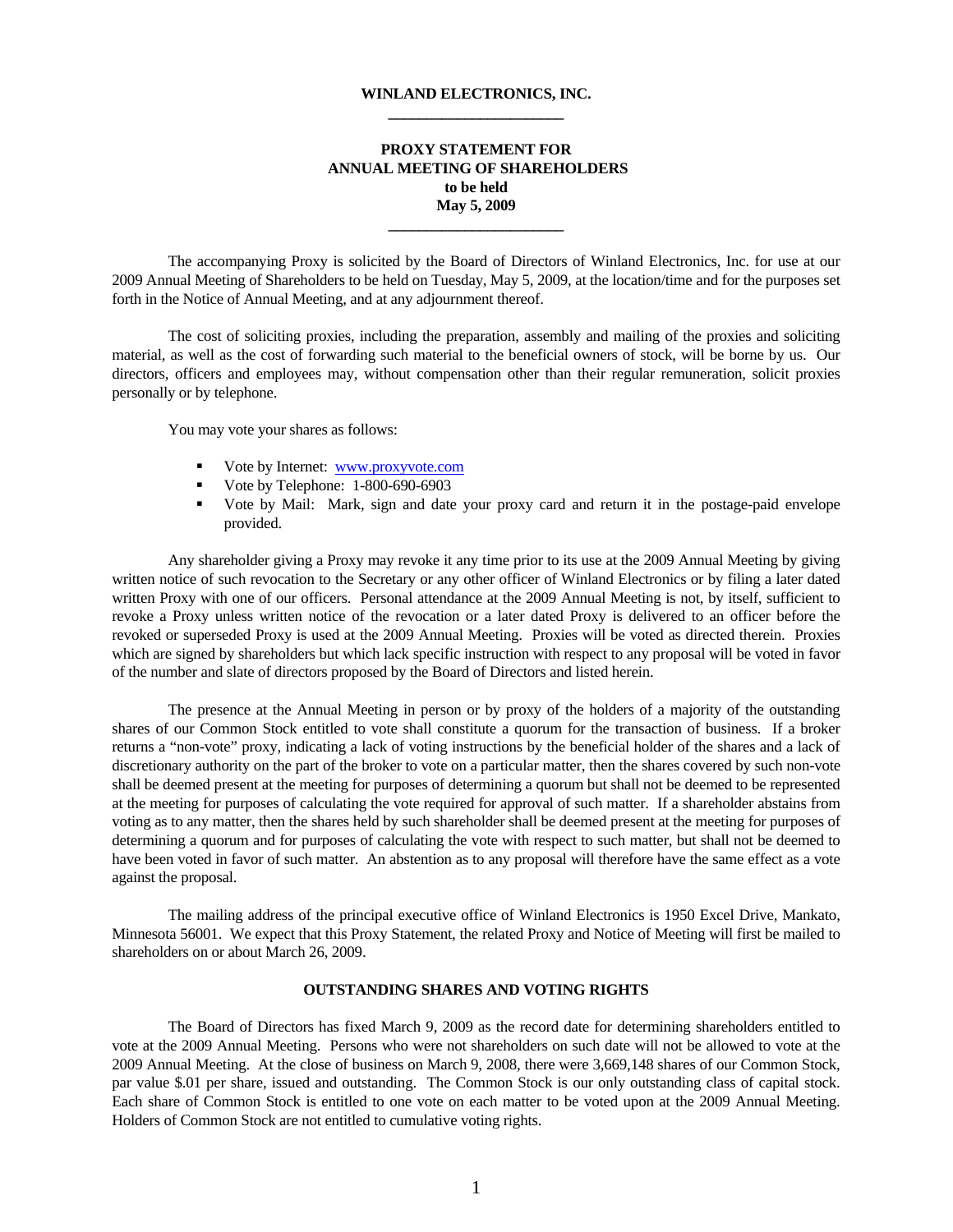**WINLAND ELECTRONICS, INC.**

**PROXY STATEMENT FOR**
**ANNUAL MEETING OF SHAREHOLDERS**
**to be held**
**May 5, 2009**

The accompanying Proxy is solicited by the Board of Directors of Winland Electronics, Inc. for use at our 2009 Annual Meeting of Shareholders to be held on Tuesday, May 5, 2009, at the location/time and for the purposes set forth in the Notice of Annual Meeting, and at any adjournment thereof.

The cost of soliciting proxies, including the preparation, assembly and mailing of the proxies and soliciting material, as well as the cost of forwarding such material to the beneficial owners of stock, will be borne by us. Our directors, officers and employees may, without compensation other than their regular remuneration, solicit proxies personally or by telephone.

You may vote your shares as follows:

- Vote by Internet: www.proxyvote.com
- Vote by Telephone: 1-800-690-6903
- Vote by Mail: Mark, sign and date your proxy card and return it in the postage-paid envelope provided.

Any shareholder giving a Proxy may revoke it any time prior to its use at the 2009 Annual Meeting by giving written notice of such revocation to the Secretary or any other officer of Winland Electronics or by filing a later dated written Proxy with one of our officers. Personal attendance at the 2009 Annual Meeting is not, by itself, sufficient to revoke a Proxy unless written notice of the revocation or a later dated Proxy is delivered to an officer before the revoked or superseded Proxy is used at the 2009 Annual Meeting. Proxies will be voted as directed therein. Proxies which are signed by shareholders but which lack specific instruction with respect to any proposal will be voted in favor of the number and slate of directors proposed by the Board of Directors and listed herein.

The presence at the Annual Meeting in person or by proxy of the holders of a majority of the outstanding shares of our Common Stock entitled to vote shall constitute a quorum for the transaction of business. If a broker returns a "non-vote" proxy, indicating a lack of voting instructions by the beneficial holder of the shares and a lack of discretionary authority on the part of the broker to vote on a particular matter, then the shares covered by such non-vote shall be deemed present at the meeting for purposes of determining a quorum but shall not be deemed to be represented at the meeting for purposes of calculating the vote required for approval of such matter. If a shareholder abstains from voting as to any matter, then the shares held by such shareholder shall be deemed present at the meeting for purposes of determining a quorum and for purposes of calculating the vote with respect to such matter, but shall not be deemed to have been voted in favor of such matter. An abstention as to any proposal will therefore have the same effect as a vote against the proposal.

The mailing address of the principal executive office of Winland Electronics is 1950 Excel Drive, Mankato, Minnesota 56001. We expect that this Proxy Statement, the related Proxy and Notice of Meeting will first be mailed to shareholders on or about March 26, 2009.

**OUTSTANDING SHARES AND VOTING RIGHTS**

The Board of Directors has fixed March 9, 2009 as the record date for determining shareholders entitled to vote at the 2009 Annual Meeting. Persons who were not shareholders on such date will not be allowed to vote at the 2009 Annual Meeting. At the close of business on March 9, 2008, there were 3,669,148 shares of our Common Stock, par value $.01 per share, issued and outstanding. The Common Stock is our only outstanding class of capital stock. Each share of Common Stock is entitled to one vote on each matter to be voted upon at the 2009 Annual Meeting. Holders of Common Stock are not entitled to cumulative voting rights.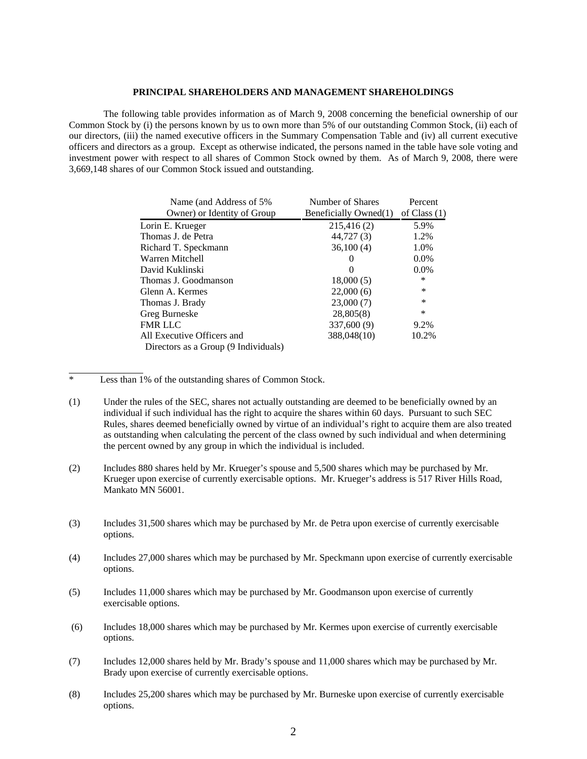## PRINCIPAL SHAREHOLDERS AND MANAGEMENT SHAREHOLDINGS

The following table provides information as of March 9, 2008 concerning the beneficial ownership of our Common Stock by (i) the persons known by us to own more than 5% of our outstanding Common Stock, (ii) each of our directors, (iii) the named executive officers in the Summary Compensation Table and (iv) all current executive officers and directors as a group. Except as otherwise indicated, the persons named in the table have sole voting and investment power with respect to all shares of Common Stock owned by them. As of March 9, 2008, there were 3,669,148 shares of our Common Stock issued and outstanding.

| Name (and Address of 5% Owner) or Identity of Group | Number of Shares Beneficially Owned(1) | Percent of Class (1) |
|---|---|---|
| Lorin E. Krueger | 215,416 (2) | 5.9% |
| Thomas J. de Petra | 44,727 (3) | 1.2% |
| Richard T. Speckmann | 36,100 (4) | 1.0% |
| Warren Mitchell | 0 | 0.0% |
| David Kuklinski | 0 | 0.0% |
| Thomas J. Goodmanson | 18,000 (5) | * |
| Glenn A. Kermes | 22,000 (6) | * |
| Thomas J. Brady | 23,000 (7) | * |
| Greg Burneske | 28,805(8) | * |
| FMR LLC | 337,600 (9) | 9.2% |
| All Executive Officers and Directors as a Group (9 Individuals) | 388,048(10) | 10.2% |

\* Less than 1% of the outstanding shares of Common Stock.

(1) Under the rules of the SEC, shares not actually outstanding are deemed to be beneficially owned by an individual if such individual has the right to acquire the shares within 60 days. Pursuant to such SEC Rules, shares deemed beneficially owned by virtue of an individual's right to acquire them are also treated as outstanding when calculating the percent of the class owned by such individual and when determining the percent owned by any group in which the individual is included.

(2) Includes 880 shares held by Mr. Krueger's spouse and 5,500 shares which may be purchased by Mr. Krueger upon exercise of currently exercisable options. Mr. Krueger's address is 517 River Hills Road, Mankato MN 56001.

(3) Includes 31,500 shares which may be purchased by Mr. de Petra upon exercise of currently exercisable options.

(4) Includes 27,000 shares which may be purchased by Mr. Speckmann upon exercise of currently exercisable options.

(5) Includes 11,000 shares which may be purchased by Mr. Goodmanson upon exercise of currently exercisable options.

(6) Includes 18,000 shares which may be purchased by Mr. Kermes upon exercise of currently exercisable options.

(7) Includes 12,000 shares held by Mr. Brady's spouse and 11,000 shares which may be purchased by Mr. Brady upon exercise of currently exercisable options.

(8) Includes 25,200 shares which may be purchased by Mr. Burneske upon exercise of currently exercisable options.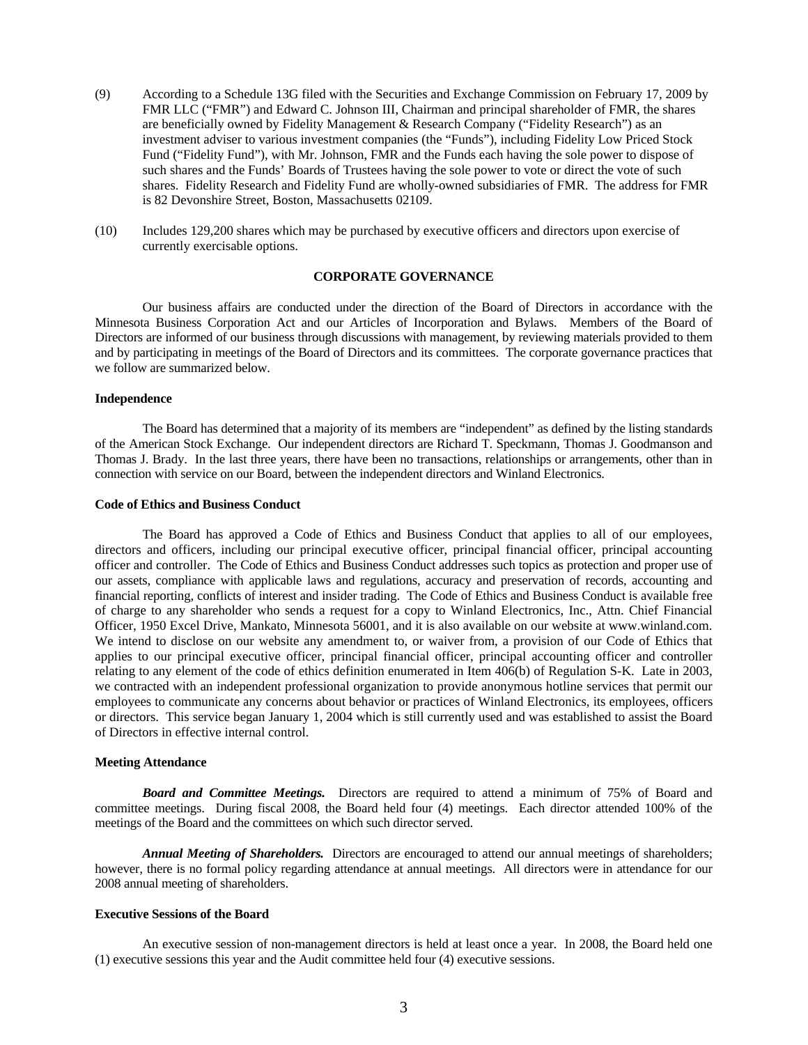(9) According to a Schedule 13G filed with the Securities and Exchange Commission on February 17, 2009 by FMR LLC ("FMR") and Edward C. Johnson III, Chairman and principal shareholder of FMR, the shares are beneficially owned by Fidelity Management & Research Company ("Fidelity Research") as an investment adviser to various investment companies (the "Funds"), including Fidelity Low Priced Stock Fund ("Fidelity Fund"), with Mr. Johnson, FMR and the Funds each having the sole power to dispose of such shares and the Funds' Boards of Trustees having the sole power to vote or direct the vote of such shares. Fidelity Research and Fidelity Fund are wholly-owned subsidiaries of FMR. The address for FMR is 82 Devonshire Street, Boston, Massachusetts 02109.

(10) Includes 129,200 shares which may be purchased by executive officers and directors upon exercise of currently exercisable options.

## CORPORATE GOVERNANCE

Our business affairs are conducted under the direction of the Board of Directors in accordance with the Minnesota Business Corporation Act and our Articles of Incorporation and Bylaws. Members of the Board of Directors are informed of our business through discussions with management, by reviewing materials provided to them and by participating in meetings of the Board of Directors and its committees. The corporate governance practices that we follow are summarized below.

### Independence

The Board has determined that a majority of its members are "independent" as defined by the listing standards of the American Stock Exchange. Our independent directors are Richard T. Speckmann, Thomas J. Goodmanson and Thomas J. Brady. In the last three years, there have been no transactions, relationships or arrangements, other than in connection with service on our Board, between the independent directors and Winland Electronics.

### Code of Ethics and Business Conduct

The Board has approved a Code of Ethics and Business Conduct that applies to all of our employees, directors and officers, including our principal executive officer, principal financial officer, principal accounting officer and controller. The Code of Ethics and Business Conduct addresses such topics as protection and proper use of our assets, compliance with applicable laws and regulations, accuracy and preservation of records, accounting and financial reporting, conflicts of interest and insider trading. The Code of Ethics and Business Conduct is available free of charge to any shareholder who sends a request for a copy to Winland Electronics, Inc., Attn. Chief Financial Officer, 1950 Excel Drive, Mankato, Minnesota 56001, and it is also available on our website at www.winland.com. We intend to disclose on our website any amendment to, or waiver from, a provision of our Code of Ethics that applies to our principal executive officer, principal financial officer, principal accounting officer and controller relating to any element of the code of ethics definition enumerated in Item 406(b) of Regulation S-K. Late in 2003, we contracted with an independent professional organization to provide anonymous hotline services that permit our employees to communicate any concerns about behavior or practices of Winland Electronics, its employees, officers or directors. This service began January 1, 2004 which is still currently used and was established to assist the Board of Directors in effective internal control.

### Meeting Attendance

***Board and Committee Meetings.*** Directors are required to attend a minimum of 75% of Board and committee meetings. During fiscal 2008, the Board held four (4) meetings. Each director attended 100% of the meetings of the Board and the committees on which such director served.

***Annual Meeting of Shareholders.*** Directors are encouraged to attend our annual meetings of shareholders; however, there is no formal policy regarding attendance at annual meetings. All directors were in attendance for our 2008 annual meeting of shareholders.

### Executive Sessions of the Board

An executive session of non-management directors is held at least once a year. In 2008, the Board held one (1) executive sessions this year and the Audit committee held four (4) executive sessions.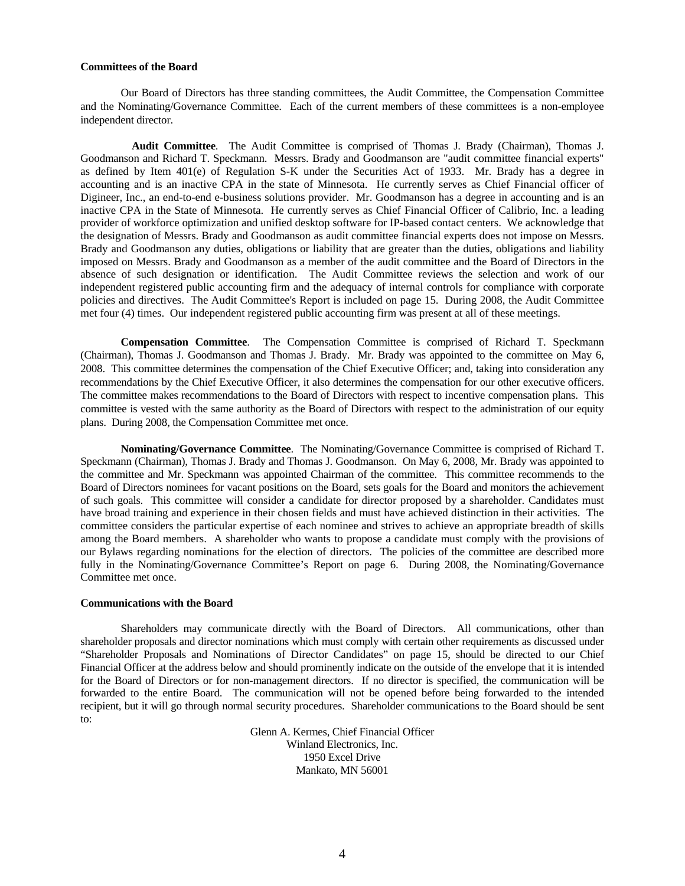**Committees of the Board**

Our Board of Directors has three standing committees, the Audit Committee, the Compensation Committee and the Nominating/Governance Committee. Each of the current members of these committees is a non-employee independent director.

**Audit Committee**. The Audit Committee is comprised of Thomas J. Brady (Chairman), Thomas J. Goodmanson and Richard T. Speckmann. Messrs. Brady and Goodmanson are "audit committee financial experts" as defined by Item 401(e) of Regulation S-K under the Securities Act of 1933. Mr. Brady has a degree in accounting and is an inactive CPA in the state of Minnesota. He currently serves as Chief Financial officer of Digineer, Inc., an end-to-end e-business solutions provider. Mr. Goodmanson has a degree in accounting and is an inactive CPA in the State of Minnesota. He currently serves as Chief Financial Officer of Calibrio, Inc. a leading provider of workforce optimization and unified desktop software for IP-based contact centers. We acknowledge that the designation of Messrs. Brady and Goodmanson as audit committee financial experts does not impose on Messrs. Brady and Goodmanson any duties, obligations or liability that are greater than the duties, obligations and liability imposed on Messrs. Brady and Goodmanson as a member of the audit committee and the Board of Directors in the absence of such designation or identification. The Audit Committee reviews the selection and work of our independent registered public accounting firm and the adequacy of internal controls for compliance with corporate policies and directives. The Audit Committee's Report is included on page 15. During 2008, the Audit Committee met four (4) times. Our independent registered public accounting firm was present at all of these meetings.

**Compensation Committee**. The Compensation Committee is comprised of Richard T. Speckmann (Chairman), Thomas J. Goodmanson and Thomas J. Brady. Mr. Brady was appointed to the committee on May 6, 2008. This committee determines the compensation of the Chief Executive Officer; and, taking into consideration any recommendations by the Chief Executive Officer, it also determines the compensation for our other executive officers. The committee makes recommendations to the Board of Directors with respect to incentive compensation plans. This committee is vested with the same authority as the Board of Directors with respect to the administration of our equity plans. During 2008, the Compensation Committee met once.

**Nominating/Governance Committee**. The Nominating/Governance Committee is comprised of Richard T. Speckmann (Chairman), Thomas J. Brady and Thomas J. Goodmanson. On May 6, 2008, Mr. Brady was appointed to the committee and Mr. Speckmann was appointed Chairman of the committee. This committee recommends to the Board of Directors nominees for vacant positions on the Board, sets goals for the Board and monitors the achievement of such goals. This committee will consider a candidate for director proposed by a shareholder. Candidates must have broad training and experience in their chosen fields and must have achieved distinction in their activities. The committee considers the particular expertise of each nominee and strives to achieve an appropriate breadth of skills among the Board members. A shareholder who wants to propose a candidate must comply with the provisions of our Bylaws regarding nominations for the election of directors. The policies of the committee are described more fully in the Nominating/Governance Committee's Report on page 6. During 2008, the Nominating/Governance Committee met once.

**Communications with the Board**

Shareholders may communicate directly with the Board of Directors. All communications, other than shareholder proposals and director nominations which must comply with certain other requirements as discussed under "Shareholder Proposals and Nominations of Director Candidates" on page 15, should be directed to our Chief Financial Officer at the address below and should prominently indicate on the outside of the envelope that it is intended for the Board of Directors or for non-management directors. If no director is specified, the communication will be forwarded to the entire Board. The communication will not be opened before being forwarded to the intended recipient, but it will go through normal security procedures. Shareholder communications to the Board should be sent to:

Glenn A. Kermes, Chief Financial Officer
Winland Electronics, Inc.
1950 Excel Drive
Mankato, MN 56001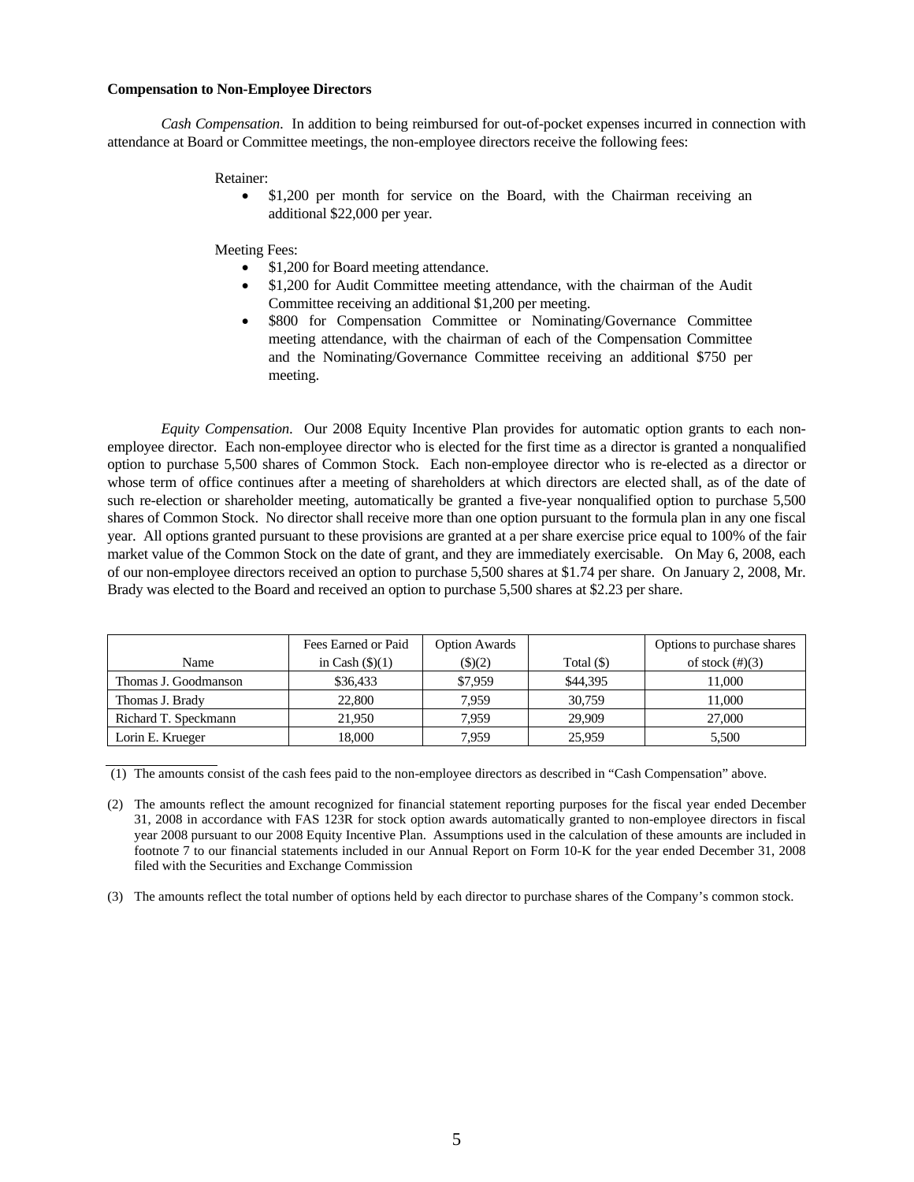**Compensation to Non-Employee Directors**

*Cash Compensation*. In addition to being reimbursed for out-of-pocket expenses incurred in connection with attendance at Board or Committee meetings, the non-employee directors receive the following fees:

Retainer:

- $1,200 per month for service on the Board, with the Chairman receiving an additional $22,000 per year.

Meeting Fees:

- $1,200 for Board meeting attendance.
- $1,200 for Audit Committee meeting attendance, with the chairman of the Audit Committee receiving an additional $1,200 per meeting.
- $800 for Compensation Committee or Nominating/Governance Committee meeting attendance, with the chairman of each of the Compensation Committee and the Nominating/Governance Committee receiving an additional $750 per meeting.

*Equity Compensation*. Our 2008 Equity Incentive Plan provides for automatic option grants to each non-employee director. Each non-employee director who is elected for the first time as a director is granted a nonqualified option to purchase 5,500 shares of Common Stock. Each non-employee director who is re-elected as a director or whose term of office continues after a meeting of shareholders at which directors are elected shall, as of the date of such re-election or shareholder meeting, automatically be granted a five-year nonqualified option to purchase 5,500 shares of Common Stock. No director shall receive more than one option pursuant to the formula plan in any one fiscal year. All options granted pursuant to these provisions are granted at a per share exercise price equal to 100% of the fair market value of the Common Stock on the date of grant, and they are immediately exercisable. On May 6, 2008, each of our non-employee directors received an option to purchase 5,500 shares at $1.74 per share. On January 2, 2008, Mr. Brady was elected to the Board and received an option to purchase 5,500 shares at $2.23 per share.

| Name | Fees Earned or Paid in Cash ($)(1) | Option Awards ($)(2) | Total ($) | Options to purchase shares of stock (#)(3) |
|---|---|---|---|---|
| Thomas J. Goodmanson | $36,433 | $7,959 | $44,395 | 11,000 |
| Thomas J. Brady | 22,800 | 7,959 | 30,759 | 11,000 |
| Richard T. Speckmann | 21,950 | 7,959 | 29,909 | 27,000 |
| Lorin E. Krueger | 18,000 | 7,959 | 25,959 | 5,500 |

(1) The amounts consist of the cash fees paid to the non-employee directors as described in "Cash Compensation" above.

(2) The amounts reflect the amount recognized for financial statement reporting purposes for the fiscal year ended December 31, 2008 in accordance with FAS 123R for stock option awards automatically granted to non-employee directors in fiscal year 2008 pursuant to our 2008 Equity Incentive Plan. Assumptions used in the calculation of these amounts are included in footnote 7 to our financial statements included in our Annual Report on Form 10-K for the year ended December 31, 2008 filed with the Securities and Exchange Commission

(3) The amounts reflect the total number of options held by each director to purchase shares of the Company's common stock.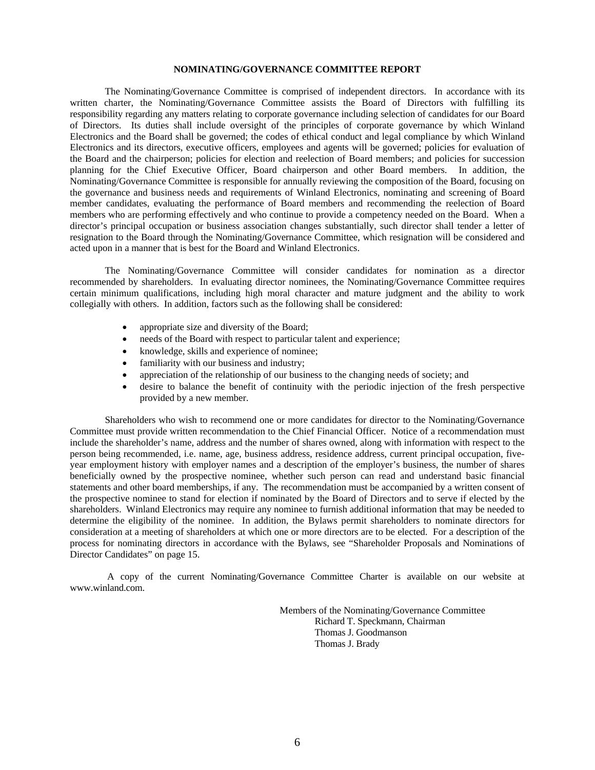## NOMINATING/GOVERNANCE COMMITTEE REPORT

The Nominating/Governance Committee is comprised of independent directors. In accordance with its written charter, the Nominating/Governance Committee assists the Board of Directors with fulfilling its responsibility regarding any matters relating to corporate governance including selection of candidates for our Board of Directors. Its duties shall include oversight of the principles of corporate governance by which Winland Electronics and the Board shall be governed; the codes of ethical conduct and legal compliance by which Winland Electronics and its directors, executive officers, employees and agents will be governed; policies for evaluation of the Board and the chairperson; policies for election and reelection of Board members; and policies for succession planning for the Chief Executive Officer, Board chairperson and other Board members. In addition, the Nominating/Governance Committee is responsible for annually reviewing the composition of the Board, focusing on the governance and business needs and requirements of Winland Electronics, nominating and screening of Board member candidates, evaluating the performance of Board members and recommending the reelection of Board members who are performing effectively and who continue to provide a competency needed on the Board. When a director's principal occupation or business association changes substantially, such director shall tender a letter of resignation to the Board through the Nominating/Governance Committee, which resignation will be considered and acted upon in a manner that is best for the Board and Winland Electronics.

The Nominating/Governance Committee will consider candidates for nomination as a director recommended by shareholders. In evaluating director nominees, the Nominating/Governance Committee requires certain minimum qualifications, including high moral character and mature judgment and the ability to work collegially with others. In addition, factors such as the following shall be considered:

- appropriate size and diversity of the Board;
- needs of the Board with respect to particular talent and experience;
- knowledge, skills and experience of nominee;
- familiarity with our business and industry;
- appreciation of the relationship of our business to the changing needs of society; and
- desire to balance the benefit of continuity with the periodic injection of the fresh perspective provided by a new member.

Shareholders who wish to recommend one or more candidates for director to the Nominating/Governance Committee must provide written recommendation to the Chief Financial Officer. Notice of a recommendation must include the shareholder's name, address and the number of shares owned, along with information with respect to the person being recommended, i.e. name, age, business address, residence address, current principal occupation, five-year employment history with employer names and a description of the employer's business, the number of shares beneficially owned by the prospective nominee, whether such person can read and understand basic financial statements and other board memberships, if any. The recommendation must be accompanied by a written consent of the prospective nominee to stand for election if nominated by the Board of Directors and to serve if elected by the shareholders. Winland Electronics may require any nominee to furnish additional information that may be needed to determine the eligibility of the nominee. In addition, the Bylaws permit shareholders to nominate directors for consideration at a meeting of shareholders at which one or more directors are to be elected. For a description of the process for nominating directors in accordance with the Bylaws, see "Shareholder Proposals and Nominations of Director Candidates" on page 15.

A copy of the current Nominating/Governance Committee Charter is available on our website at www.winland.com.

Members of the Nominating/Governance Committee
Richard T. Speckmann, Chairman
Thomas J. Goodmanson
Thomas J. Brady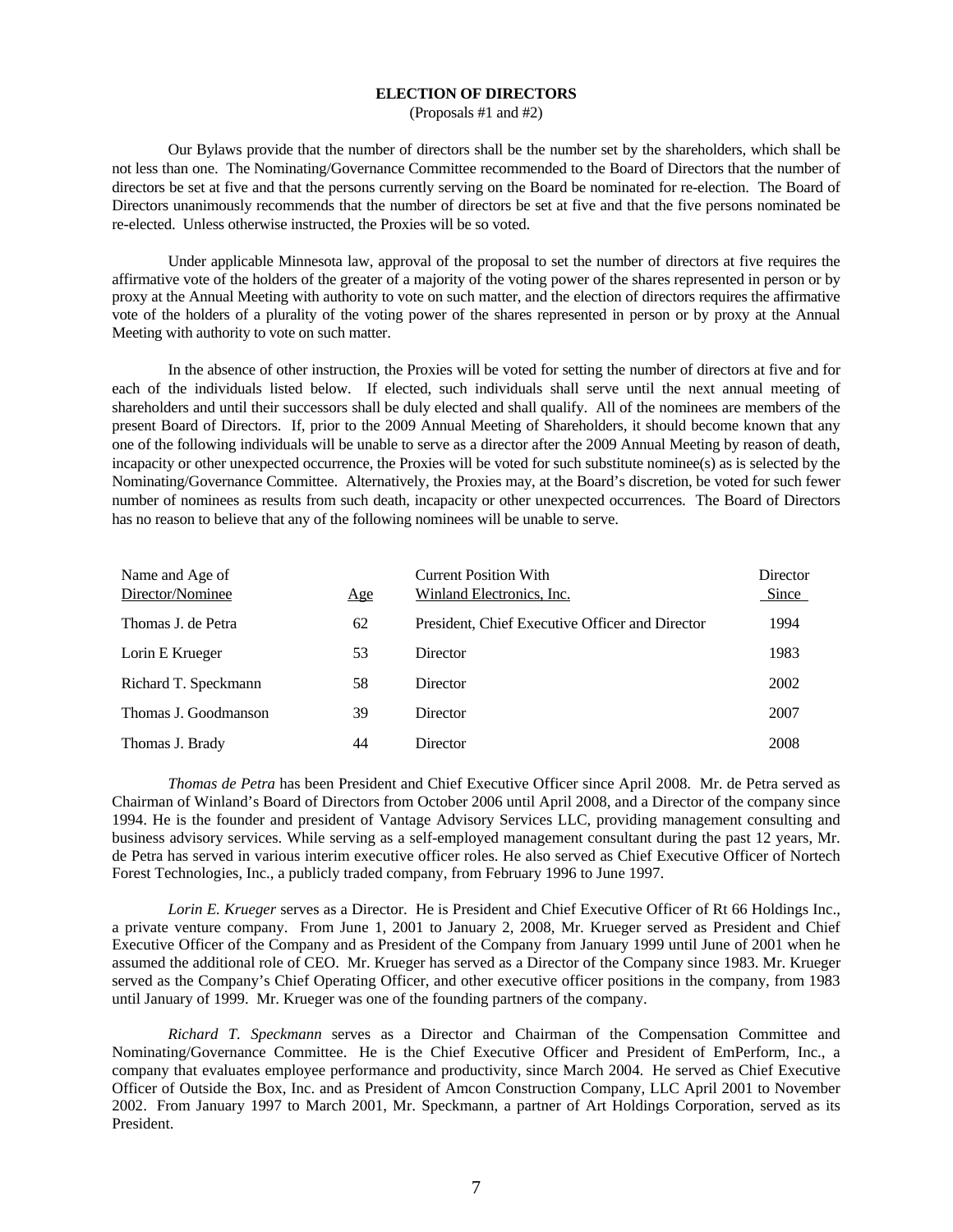## ELECTION OF DIRECTORS
(Proposals #1 and #2)

Our Bylaws provide that the number of directors shall be the number set by the shareholders, which shall be not less than one. The Nominating/Governance Committee recommended to the Board of Directors that the number of directors be set at five and that the persons currently serving on the Board be nominated for re-election. The Board of Directors unanimously recommends that the number of directors be set at five and that the five persons nominated be re-elected. Unless otherwise instructed, the Proxies will be so voted.

Under applicable Minnesota law, approval of the proposal to set the number of directors at five requires the affirmative vote of the holders of the greater of a majority of the voting power of the shares represented in person or by proxy at the Annual Meeting with authority to vote on such matter, and the election of directors requires the affirmative vote of the holders of a plurality of the voting power of the shares represented in person or by proxy at the Annual Meeting with authority to vote on such matter.

In the absence of other instruction, the Proxies will be voted for setting the number of directors at five and for each of the individuals listed below. If elected, such individuals shall serve until the next annual meeting of shareholders and until their successors shall be duly elected and shall qualify. All of the nominees are members of the present Board of Directors. If, prior to the 2009 Annual Meeting of Shareholders, it should become known that any one of the following individuals will be unable to serve as a director after the 2009 Annual Meeting by reason of death, incapacity or other unexpected occurrence, the Proxies will be voted for such substitute nominee(s) as is selected by the Nominating/Governance Committee. Alternatively, the Proxies may, at the Board's discretion, be voted for such fewer number of nominees as results from such death, incapacity or other unexpected occurrences. The Board of Directors has no reason to believe that any of the following nominees will be unable to serve.

| Name and Age of Director/Nominee | Age | Current Position With Winland Electronics, Inc. | Director Since |
|---|---|---|---|
| Thomas J. de Petra | 62 | President, Chief Executive Officer and Director | 1994 |
| Lorin E Krueger | 53 | Director | 1983 |
| Richard T. Speckmann | 58 | Director | 2002 |
| Thomas J. Goodmanson | 39 | Director | 2007 |
| Thomas J. Brady | 44 | Director | 2008 |

*Thomas de Petra* has been President and Chief Executive Officer since April 2008. Mr. de Petra served as Chairman of Winland's Board of Directors from October 2006 until April 2008, and a Director of the company since 1994. He is the founder and president of Vantage Advisory Services LLC, providing management consulting and business advisory services. While serving as a self-employed management consultant during the past 12 years, Mr. de Petra has served in various interim executive officer roles. He also served as Chief Executive Officer of Nortech Forest Technologies, Inc., a publicly traded company, from February 1996 to June 1997.

*Lorin E. Krueger* serves as a Director. He is President and Chief Executive Officer of Rt 66 Holdings Inc., a private venture company. From June 1, 2001 to January 2, 2008, Mr. Krueger served as President and Chief Executive Officer of the Company and as President of the Company from January 1999 until June of 2001 when he assumed the additional role of CEO. Mr. Krueger has served as a Director of the Company since 1983. Mr. Krueger served as the Company's Chief Operating Officer, and other executive officer positions in the company, from 1983 until January of 1999. Mr. Krueger was one of the founding partners of the company.

*Richard T. Speckmann* serves as a Director and Chairman of the Compensation Committee and Nominating/Governance Committee. He is the Chief Executive Officer and President of EmPerform, Inc., a company that evaluates employee performance and productivity, since March 2004. He served as Chief Executive Officer of Outside the Box, Inc. and as President of Amcon Construction Company, LLC April 2001 to November 2002. From January 1997 to March 2001, Mr. Speckmann, a partner of Art Holdings Corporation, served as its President.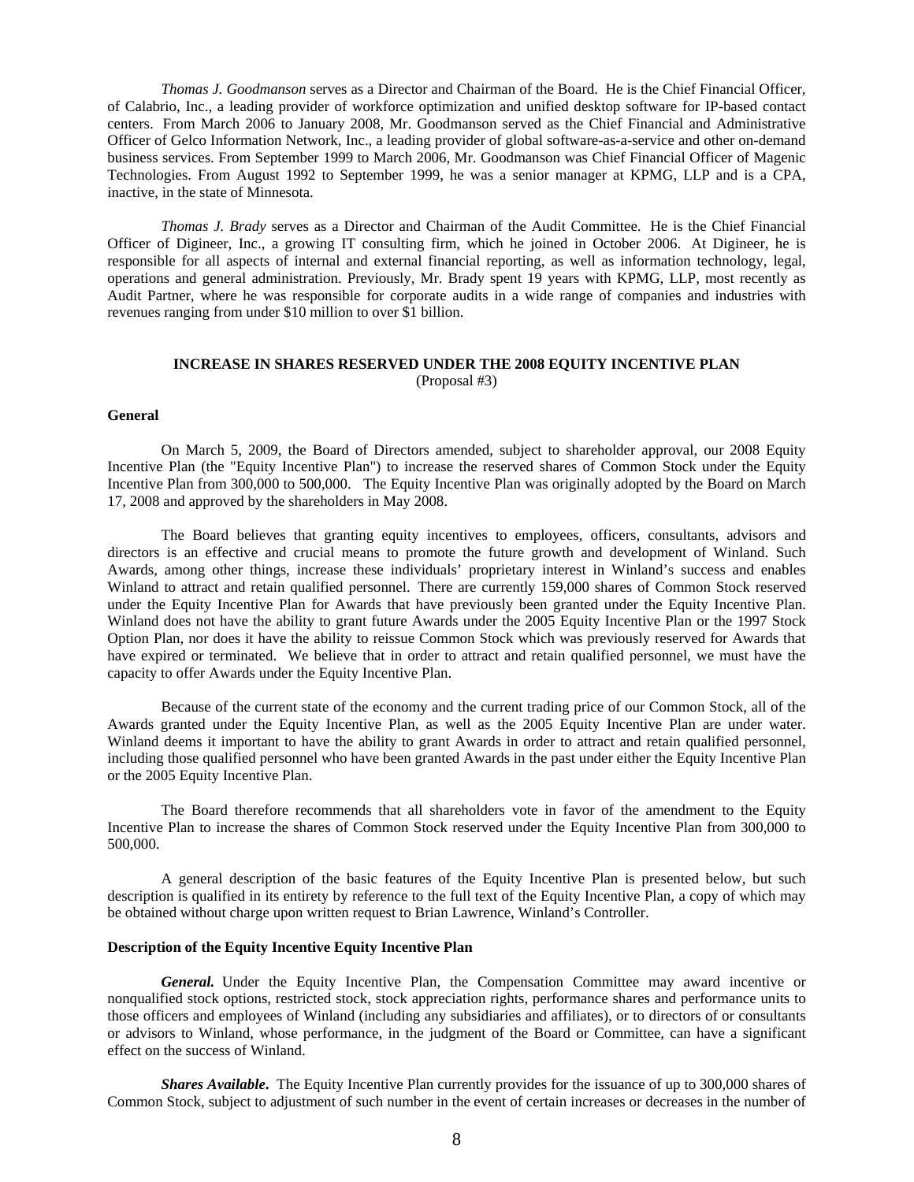*Thomas J. Goodmanson* serves as a Director and Chairman of the Board. He is the Chief Financial Officer, of Calabrio, Inc., a leading provider of workforce optimization and unified desktop software for IP-based contact centers. From March 2006 to January 2008, Mr. Goodmanson served as the Chief Financial and Administrative Officer of Gelco Information Network, Inc., a leading provider of global software-as-a-service and other on-demand business services. From September 1999 to March 2006, Mr. Goodmanson was Chief Financial Officer of Magenic Technologies. From August 1992 to September 1999, he was a senior manager at KPMG, LLP and is a CPA, inactive, in the state of Minnesota.

*Thomas J. Brady* serves as a Director and Chairman of the Audit Committee. He is the Chief Financial Officer of Digineer, Inc., a growing IT consulting firm, which he joined in October 2006. At Digineer, he is responsible for all aspects of internal and external financial reporting, as well as information technology, legal, operations and general administration. Previously, Mr. Brady spent 19 years with KPMG, LLP, most recently as Audit Partner, where he was responsible for corporate audits in a wide range of companies and industries with revenues ranging from under $10 million to over $1 billion.

## INCREASE IN SHARES RESERVED UNDER THE 2008 EQUITY INCENTIVE PLAN
(Proposal #3)

**General**

On March 5, 2009, the Board of Directors amended, subject to shareholder approval, our 2008 Equity Incentive Plan (the "Equity Incentive Plan") to increase the reserved shares of Common Stock under the Equity Incentive Plan from 300,000 to 500,000. The Equity Incentive Plan was originally adopted by the Board on March 17, 2008 and approved by the shareholders in May 2008.

The Board believes that granting equity incentives to employees, officers, consultants, advisors and directors is an effective and crucial means to promote the future growth and development of Winland. Such Awards, among other things, increase these individuals' proprietary interest in Winland's success and enables Winland to attract and retain qualified personnel. There are currently 159,000 shares of Common Stock reserved under the Equity Incentive Plan for Awards that have previously been granted under the Equity Incentive Plan. Winland does not have the ability to grant future Awards under the 2005 Equity Incentive Plan or the 1997 Stock Option Plan, nor does it have the ability to reissue Common Stock which was previously reserved for Awards that have expired or terminated. We believe that in order to attract and retain qualified personnel, we must have the capacity to offer Awards under the Equity Incentive Plan.

Because of the current state of the economy and the current trading price of our Common Stock, all of the Awards granted under the Equity Incentive Plan, as well as the 2005 Equity Incentive Plan are under water. Winland deems it important to have the ability to grant Awards in order to attract and retain qualified personnel, including those qualified personnel who have been granted Awards in the past under either the Equity Incentive Plan or the 2005 Equity Incentive Plan.

The Board therefore recommends that all shareholders vote in favor of the amendment to the Equity Incentive Plan to increase the shares of Common Stock reserved under the Equity Incentive Plan from 300,000 to 500,000.

A general description of the basic features of the Equity Incentive Plan is presented below, but such description is qualified in its entirety by reference to the full text of the Equity Incentive Plan, a copy of which may be obtained without charge upon written request to Brian Lawrence, Winland's Controller.

**Description of the Equity Incentive Equity Incentive Plan**

***General.*** Under the Equity Incentive Plan, the Compensation Committee may award incentive or nonqualified stock options, restricted stock, stock appreciation rights, performance shares and performance units to those officers and employees of Winland (including any subsidiaries and affiliates), or to directors of or consultants or advisors to Winland, whose performance, in the judgment of the Board or Committee, can have a significant effect on the success of Winland.

***Shares Available.*** The Equity Incentive Plan currently provides for the issuance of up to 300,000 shares of Common Stock, subject to adjustment of such number in the event of certain increases or decreases in the number of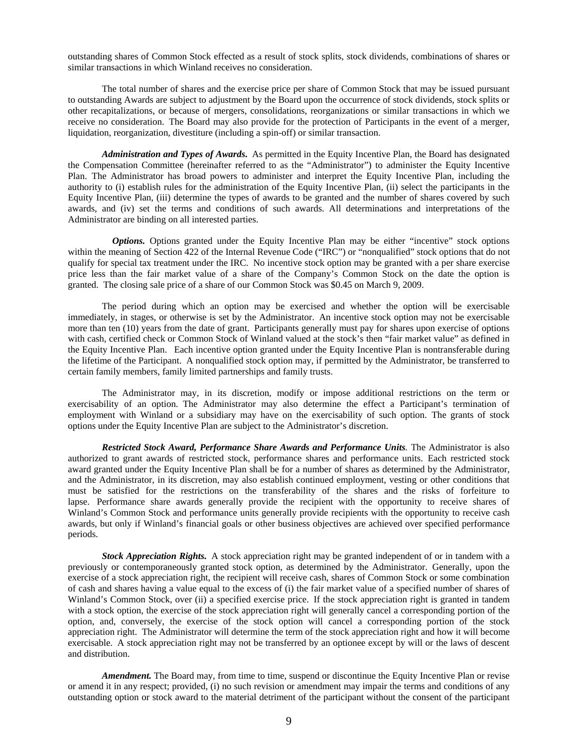outstanding shares of Common Stock effected as a result of stock splits, stock dividends, combinations of shares or similar transactions in which Winland receives no consideration.

The total number of shares and the exercise price per share of Common Stock that may be issued pursuant to outstanding Awards are subject to adjustment by the Board upon the occurrence of stock dividends, stock splits or other recapitalizations, or because of mergers, consolidations, reorganizations or similar transactions in which we receive no consideration. The Board may also provide for the protection of Participants in the event of a merger, liquidation, reorganization, divestiture (including a spin-off) or similar transaction.

***Administration and Types of Awards.*** As permitted in the Equity Incentive Plan, the Board has designated the Compensation Committee (hereinafter referred to as the "Administrator") to administer the Equity Incentive Plan. The Administrator has broad powers to administer and interpret the Equity Incentive Plan, including the authority to (i) establish rules for the administration of the Equity Incentive Plan, (ii) select the participants in the Equity Incentive Plan, (iii) determine the types of awards to be granted and the number of shares covered by such awards, and (iv) set the terms and conditions of such awards. All determinations and interpretations of the Administrator are binding on all interested parties.

***Options.*** Options granted under the Equity Incentive Plan may be either "incentive" stock options within the meaning of Section 422 of the Internal Revenue Code ("IRC") or "nonqualified" stock options that do not qualify for special tax treatment under the IRC. No incentive stock option may be granted with a per share exercise price less than the fair market value of a share of the Company's Common Stock on the date the option is granted. The closing sale price of a share of our Common Stock was $0.45 on March 9, 2009.

The period during which an option may be exercised and whether the option will be exercisable immediately, in stages, or otherwise is set by the Administrator. An incentive stock option may not be exercisable more than ten (10) years from the date of grant. Participants generally must pay for shares upon exercise of options with cash, certified check or Common Stock of Winland valued at the stock's then "fair market value" as defined in the Equity Incentive Plan. Each incentive option granted under the Equity Incentive Plan is nontransferable during the lifetime of the Participant. A nonqualified stock option may, if permitted by the Administrator, be transferred to certain family members, family limited partnerships and family trusts.

The Administrator may, in its discretion, modify or impose additional restrictions on the term or exercisability of an option. The Administrator may also determine the effect a Participant's termination of employment with Winland or a subsidiary may have on the exercisability of such option. The grants of stock options under the Equity Incentive Plan are subject to the Administrator's discretion.

***Restricted Stock Award, Performance Share Awards and Performance Units.*** The Administrator is also authorized to grant awards of restricted stock, performance shares and performance units. Each restricted stock award granted under the Equity Incentive Plan shall be for a number of shares as determined by the Administrator, and the Administrator, in its discretion, may also establish continued employment, vesting or other conditions that must be satisfied for the restrictions on the transferability of the shares and the risks of forfeiture to lapse. Performance share awards generally provide the recipient with the opportunity to receive shares of Winland's Common Stock and performance units generally provide recipients with the opportunity to receive cash awards, but only if Winland's financial goals or other business objectives are achieved over specified performance periods.

***Stock Appreciation Rights.*** A stock appreciation right may be granted independent of or in tandem with a previously or contemporaneously granted stock option, as determined by the Administrator. Generally, upon the exercise of a stock appreciation right, the recipient will receive cash, shares of Common Stock or some combination of cash and shares having a value equal to the excess of (i) the fair market value of a specified number of shares of Winland's Common Stock, over (ii) a specified exercise price. If the stock appreciation right is granted in tandem with a stock option, the exercise of the stock appreciation right will generally cancel a corresponding portion of the option, and, conversely, the exercise of the stock option will cancel a corresponding portion of the stock appreciation right. The Administrator will determine the term of the stock appreciation right and how it will become exercisable. A stock appreciation right may not be transferred by an optionee except by will or the laws of descent and distribution.

***Amendment.*** The Board may, from time to time, suspend or discontinue the Equity Incentive Plan or revise or amend it in any respect; provided, (i) no such revision or amendment may impair the terms and conditions of any outstanding option or stock award to the material detriment of the participant without the consent of the participant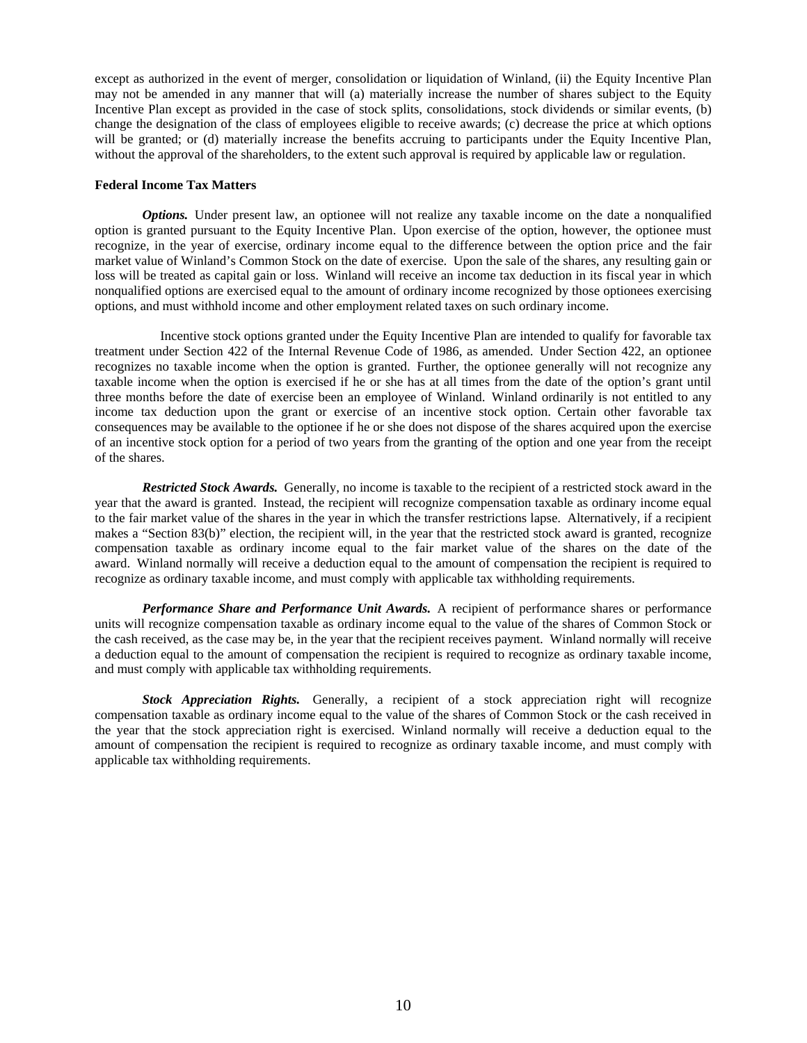except as authorized in the event of merger, consolidation or liquidation of Winland, (ii) the Equity Incentive Plan may not be amended in any manner that will (a) materially increase the number of shares subject to the Equity Incentive Plan except as provided in the case of stock splits, consolidations, stock dividends or similar events, (b) change the designation of the class of employees eligible to receive awards; (c) decrease the price at which options will be granted; or (d) materially increase the benefits accruing to participants under the Equity Incentive Plan, without the approval of the shareholders, to the extent such approval is required by applicable law or regulation.

**Federal Income Tax Matters**

***Options.*** Under present law, an optionee will not realize any taxable income on the date a nonqualified option is granted pursuant to the Equity Incentive Plan. Upon exercise of the option, however, the optionee must recognize, in the year of exercise, ordinary income equal to the difference between the option price and the fair market value of Winland's Common Stock on the date of exercise. Upon the sale of the shares, any resulting gain or loss will be treated as capital gain or loss. Winland will receive an income tax deduction in its fiscal year in which nonqualified options are exercised equal to the amount of ordinary income recognized by those optionees exercising options, and must withhold income and other employment related taxes on such ordinary income.

Incentive stock options granted under the Equity Incentive Plan are intended to qualify for favorable tax treatment under Section 422 of the Internal Revenue Code of 1986, as amended. Under Section 422, an optionee recognizes no taxable income when the option is granted. Further, the optionee generally will not recognize any taxable income when the option is exercised if he or she has at all times from the date of the option's grant until three months before the date of exercise been an employee of Winland. Winland ordinarily is not entitled to any income tax deduction upon the grant or exercise of an incentive stock option. Certain other favorable tax consequences may be available to the optionee if he or she does not dispose of the shares acquired upon the exercise of an incentive stock option for a period of two years from the granting of the option and one year from the receipt of the shares.

***Restricted Stock Awards.*** Generally, no income is taxable to the recipient of a restricted stock award in the year that the award is granted. Instead, the recipient will recognize compensation taxable as ordinary income equal to the fair market value of the shares in the year in which the transfer restrictions lapse. Alternatively, if a recipient makes a "Section 83(b)" election, the recipient will, in the year that the restricted stock award is granted, recognize compensation taxable as ordinary income equal to the fair market value of the shares on the date of the award. Winland normally will receive a deduction equal to the amount of compensation the recipient is required to recognize as ordinary taxable income, and must comply with applicable tax withholding requirements.

***Performance Share and Performance Unit Awards.*** A recipient of performance shares or performance units will recognize compensation taxable as ordinary income equal to the value of the shares of Common Stock or the cash received, as the case may be, in the year that the recipient receives payment. Winland normally will receive a deduction equal to the amount of compensation the recipient is required to recognize as ordinary taxable income, and must comply with applicable tax withholding requirements.

***Stock Appreciation Rights.*** Generally, a recipient of a stock appreciation right will recognize compensation taxable as ordinary income equal to the value of the shares of Common Stock or the cash received in the year that the stock appreciation right is exercised. Winland normally will receive a deduction equal to the amount of compensation the recipient is required to recognize as ordinary taxable income, and must comply with applicable tax withholding requirements.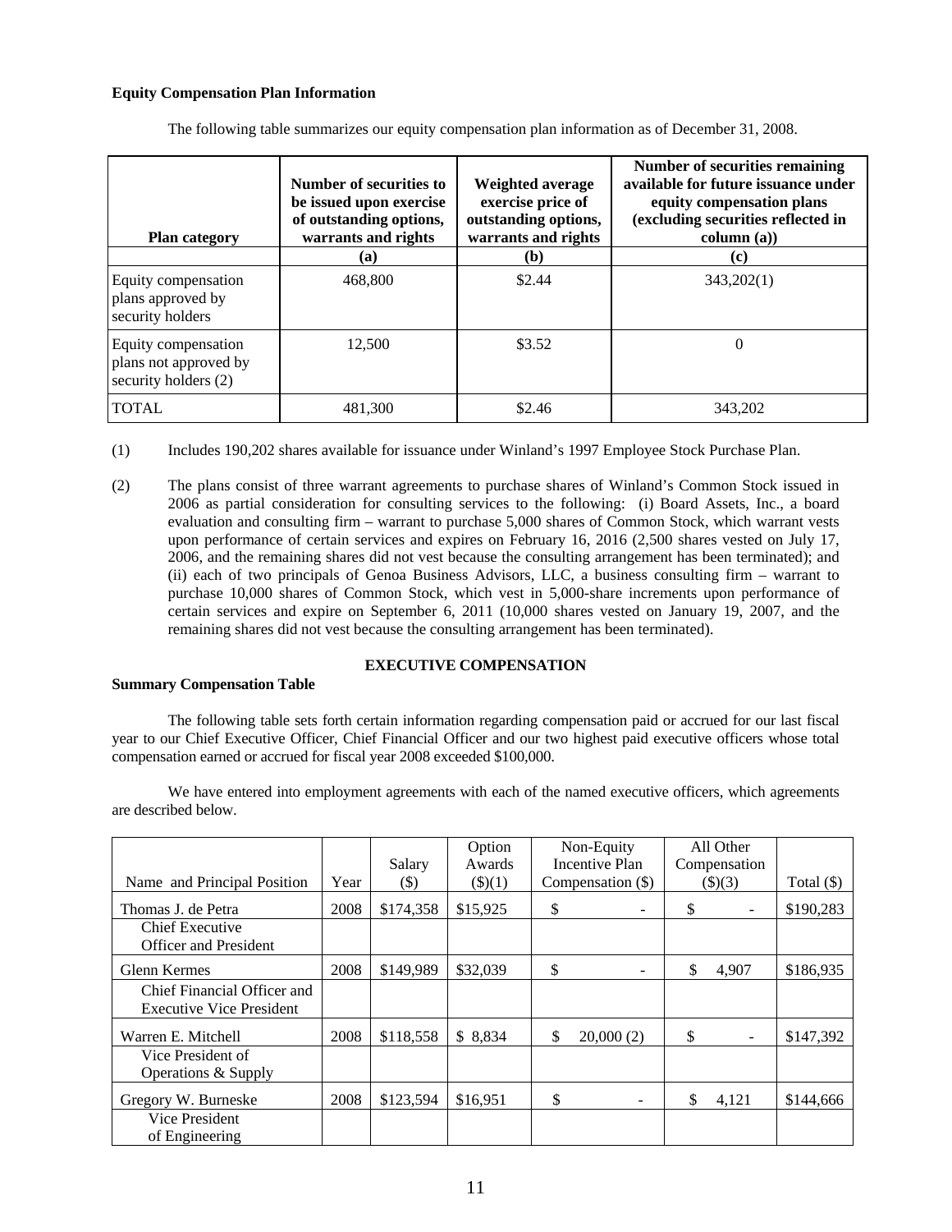**Equity Compensation Plan Information**

The following table summarizes our equity compensation plan information as of December 31, 2008.

| Plan category | Number of securities to be issued upon exercise of outstanding options, warrants and rights | Weighted average exercise price of outstanding options, warrants and rights | Number of securities remaining available for future issuance under equity compensation plans (excluding securities reflected in column (a)) |
|---|---|---|---|
| | (a) | (b) | (c) |
| Equity compensation plans approved by security holders | 468,800 | $2.44 | 343,202(1) |
| Equity compensation plans not approved by security holders (2) | 12,500 | $3.52 | 0 |
| TOTAL | 481,300 | $2.46 | 343,202 |

(1) Includes 190,202 shares available for issuance under Winland's 1997 Employee Stock Purchase Plan.

(2) The plans consist of three warrant agreements to purchase shares of Winland's Common Stock issued in 2006 as partial consideration for consulting services to the following: (i) Board Assets, Inc., a board evaluation and consulting firm – warrant to purchase 5,000 shares of Common Stock, which warrant vests upon performance of certain services and expires on February 16, 2016 (2,500 shares vested on July 17, 2006, and the remaining shares did not vest because the consulting arrangement has been terminated); and (ii) each of two principals of Genoa Business Advisors, LLC, a business consulting firm – warrant to purchase 10,000 shares of Common Stock, which vest in 5,000-share increments upon performance of certain services and expire on September 6, 2011 (10,000 shares vested on January 19, 2007, and the remaining shares did not vest because the consulting arrangement has been terminated).

## EXECUTIVE COMPENSATION

**Summary Compensation Table**

The following table sets forth certain information regarding compensation paid or accrued for our last fiscal year to our Chief Executive Officer, Chief Financial Officer and our two highest paid executive officers whose total compensation earned or accrued for fiscal year 2008 exceeded $100,000.

We have entered into employment agreements with each of the named executive officers, which agreements are described below.

| Name and Principal Position | Year | Salary ($) | Option Awards ($)(1) | Non-Equity Incentive Plan Compensation ($) | All Other Compensation ($)(3) | Total ($) |
|---|---|---|---|---|---|---|
| Thomas J. de Petra | 2008 | $174,358 | $15,925 | $ - | $ - | $190,283 |
| Chief Executive Officer and President | | | | | | |
| Glenn Kermes | 2008 | $149,989 | $32,039 | $ - | $ 4,907 | $186,935 |
| Chief Financial Officer and Executive Vice President | | | | | | |
| Warren E. Mitchell | 2008 | $118,558 | $ 8,834 | $ 20,000 (2) | $ - | $147,392 |
| Vice President of Operations & Supply | | | | | | |
| Gregory W. Burneske | 2008 | $123,594 | $16,951 | $ - | $ 4,121 | $144,666 |
| Vice President of Engineering | | | | | | |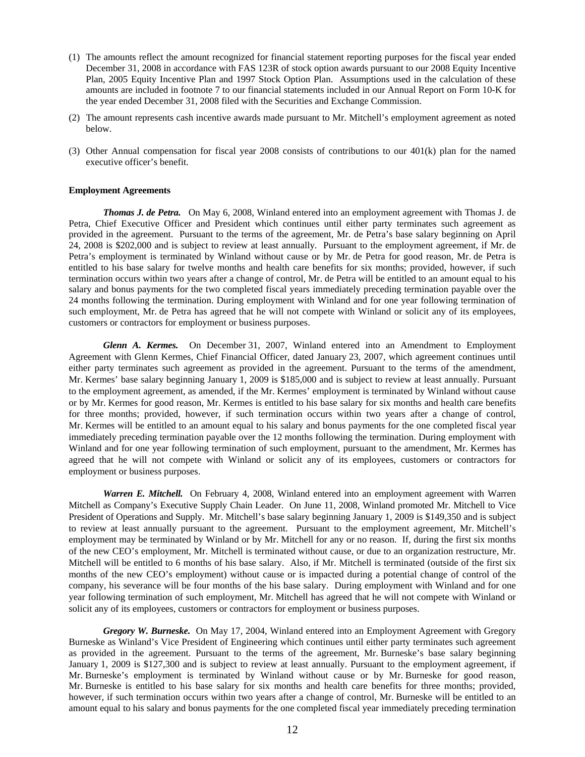(1) The amounts reflect the amount recognized for financial statement reporting purposes for the fiscal year ended December 31, 2008 in accordance with FAS 123R of stock option awards pursuant to our 2008 Equity Incentive Plan, 2005 Equity Incentive Plan and 1997 Stock Option Plan. Assumptions used in the calculation of these amounts are included in footnote 7 to our financial statements included in our Annual Report on Form 10-K for the year ended December 31, 2008 filed with the Securities and Exchange Commission.

(2) The amount represents cash incentive awards made pursuant to Mr. Mitchell's employment agreement as noted below.

(3) Other Annual compensation for fiscal year 2008 consists of contributions to our 401(k) plan for the named executive officer's benefit.

**Employment Agreements**

***Thomas J. de Petra.*** On May 6, 2008, Winland entered into an employment agreement with Thomas J. de Petra, Chief Executive Officer and President which continues until either party terminates such agreement as provided in the agreement. Pursuant to the terms of the agreement, Mr. de Petra's base salary beginning on April 24, 2008 is $202,000 and is subject to review at least annually. Pursuant to the employment agreement, if Mr. de Petra's employment is terminated by Winland without cause or by Mr. de Petra for good reason, Mr. de Petra is entitled to his base salary for twelve months and health care benefits for six months; provided, however, if such termination occurs within two years after a change of control, Mr. de Petra will be entitled to an amount equal to his salary and bonus payments for the two completed fiscal years immediately preceding termination payable over the 24 months following the termination. During employment with Winland and for one year following termination of such employment, Mr. de Petra has agreed that he will not compete with Winland or solicit any of its employees, customers or contractors for employment or business purposes.

***Glenn A. Kermes.*** On December 31, 2007, Winland entered into an Amendment to Employment Agreement with Glenn Kermes, Chief Financial Officer, dated January 23, 2007, which agreement continues until either party terminates such agreement as provided in the agreement. Pursuant to the terms of the amendment, Mr. Kermes' base salary beginning January 1, 2009 is $185,000 and is subject to review at least annually. Pursuant to the employment agreement, as amended, if the Mr. Kermes' employment is terminated by Winland without cause or by Mr. Kermes for good reason, Mr. Kermes is entitled to his base salary for six months and health care benefits for three months; provided, however, if such termination occurs within two years after a change of control, Mr. Kermes will be entitled to an amount equal to his salary and bonus payments for the one completed fiscal year immediately preceding termination payable over the 12 months following the termination. During employment with Winland and for one year following termination of such employment, pursuant to the amendment, Mr. Kermes has agreed that he will not compete with Winland or solicit any of its employees, customers or contractors for employment or business purposes.

***Warren E. Mitchell.*** On February 4, 2008, Winland entered into an employment agreement with Warren Mitchell as Company's Executive Supply Chain Leader. On June 11, 2008, Winland promoted Mr. Mitchell to Vice President of Operations and Supply. Mr. Mitchell's base salary beginning January 1, 2009 is $149,350 and is subject to review at least annually pursuant to the agreement. Pursuant to the employment agreement, Mr. Mitchell's employment may be terminated by Winland or by Mr. Mitchell for any or no reason. If, during the first six months of the new CEO's employment, Mr. Mitchell is terminated without cause, or due to an organization restructure, Mr. Mitchell will be entitled to 6 months of his base salary. Also, if Mr. Mitchell is terminated (outside of the first six months of the new CEO's employment) without cause or is impacted during a potential change of control of the company, his severance will be four months of the his base salary. During employment with Winland and for one year following termination of such employment, Mr. Mitchell has agreed that he will not compete with Winland or solicit any of its employees, customers or contractors for employment or business purposes.

***Gregory W. Burneske.*** On May 17, 2004, Winland entered into an Employment Agreement with Gregory Burneske as Winland's Vice President of Engineering which continues until either party terminates such agreement as provided in the agreement. Pursuant to the terms of the agreement, Mr. Burneske's base salary beginning January 1, 2009 is $127,300 and is subject to review at least annually. Pursuant to the employment agreement, if Mr. Burneske's employment is terminated by Winland without cause or by Mr. Burneske for good reason, Mr. Burneske is entitled to his base salary for six months and health care benefits for three months; provided, however, if such termination occurs within two years after a change of control, Mr. Burneske will be entitled to an amount equal to his salary and bonus payments for the one completed fiscal year immediately preceding termination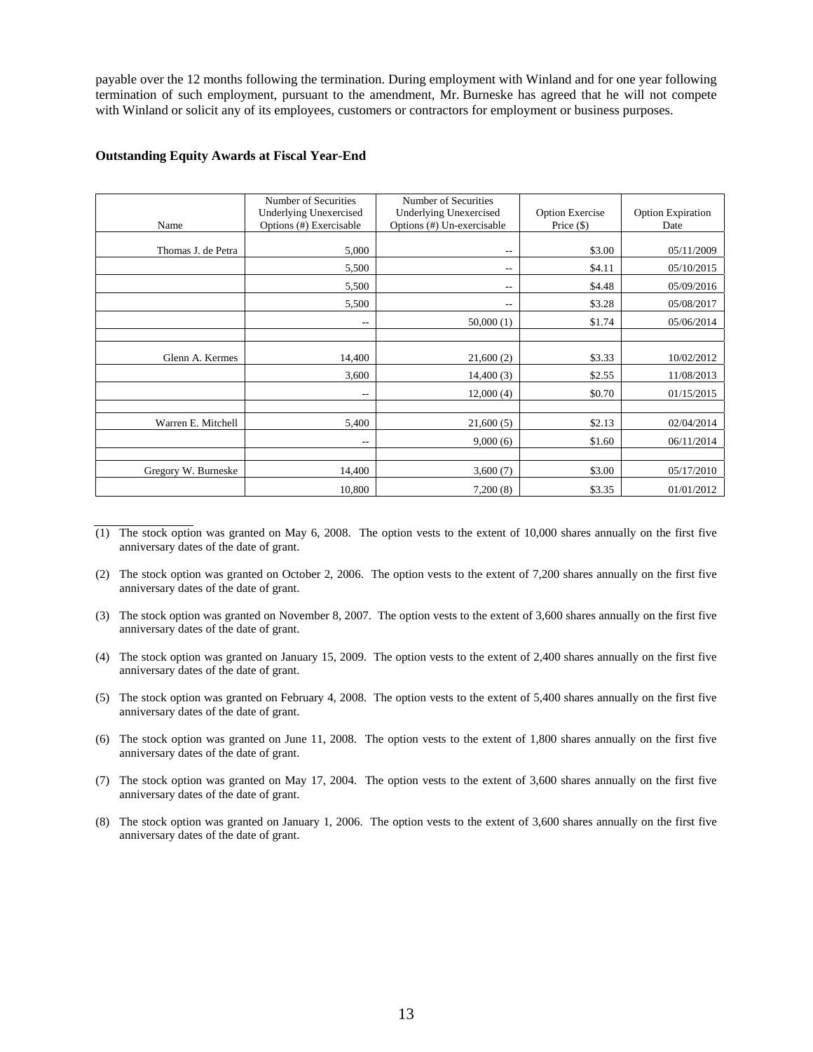payable over the 12 months following the termination. During employment with Winland and for one year following termination of such employment, pursuant to the amendment, Mr. Burneske has agreed that he will not compete with Winland or solicit any of its employees, customers or contractors for employment or business purposes.

**Outstanding Equity Awards at Fiscal Year-End**

| Name | Number of Securities Underlying Unexercised Options (#) Exercisable | Number of Securities Underlying Unexercised Options (#) Un-exercisable | Option Exercise Price ($) | Option Expiration Date |
|---|---|---|---|---|
| Thomas J. de Petra | 5,000 | -- | $3.00 | 05/11/2009 |
| | 5,500 | -- | $4.11 | 05/10/2015 |
| | 5,500 | -- | $4.48 | 05/09/2016 |
| | 5,500 | -- | $3.28 | 05/08/2017 |
| | -- | 50,000 (1) | $1.74 | 05/06/2014 |
| | | | | |
| Glenn A. Kermes | 14,400 | 21,600 (2) | $3.33 | 10/02/2012 |
| | 3,600 | 14,400 (3) | $2.55 | 11/08/2013 |
| | -- | 12,000 (4) | $0.70 | 01/15/2015 |
| | | | | |
| Warren E. Mitchell | 5,400 | 21,600 (5) | $2.13 | 02/04/2014 |
| | -- | 9,000 (6) | $1.60 | 06/11/2014 |
| | | | | |
| Gregory W. Burneske | 14,400 | 3,600 (7) | $3.00 | 05/17/2010 |
| | 10,800 | 7,200 (8) | $3.35 | 01/01/2012 |

(1) The stock option was granted on May 6, 2008. The option vests to the extent of 10,000 shares annually on the first five anniversary dates of the date of grant.

(2) The stock option was granted on October 2, 2006. The option vests to the extent of 7,200 shares annually on the first five anniversary dates of the date of grant.

(3) The stock option was granted on November 8, 2007. The option vests to the extent of 3,600 shares annually on the first five anniversary dates of the date of grant.

(4) The stock option was granted on January 15, 2009. The option vests to the extent of 2,400 shares annually on the first five anniversary dates of the date of grant.

(5) The stock option was granted on February 4, 2008. The option vests to the extent of 5,400 shares annually on the first five anniversary dates of the date of grant.

(6) The stock option was granted on June 11, 2008. The option vests to the extent of 1,800 shares annually on the first five anniversary dates of the date of grant.

(7) The stock option was granted on May 17, 2004. The option vests to the extent of 3,600 shares annually on the first five anniversary dates of the date of grant.

(8) The stock option was granted on January 1, 2006. The option vests to the extent of 3,600 shares annually on the first five anniversary dates of the date of grant.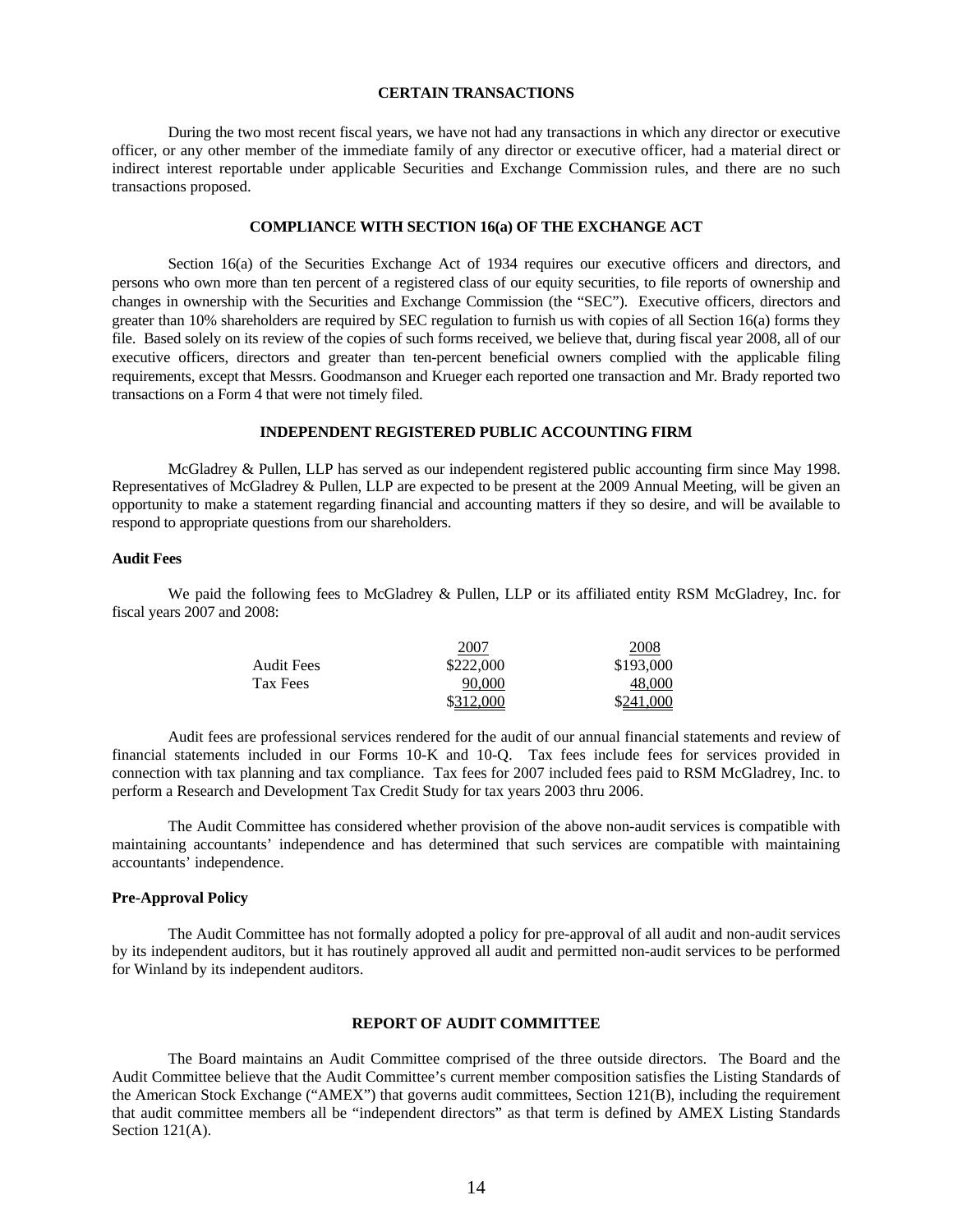## CERTAIN TRANSACTIONS

During the two most recent fiscal years, we have not had any transactions in which any director or executive officer, or any other member of the immediate family of any director or executive officer, had a material direct or indirect interest reportable under applicable Securities and Exchange Commission rules, and there are no such transactions proposed.

## COMPLIANCE WITH SECTION 16(a) OF THE EXCHANGE ACT

Section 16(a) of the Securities Exchange Act of 1934 requires our executive officers and directors, and persons who own more than ten percent of a registered class of our equity securities, to file reports of ownership and changes in ownership with the Securities and Exchange Commission (the "SEC"). Executive officers, directors and greater than 10% shareholders are required by SEC regulation to furnish us with copies of all Section 16(a) forms they file. Based solely on its review of the copies of such forms received, we believe that, during fiscal year 2008, all of our executive officers, directors and greater than ten-percent beneficial owners complied with the applicable filing requirements, except that Messrs. Goodmanson and Krueger each reported one transaction and Mr. Brady reported two transactions on a Form 4 that were not timely filed.

## INDEPENDENT REGISTERED PUBLIC ACCOUNTING FIRM

McGladrey & Pullen, LLP has served as our independent registered public accounting firm since May 1998. Representatives of McGladrey & Pullen, LLP are expected to be present at the 2009 Annual Meeting, will be given an opportunity to make a statement regarding financial and accounting matters if they so desire, and will be available to respond to appropriate questions from our shareholders.

### Audit Fees

We paid the following fees to McGladrey & Pullen, LLP or its affiliated entity RSM McGladrey, Inc. for fiscal years 2007 and 2008:

| | 2007 | 2008 |
|---|---|---|
| Audit Fees | $222,000 | $193,000 |
| Tax Fees | 90,000 | 48,000 |
| | $312,000 | $241,000 |

Audit fees are professional services rendered for the audit of our annual financial statements and review of financial statements included in our Forms 10-K and 10-Q. Tax fees include fees for services provided in connection with tax planning and tax compliance. Tax fees for 2007 included fees paid to RSM McGladrey, Inc. to perform a Research and Development Tax Credit Study for tax years 2003 thru 2006.

The Audit Committee has considered whether provision of the above non-audit services is compatible with maintaining accountants' independence and has determined that such services are compatible with maintaining accountants' independence.

### Pre-Approval Policy

The Audit Committee has not formally adopted a policy for pre-approval of all audit and non-audit services by its independent auditors, but it has routinely approved all audit and permitted non-audit services to be performed for Winland by its independent auditors.

## REPORT OF AUDIT COMMITTEE

The Board maintains an Audit Committee comprised of the three outside directors. The Board and the Audit Committee believe that the Audit Committee's current member composition satisfies the Listing Standards of the American Stock Exchange ("AMEX") that governs audit committees, Section 121(B), including the requirement that audit committee members all be "independent directors" as that term is defined by AMEX Listing Standards Section 121(A).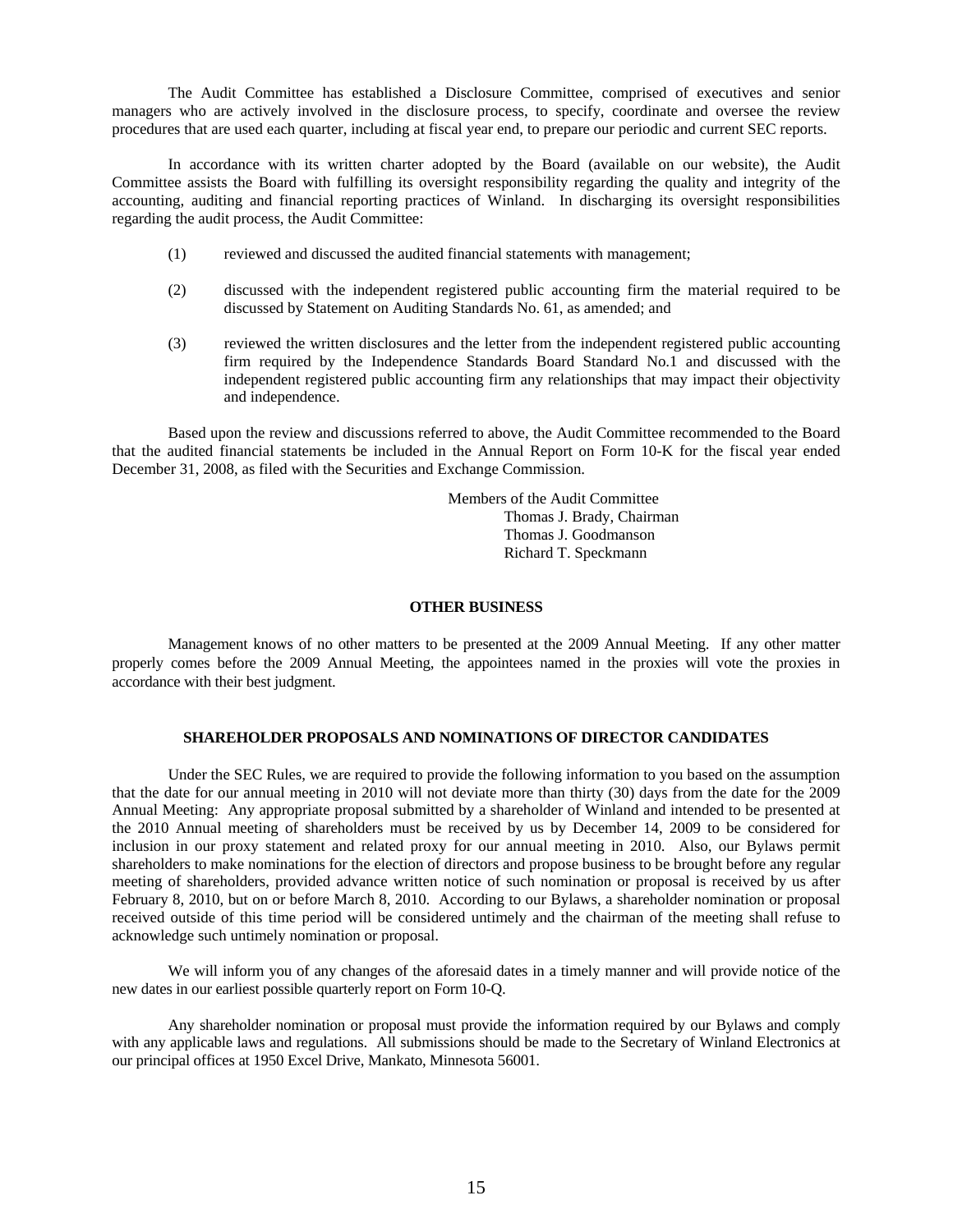The Audit Committee has established a Disclosure Committee, comprised of executives and senior managers who are actively involved in the disclosure process, to specify, coordinate and oversee the review procedures that are used each quarter, including at fiscal year end, to prepare our periodic and current SEC reports.

In accordance with its written charter adopted by the Board (available on our website), the Audit Committee assists the Board with fulfilling its oversight responsibility regarding the quality and integrity of the accounting, auditing and financial reporting practices of Winland. In discharging its oversight responsibilities regarding the audit process, the Audit Committee:

(1) reviewed and discussed the audited financial statements with management;

(2) discussed with the independent registered public accounting firm the material required to be discussed by Statement on Auditing Standards No. 61, as amended; and

(3) reviewed the written disclosures and the letter from the independent registered public accounting firm required by the Independence Standards Board Standard No.1 and discussed with the independent registered public accounting firm any relationships that may impact their objectivity and independence.

Based upon the review and discussions referred to above, the Audit Committee recommended to the Board that the audited financial statements be included in the Annual Report on Form 10-K for the fiscal year ended December 31, 2008, as filed with the Securities and Exchange Commission.

Members of the Audit Committee
Thomas J. Brady, Chairman
Thomas J. Goodmanson
Richard T. Speckmann

## OTHER BUSINESS

Management knows of no other matters to be presented at the 2009 Annual Meeting. If any other matter properly comes before the 2009 Annual Meeting, the appointees named in the proxies will vote the proxies in accordance with their best judgment.

## SHAREHOLDER PROPOSALS AND NOMINATIONS OF DIRECTOR CANDIDATES

Under the SEC Rules, we are required to provide the following information to you based on the assumption that the date for our annual meeting in 2010 will not deviate more than thirty (30) days from the date for the 2009 Annual Meeting: Any appropriate proposal submitted by a shareholder of Winland and intended to be presented at the 2010 Annual meeting of shareholders must be received by us by December 14, 2009 to be considered for inclusion in our proxy statement and related proxy for our annual meeting in 2010. Also, our Bylaws permit shareholders to make nominations for the election of directors and propose business to be brought before any regular meeting of shareholders, provided advance written notice of such nomination or proposal is received by us after February 8, 2010, but on or before March 8, 2010. According to our Bylaws, a shareholder nomination or proposal received outside of this time period will be considered untimely and the chairman of the meeting shall refuse to acknowledge such untimely nomination or proposal.

We will inform you of any changes of the aforesaid dates in a timely manner and will provide notice of the new dates in our earliest possible quarterly report on Form 10-Q.

Any shareholder nomination or proposal must provide the information required by our Bylaws and comply with any applicable laws and regulations. All submissions should be made to the Secretary of Winland Electronics at our principal offices at 1950 Excel Drive, Mankato, Minnesota 56001.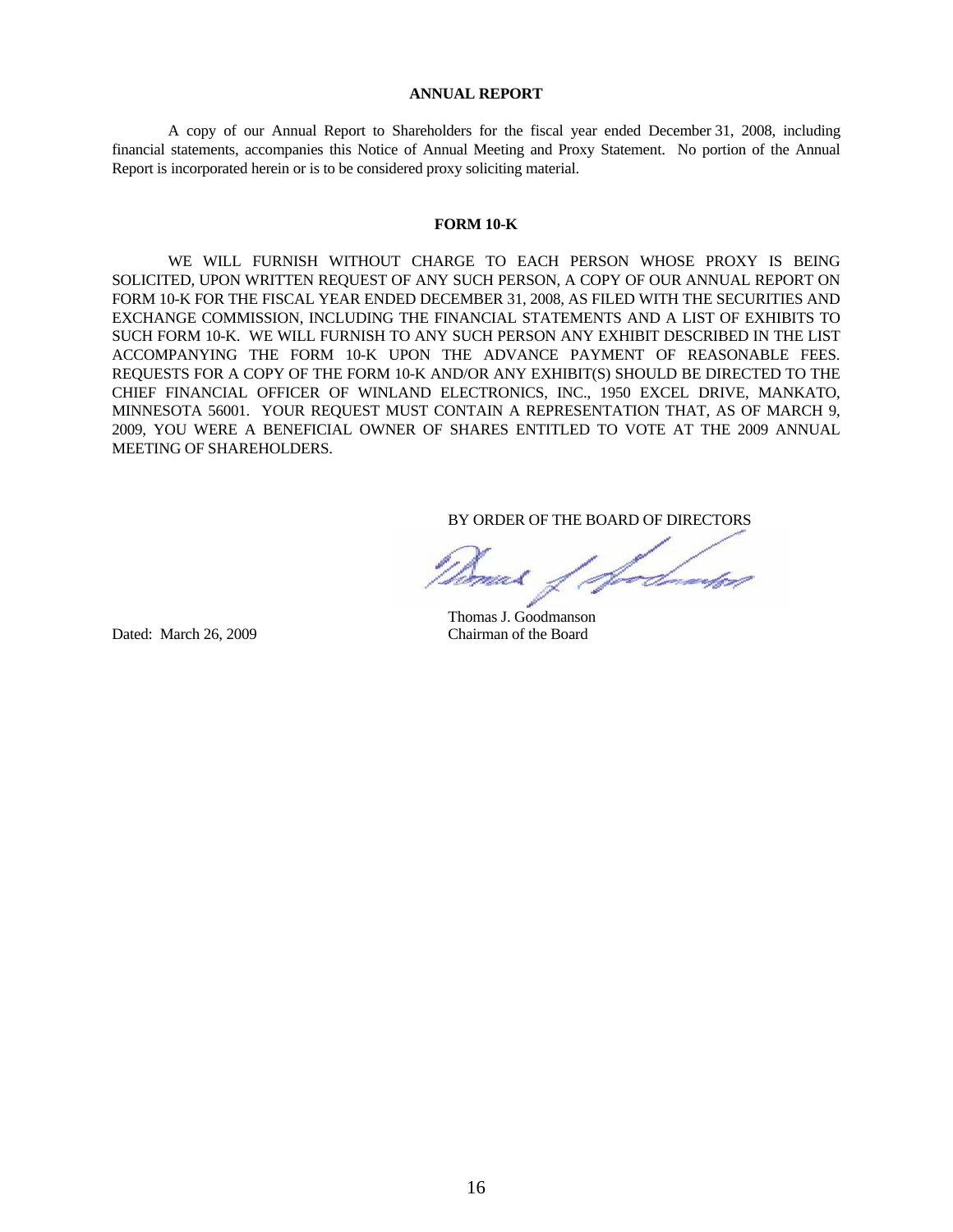## ANNUAL REPORT

A copy of our Annual Report to Shareholders for the fiscal year ended December 31, 2008, including financial statements, accompanies this Notice of Annual Meeting and Proxy Statement. No portion of the Annual Report is incorporated herein or is to be considered proxy soliciting material.

## FORM 10-K

WE WILL FURNISH WITHOUT CHARGE TO EACH PERSON WHOSE PROXY IS BEING SOLICITED, UPON WRITTEN REQUEST OF ANY SUCH PERSON, A COPY OF OUR ANNUAL REPORT ON FORM 10-K FOR THE FISCAL YEAR ENDED DECEMBER 31, 2008, AS FILED WITH THE SECURITIES AND EXCHANGE COMMISSION, INCLUDING THE FINANCIAL STATEMENTS AND A LIST OF EXHIBITS TO SUCH FORM 10-K. WE WILL FURNISH TO ANY SUCH PERSON ANY EXHIBIT DESCRIBED IN THE LIST ACCOMPANYING THE FORM 10-K UPON THE ADVANCE PAYMENT OF REASONABLE FEES. REQUESTS FOR A COPY OF THE FORM 10-K AND/OR ANY EXHIBIT(S) SHOULD BE DIRECTED TO THE CHIEF FINANCIAL OFFICER OF WINLAND ELECTRONICS, INC., 1950 EXCEL DRIVE, MANKATO, MINNESOTA 56001. YOUR REQUEST MUST CONTAIN A REPRESENTATION THAT, AS OF MARCH 9, 2009, YOU WERE A BENEFICIAL OWNER OF SHARES ENTITLED TO VOTE AT THE 2009 ANNUAL MEETING OF SHAREHOLDERS.

BY ORDER OF THE BOARD OF DIRECTORS

Thomas J. Goodmanson
Chairman of the Board

Dated: March 26, 2009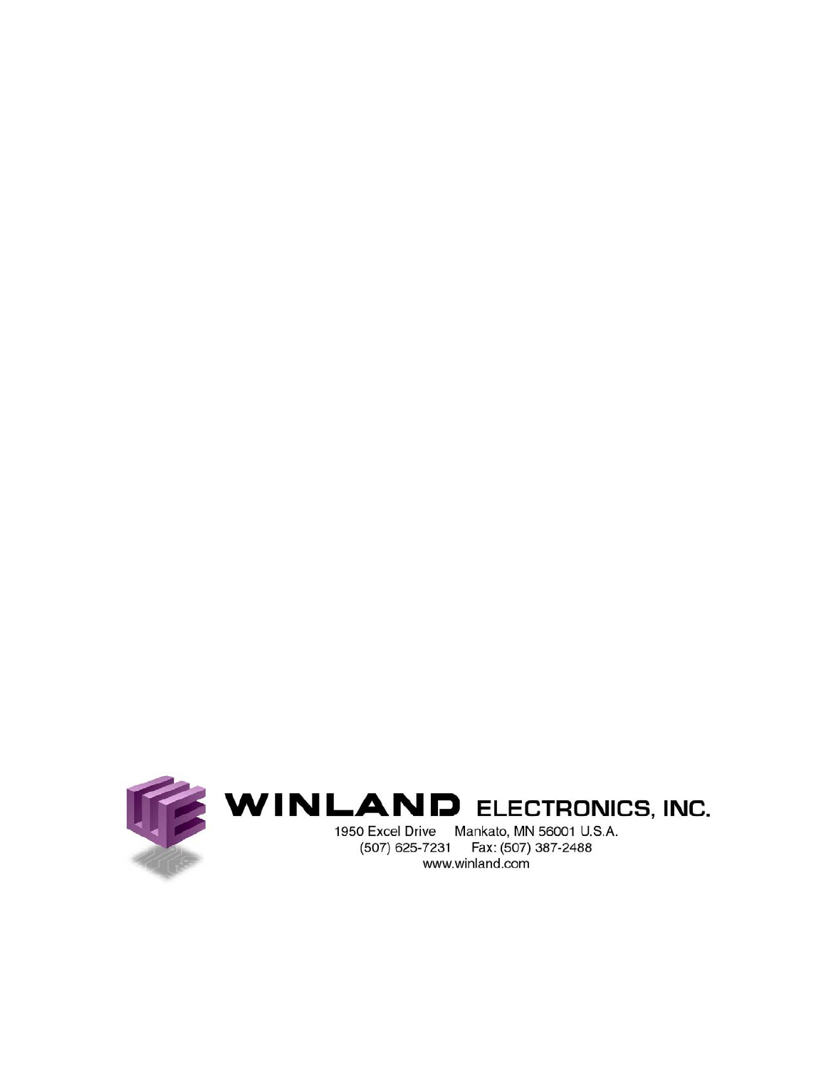**WINLAND** ELECTRONICS, INC.

1950 Excel Drive     Mankato, MN 56001 U.S.A.

(507) 625-7231     Fax: (507) 387-2488

www.winland.com